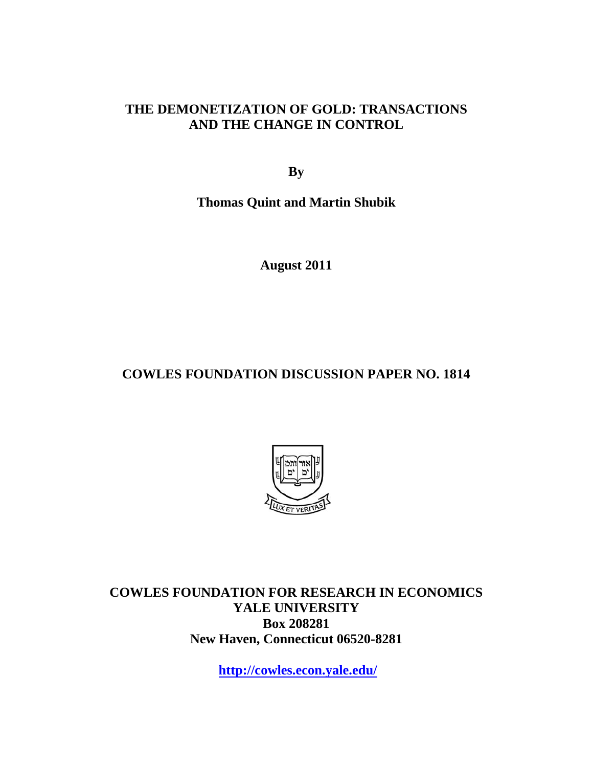# THE DEMONETIZATION OF GOLD: TRANSACTIONS AND THE CHANGE IN CONTROL

**By**

**Thomas Quint and Martin Shubik**

**August 2011**

**COWLES FOUNDATION DISCUSSION PAPER NO. 1814**

**COWLES FOUNDATION FOR RESEARCH IN ECONOMICS**
**YALE UNIVERSITY**
**Box 208281**
**New Haven, Connecticut 06520-8281**

**http://cowles.econ.yale.edu/**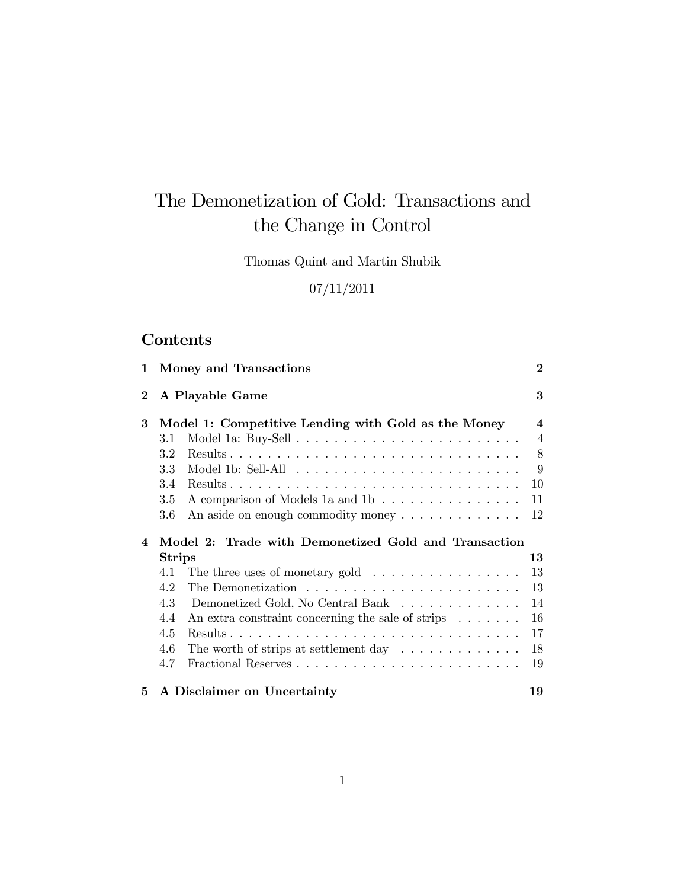# The Demonetization of Gold: Transactions and the Change in Control

Thomas Quint and Martin Shubik

07/11/2011

## Contents

| | | |
|---|---|---|
| **1** | **Money and Transactions** | **2** |
| **2** | **A Playable Game** | **3** |
| **3** | **Model 1: Competitive Lending with Gold as the Money** | **4** |
| 3.1 | Model 1a: Buy-Sell | 4 |
| 3.2 | Results | 8 |
| 3.3 | Model 1b: Sell-All | 9 |
| 3.4 | Results | 10 |
| 3.5 | A comparison of Models 1a and 1b | 11 |
| 3.6 | An aside on enough commodity money | 12 |
| **4** | **Model 2: Trade with Demonetized Gold and Transaction Strips** | **13** |
| 4.1 | The three uses of monetary gold | 13 |
| 4.2 | The Demonetization | 13 |
| 4.3 | Demonetized Gold, No Central Bank | 14 |
| 4.4 | An extra constraint concerning the sale of strips | 16 |
| 4.5 | Results | 17 |
| 4.6 | The worth of strips at settlement day | 18 |
| 4.7 | Fractional Reserves | 19 |
| **5** | **A Disclaimer on Uncertainty** | **19** |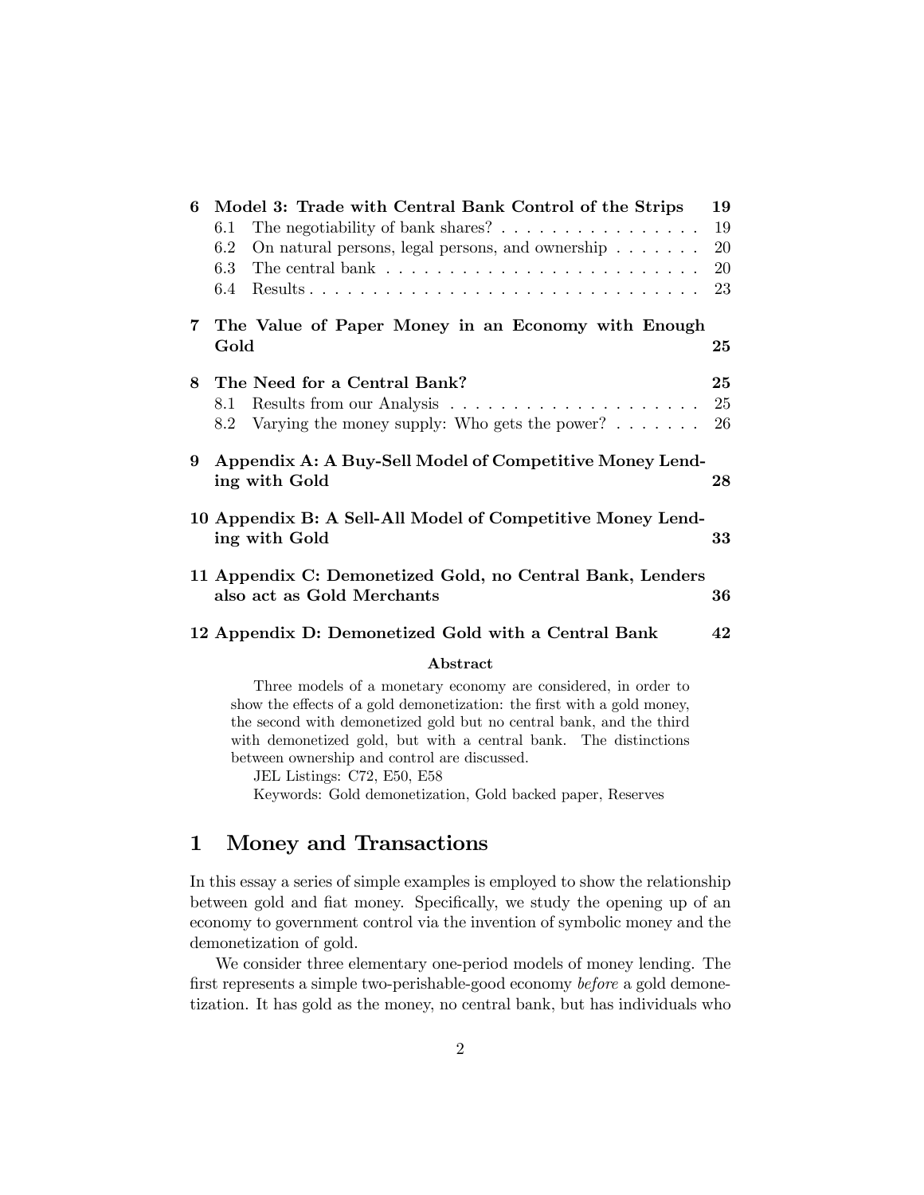| | | |
|---|---|---|
| **6** | **Model 3: Trade with Central Bank Control of the Strips** | **19** |
| | 6.1 The negotiability of bank shares? | 19 |
| | 6.2 On natural persons, legal persons, and ownership | 20 |
| | 6.3 The central bank | 20 |
| | 6.4 Results | 23 |
| **7** | **The Value of Paper Money in an Economy with Enough Gold** | **25** |
| **8** | **The Need for a Central Bank?** | **25** |
| | 8.1 Results from our Analysis | 25 |
| | 8.2 Varying the money supply: Who gets the power? | 26 |
| **9** | **Appendix A: A Buy-Sell Model of Competitive Money Lending with Gold** | **28** |
| **10** | **Appendix B: A Sell-All Model of Competitive Money Lending with Gold** | **33** |
| **11** | **Appendix C: Demonetized Gold, no Central Bank, Lenders also act as Gold Merchants** | **36** |
| **12** | **Appendix D: Demonetized Gold with a Central Bank** | **42** |

**Abstract**

Three models of a monetary economy are considered, in order to show the effects of a gold demonetization: the first with a gold money, the second with demonetized gold but no central bank, and the third with demonetized gold, but with a central bank. The distinctions between ownership and control are discussed.

JEL Listings: C72, E50, E58

Keywords: Gold demonetization, Gold backed paper, Reserves

# 1 Money and Transactions

In this essay a series of simple examples is employed to show the relationship between gold and fiat money. Specifically, we study the opening up of an economy to government control via the invention of symbolic money and the demonetization of gold.

We consider three elementary one-period models of money lending. The first represents a simple two-perishable-good economy *before* a gold demonetization. It has gold as the money, no central bank, but has individuals who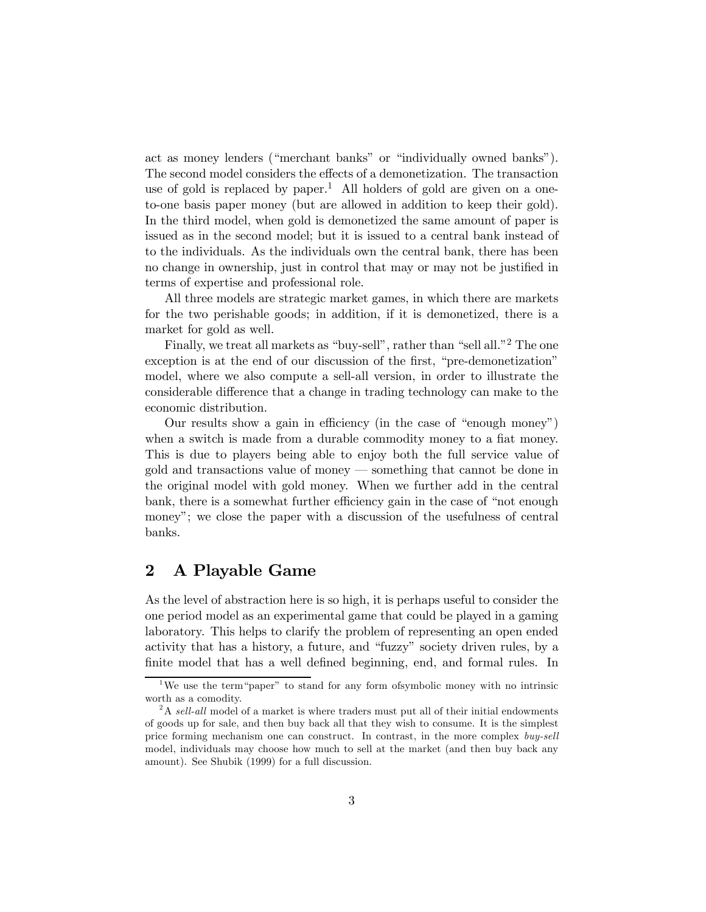act as money lenders ("merchant banks" or "individually owned banks"). The second model considers the effects of a demonetization. The transaction use of gold is replaced by paper.[1] All holders of gold are given on a one-to-one basis paper money (but are allowed in addition to keep their gold). In the third model, when gold is demonetized the same amount of paper is issued as in the second model; but it is issued to a central bank instead of to the individuals. As the individuals own the central bank, there has been no change in ownership, just in control that may or may not be justified in terms of expertise and professional role.

All three models are strategic market games, in which there are markets for the two perishable goods; in addition, if it is demonetized, there is a market for gold as well.

Finally, we treat all markets as "buy-sell", rather than "sell all."[2] The one exception is at the end of our discussion of the first, "pre-demonetization" model, where we also compute a sell-all version, in order to illustrate the considerable difference that a change in trading technology can make to the economic distribution.

Our results show a gain in efficiency (in the case of "enough money") when a switch is made from a durable commodity money to a fiat money. This is due to players being able to enjoy both the full service value of gold and transactions value of money — something that cannot be done in the original model with gold money. When we further add in the central bank, there is a somewhat further efficiency gain in the case of "not enough money"; we close the paper with a discussion of the usefulness of central banks.

## 2 A Playable Game

As the level of abstraction here is so high, it is perhaps useful to consider the one period model as an experimental game that could be played in a gaming laboratory. This helps to clarify the problem of representing an open ended activity that has a history, a future, and "fuzzy" society driven rules, by a finite model that has a well defined beginning, end, and formal rules. In

---

[1] We use the term"paper" to stand for any form ofsymbolic money with no intrinsic worth as a comodity.

[2] A *sell-all* model of a market is where traders must put all of their initial endowments of goods up for sale, and then buy back all that they wish to consume. It is the simplest price forming mechanism one can construct. In contrast, in the more complex *buy-sell* model, individuals may choose how much to sell at the market (and then buy back any amount). See Shubik (1999) for a full discussion.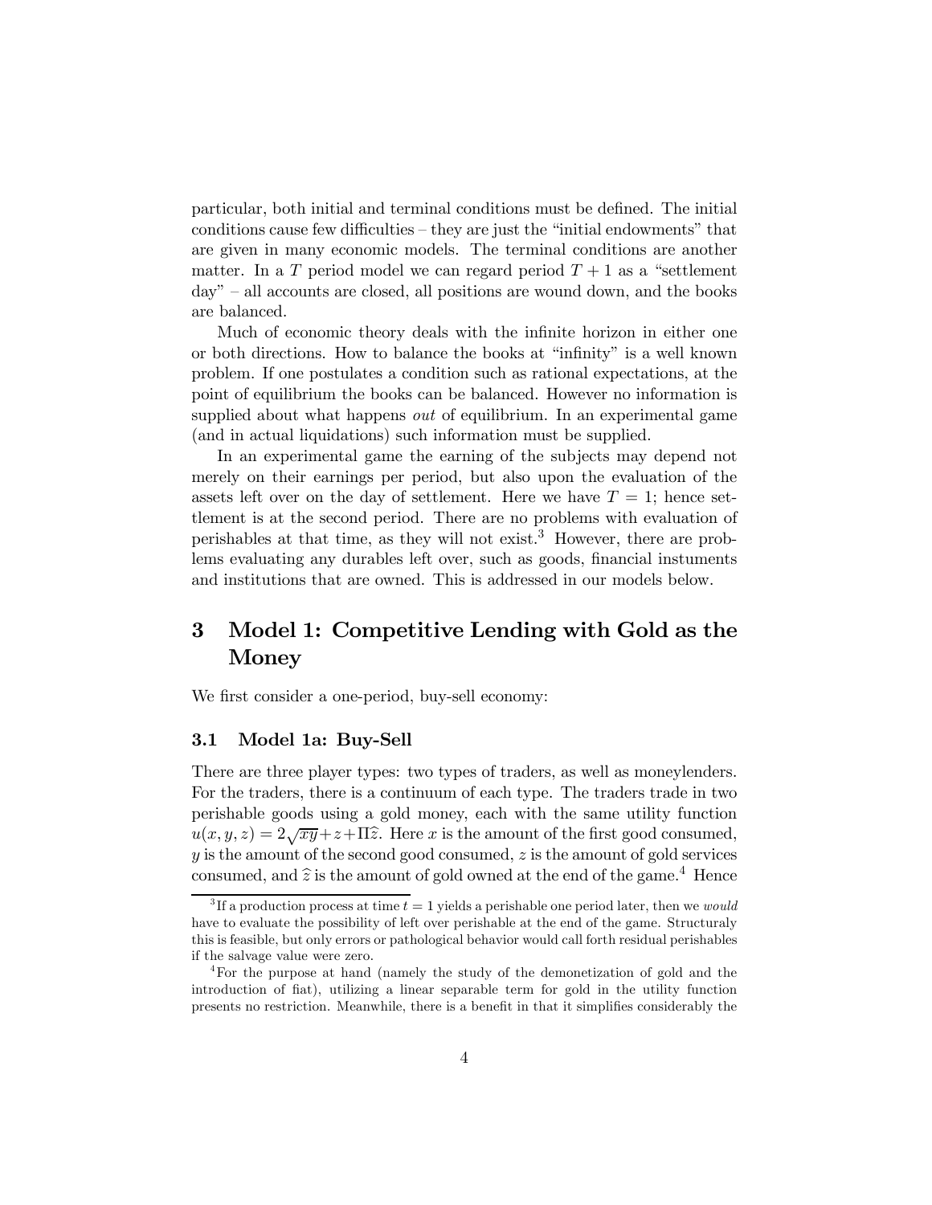particular, both initial and terminal conditions must be defined. The initial conditions cause few difficulties – they are just the "initial endowments" that are given in many economic models. The terminal conditions are another matter. In a $T$ period model we can regard period $T+1$ as a "settlement day" – all accounts are closed, all positions are wound down, and the books are balanced.

Much of economic theory deals with the infinite horizon in either one or both directions. How to balance the books at "infinity" is a well known problem. If one postulates a condition such as rational expectations, at the point of equilibrium the books can be balanced. However no information is supplied about what happens *out* of equilibrium. In an experimental game (and in actual liquidations) such information must be supplied.

In an experimental game the earning of the subjects may depend not merely on their earnings per period, but also upon the evaluation of the assets left over on the day of settlement. Here we have $T = 1$; hence settlement is at the second period. There are no problems with evaluation of perishables at that time, as they will not exist.[3] However, there are problems evaluating any durables left over, such as goods, financial instuments and institutions that are owned. This is addressed in our models below.

## 3 Model 1: Competitive Lending with Gold as the Money

We first consider a one-period, buy-sell economy:

### 3.1 Model 1a: Buy-Sell

There are three player types: two types of traders, as well as moneylenders. For the traders, there is a continuum of each type. The traders trade in two perishable goods using a gold money, each with the same utility function $u(x, y, z) = 2\sqrt{xy} + z + \Pi\widehat{z}$. Here $x$ is the amount of the first good consumed, $y$ is the amount of the second good consumed, $z$ is the amount of gold services consumed, and $\widehat{z}$ is the amount of gold owned at the end of the game.[4] Hence

[3] If a production process at time $t = 1$ yields a perishable one period later, then we *would* have to evaluate the possibility of left over perishable at the end of the game. Structuraly this is feasible, but only errors or pathological behavior would call forth residual perishables if the salvage value were zero.

[4] For the purpose at hand (namely the study of the demonetization of gold and the introduction of fiat), utilizing a linear separable term for gold in the utility function presents no restriction. Meanwhile, there is a benefit in that it simplifies considerably the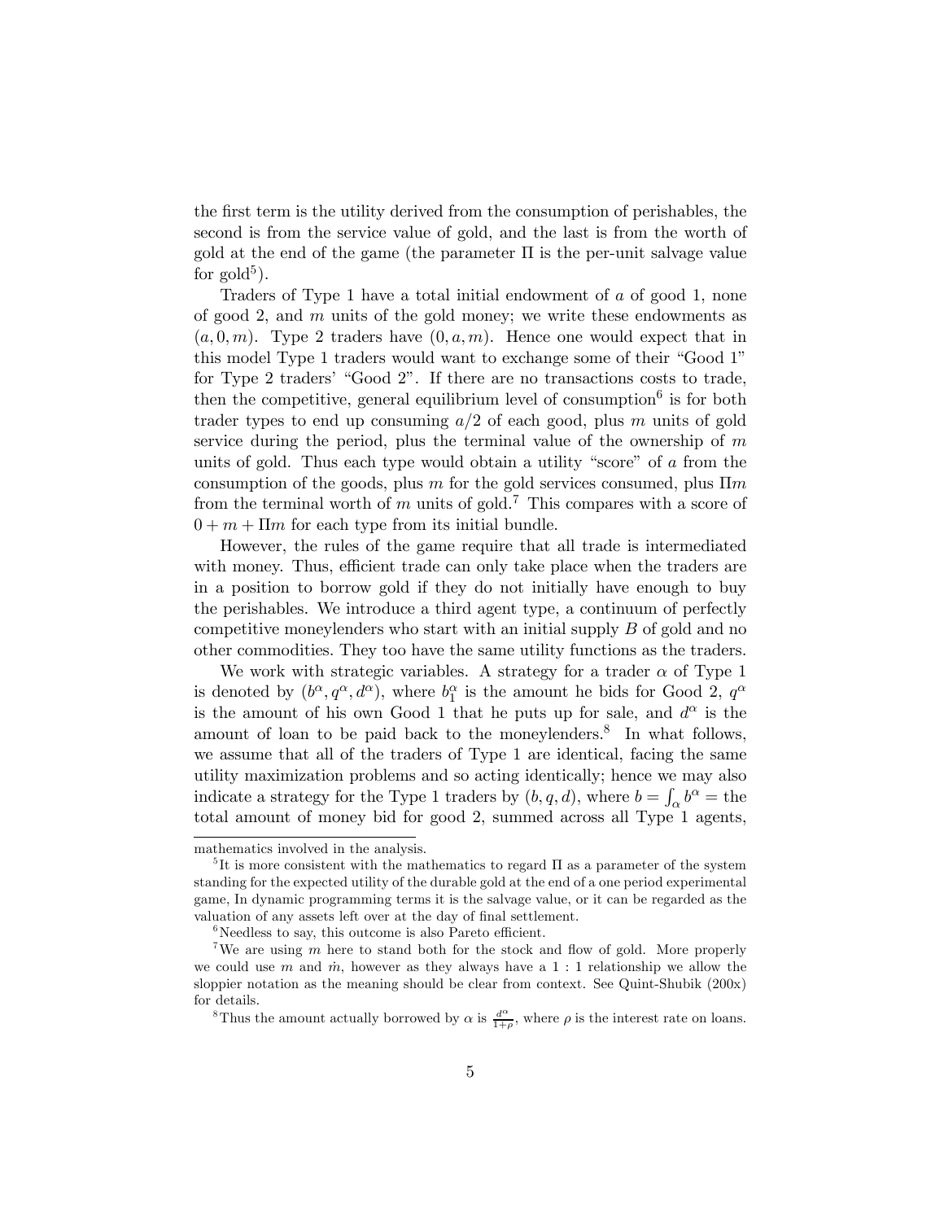the first term is the utility derived from the consumption of perishables, the second is from the service value of gold, and the last is from the worth of gold at the end of the game (the parameter $\Pi$ is the per-unit salvage value for gold[5]).

Traders of Type 1 have a total initial endowment of $a$ of good 1, none of good 2, and $m$ units of the gold money; we write these endowments as $(a, 0, m)$. Type 2 traders have $(0, a, m)$. Hence one would expect that in this model Type 1 traders would want to exchange some of their "Good 1" for Type 2 traders' "Good 2". If there are no transactions costs to trade, then the competitive, general equilibrium level of consumption[6] is for both trader types to end up consuming $a/2$ of each good, plus $m$ units of gold service during the period, plus the terminal value of the ownership of $m$ units of gold. Thus each type would obtain a utility "score" of $a$ from the consumption of the goods, plus $m$ for the gold services consumed, plus $\Pi m$ from the terminal worth of $m$ units of gold.[7] This compares with a score of $0 + m + \Pi m$ for each type from its initial bundle.

However, the rules of the game require that all trade is intermediated with money. Thus, efficient trade can only take place when the traders are in a position to borrow gold if they do not initially have enough to buy the perishables. We introduce a third agent type, a continuum of perfectly competitive moneylenders who start with an initial supply $B$ of gold and no other commodities. They too have the same utility functions as the traders.

We work with strategic variables. A strategy for a trader $\alpha$ of Type 1 is denoted by $(b^\alpha, q^\alpha, d^\alpha)$, where $b_1^\alpha$ is the amount he bids for Good 2, $q^\alpha$ is the amount of his own Good 1 that he puts up for sale, and $d^\alpha$ is the amount of loan to be paid back to the moneylenders.[8] In what follows, we assume that all of the traders of Type 1 are identical, facing the same utility maximization problems and so acting identically; hence we may also indicate a strategy for the Type 1 traders by $(b, q, d)$, where $b = \int_\alpha b^\alpha =$ the total amount of money bid for good 2, summed across all Type 1 agents,

---

mathematics involved in the analysis.

[5]It is more consistent with the mathematics to regard $\Pi$ as a parameter of the system standing for the expected utility of the durable gold at the end of a one period experimental game, In dynamic programming terms it is the salvage value, or it can be regarded as the valuation of any assets left over at the day of final settlement.

[6]Needless to say, this outcome is also Pareto efficient.

[7]We are using $m$ here to stand both for the stock and flow of gold. More properly we could use $m$ and $\dot{m}$, however as they always have a $1:1$ relationship we allow the sloppier notation as the meaning should be clear from context. See Quint-Shubik (200x) for details.

[8]Thus the amount actually borrowed by $\alpha$ is $\frac{d^\alpha}{1+\rho}$, where $\rho$ is the interest rate on loans.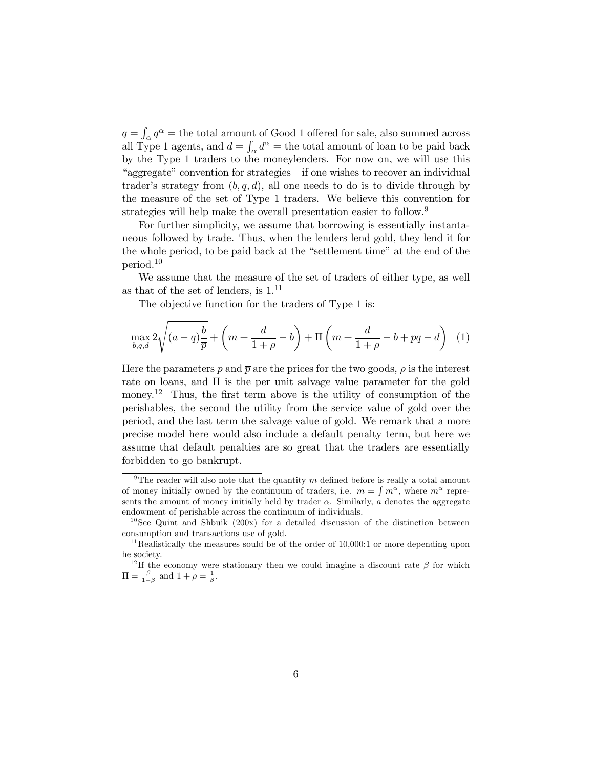$q = \int_\alpha q^\alpha$ = the total amount of Good 1 offered for sale, also summed across all Type 1 agents, and $d = \int_\alpha d^\alpha$ = the total amount of loan to be paid back by the Type 1 traders to the moneylenders. For now on, we will use this "aggregate" convention for strategies – if one wishes to recover an individual trader's strategy from $(b, q, d)$, all one needs to do is to divide through by the measure of the set of Type 1 traders. We believe this convention for strategies will help make the overall presentation easier to follow.[9]

For further simplicity, we assume that borrowing is essentially instantaneous followed by trade. Thus, when the lenders lend gold, they lend it for the whole period, to be paid back at the "settlement time" at the end of the period.[10]

We assume that the measure of the set of traders of either type, as well as that of the set of lenders, is 1.[11]

The objective function for the traders of Type 1 is:

$$\max_{b,q,d} 2\sqrt{(a-q)\frac{b}{\overline{p}}} + \left(m + \frac{d}{1+\rho} - b\right) + \Pi\left(m + \frac{d}{1+\rho} - b + pq - d\right) \quad (1)$$

Here the parameters $p$ and $\overline{p}$ are the prices for the two goods, $\rho$ is the interest rate on loans, and $\Pi$ is the per unit salvage value parameter for the gold money.[12] Thus, the first term above is the utility of consumption of the perishables, the second the utility from the service value of gold over the period, and the last term the salvage value of gold. We remark that a more precise model here would also include a default penalty term, but here we assume that default penalties are so great that the traders are essentially forbidden to go bankrupt.

---

[9] The reader will also note that the quantity $m$ defined before is really a total amount of money initially owned by the continuum of traders, i.e. $m = \int m^\alpha$, where $m^\alpha$ represents the amount of money initially held by trader $\alpha$. Similarly, $a$ denotes the aggregate endowment of perishable across the continuum of individuals.

[10] See Quint and Shbuik (200x) for a detailed discussion of the distinction between consumption and transactions use of gold.

[11] Realistically the measures sould be of the order of 10,000:1 or more depending upon he society.

[12] If the economy were stationary then we could imagine a discount rate $\beta$ for which $\Pi = \frac{\beta}{1-\beta}$ and $1 + \rho = \frac{1}{\beta}$.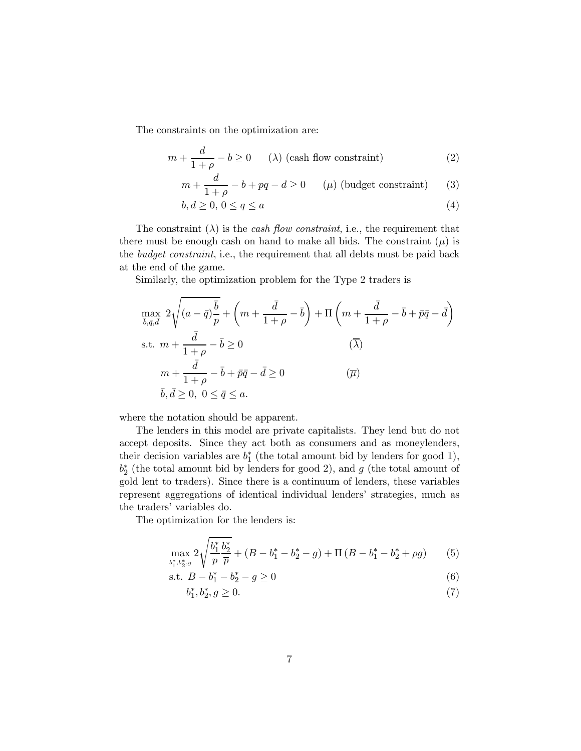The constraints on the optimization are:

$$m + \frac{d}{1+\rho} - b \geq 0 \qquad (\lambda) \text{ (cash flow constraint)} \tag{2}$$

$$m + \frac{d}{1+\rho} - b + pq - d \geq 0 \qquad (\mu) \text{ (budget constraint)} \tag{3}$$

$$b, d \geq 0, \; 0 \leq q \leq a \tag{4}$$

The constraint ($\lambda$) is the *cash flow constraint*, i.e., the requirement that there must be enough cash on hand to make all bids. The constraint ($\mu$) is the *budget constraint*, i.e., the requirement that all debts must be paid back at the end of the game.

Similarly, the optimization problem for the Type 2 traders is

$$\max_{\bar{b},\bar{q},\bar{d}} \; 2\sqrt{(a-\bar{q})\frac{\bar{b}}{p}} + \left(m + \frac{\bar{d}}{1+\rho} - \bar{b}\right) + \Pi\left(m + \frac{\bar{d}}{1+\rho} - \bar{b} + \bar{p}\bar{q} - \bar{d}\right)$$

$$\text{s.t. } m + \frac{\bar{d}}{1+\rho} - \bar{b} \geq 0 \qquad (\overline{\lambda})$$

$$m + \frac{\bar{d}}{1+\rho} - \bar{b} + \bar{p}\bar{q} - \bar{d} \geq 0 \qquad (\overline{\mu})$$

$$\bar{b}, \bar{d} \geq 0, \; 0 \leq \bar{q} \leq a.$$

where the notation should be apparent.

The lenders in this model are private capitalists. They lend but do not accept deposits. Since they act both as consumers and as moneylenders, their decision variables are $b_1^*$ (the total amount bid by lenders for good 1), $b_2^*$ (the total amount bid by lenders for good 2), and $g$ (the total amount of gold lent to traders). Since there is a continuum of lenders, these variables represent aggregations of identical individual lenders' strategies, much as the traders' variables do.

The optimization for the lenders is:

$$\max_{b_1^*,b_2^*,g} 2\sqrt{\frac{b_1^*}{p}\frac{b_2^*}{\overline{p}}} + (B - b_1^* - b_2^* - g) + \Pi\,(B - b_1^* - b_2^* + \rho g) \tag{5}$$

$$\text{s.t. } B - b_1^* - b_2^* - g \geq 0 \tag{6}$$

$$b_1^*, b_2^*, g \geq 0. \tag{7}$$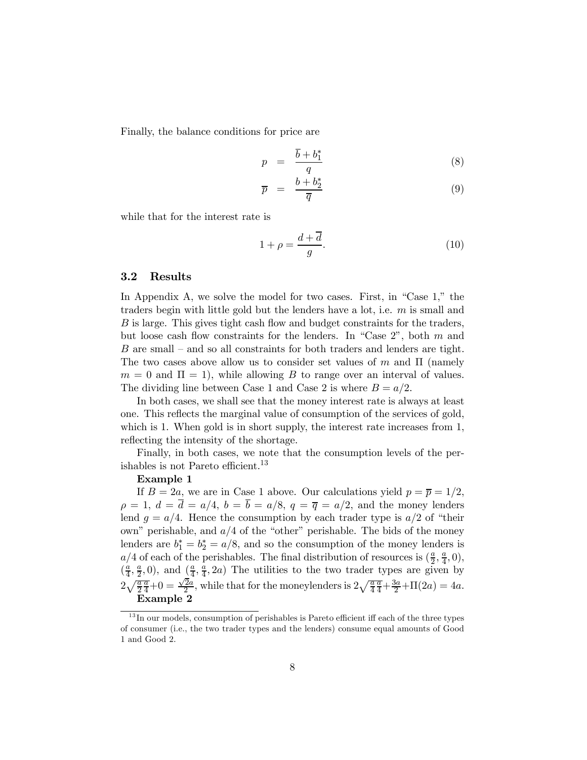Finally, the balance conditions for price are

$$p = \frac{\overline{b} + b_1^*}{q} \tag{8}$$

$$\overline{p} = \frac{b + b_2^*}{\overline{q}} \tag{9}$$

while that for the interest rate is

$$1 + \rho = \frac{d + \overline{d}}{g}. \tag{10}$$

### 3.2 Results

In Appendix A, we solve the model for two cases. First, in "Case 1," the traders begin with little gold but the lenders have a lot, i.e. $m$ is small and $B$ is large. This gives tight cash flow and budget constraints for the traders, but loose cash flow constraints for the lenders. In "Case 2", both $m$ and $B$ are small – and so all constraints for both traders and lenders are tight. The two cases above allow us to consider set values of $m$ and $\Pi$ (namely $m = 0$ and $\Pi = 1$), while allowing $B$ to range over an interval of values. The dividing line between Case 1 and Case 2 is where $B = a/2$.

In both cases, we shall see that the money interest rate is always at least one. This reflects the marginal value of consumption of the services of gold, which is 1. When gold is in short supply, the interest rate increases from 1, reflecting the intensity of the shortage.

Finally, in both cases, we note that the consumption levels of the perishables is not Pareto efficient.[13]

**Example 1**

If $B = 2a$, we are in Case 1 above. Our calculations yield $p = \overline{p} = 1/2$, $\rho = 1$, $d = \overline{d} = a/4$, $b = \overline{b} = a/8$, $q = \overline{q} = a/2$, and the money lenders lend $g = a/4$. Hence the consumption by each trader type is $a/2$ of "their own" perishable, and $a/4$ of the "other" perishable. The bids of the money lenders are $b_1^* = b_2^* = a/8$, and so the consumption of the money lenders is $a/4$ of each of the perishables. The final distribution of resources is $(\frac{a}{2}, \frac{a}{4}, 0)$, $(\frac{a}{4}, \frac{a}{2}, 0)$, and $(\frac{a}{4}, \frac{a}{4}, 2a)$ The utilities to the two trader types are given by $2\sqrt{\frac{a}{2}\frac{a}{4}} + 0 = \frac{\sqrt{2}a}{2}$, while that for the moneylenders is $2\sqrt{\frac{a}{4}\frac{a}{4}} + \frac{3a}{2} + \Pi(2a) = 4a$.

**Example 2**

[13] In our models, consumption of perishables is Pareto efficient iff each of the three types of consumer (i.e., the two trader types and the lenders) consume equal amounts of Good 1 and Good 2.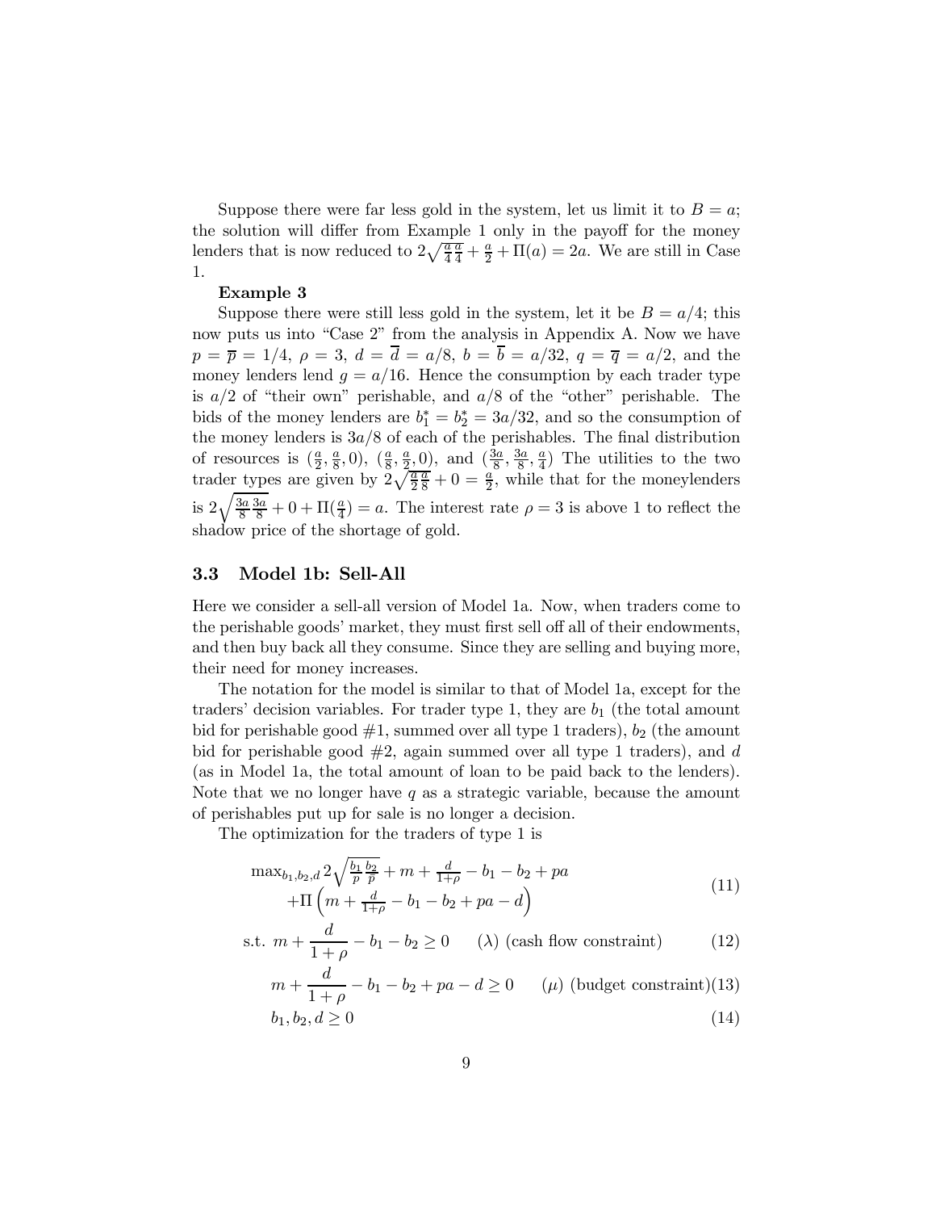Suppose there were far less gold in the system, let us limit it to $B = a$; the solution will differ from Example 1 only in the payoff for the money lenders that is now reduced to $2\sqrt{\frac{a}{4}\frac{a}{4}} + \frac{a}{2} + \Pi(a) = 2a$. We are still in Case 1.

**Example 3**

Suppose there were still less gold in the system, let it be $B = a/4$; this now puts us into "Case 2" from the analysis in Appendix A. Now we have $p = \overline{p} = 1/4$, $\rho = 3$, $d = \overline{d} = a/8$, $b = \overline{b} = a/32$, $q = \overline{q} = a/2$, and the money lenders lend $g = a/16$. Hence the consumption by each trader type is $a/2$ of "their own" perishable, and $a/8$ of the "other" perishable. The bids of the money lenders are $b_1^* = b_2^* = 3a/32$, and so the consumption of the money lenders is $3a/8$ of each of the perishables. The final distribution of resources is $(\frac{a}{2}, \frac{a}{8}, 0)$, $(\frac{a}{8}, \frac{a}{2}, 0)$, and $(\frac{3a}{8}, \frac{3a}{8}, \frac{a}{4})$ The utilities to the two trader types are given by $2\sqrt{\frac{a}{2}\frac{a}{8}} + 0 = \frac{a}{2}$, while that for the moneylenders is $2\sqrt{\frac{3a}{8}\frac{3a}{8}} + 0 + \Pi(\frac{a}{4}) = a$. The interest rate $\rho = 3$ is above 1 to reflect the shadow price of the shortage of gold.

### 3.3 Model 1b: Sell-All

Here we consider a sell-all version of Model 1a. Now, when traders come to the perishable goods' market, they must first sell off all of their endowments, and then buy back all they consume. Since they are selling and buying more, their need for money increases.

The notation for the model is similar to that of Model 1a, except for the traders' decision variables. For trader type 1, they are $b_1$ (the total amount bid for perishable good #1, summed over all type 1 traders), $b_2$ (the amount bid for perishable good #2, again summed over all type 1 traders), and $d$ (as in Model 1a, the total amount of loan to be paid back to the lenders). Note that we no longer have $q$ as a strategic variable, because the amount of perishables put up for sale is no longer a decision.

The optimization for the traders of type 1 is

$$\begin{aligned}\max_{b_1,b_2,d}\, & 2\sqrt{\frac{b_1}{p}\frac{b_2}{p}} + m + \frac{d}{1+\rho} - b_1 - b_2 + pa \\ & +\Pi\left(m + \frac{d}{1+\rho} - b_1 - b_2 + pa - d\right)\end{aligned} \tag{11}$$

$$\text{s.t. } m + \frac{d}{1+\rho} - b_1 - b_2 \geq 0 \qquad (\lambda) \text{ (cash flow constraint)} \tag{12}$$

$$m + \frac{d}{1+\rho} - b_1 - b_2 + pa - d \geq 0 \qquad (\mu) \text{ (budget constraint)} \tag{13}$$

$$b_1, b_2, d \geq 0 \tag{14}$$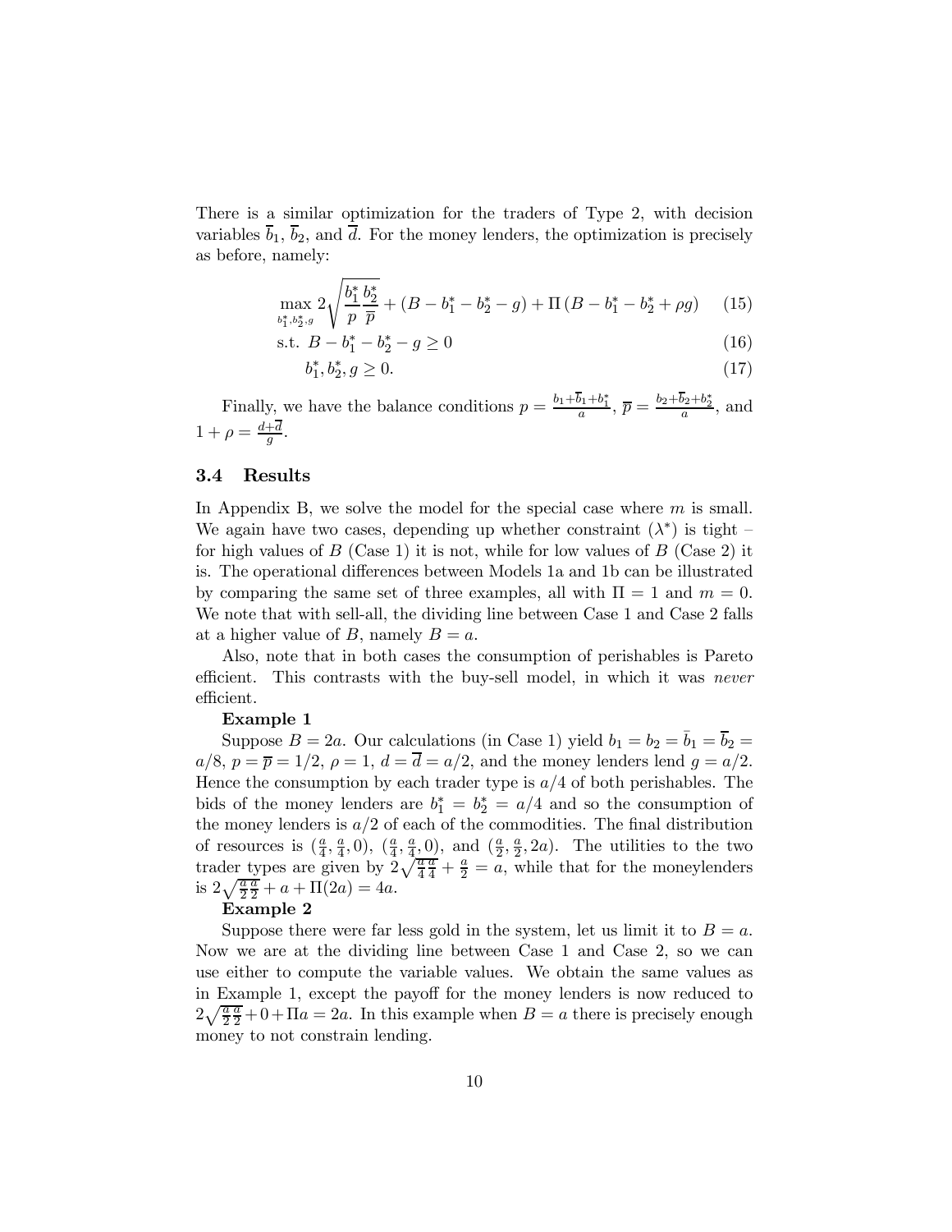There is a similar optimization for the traders of Type 2, with decision variables $\overline{b}_1$, $\overline{b}_2$, and $\overline{d}$. For the money lenders, the optimization is precisely as before, namely:

$$\max_{b_1^*, b_2^*, g} 2\sqrt{\frac{b_1^*}{p}\frac{b_2^*}{\overline{p}}} + (B - b_1^* - b_2^* - g) + \Pi\,(B - b_1^* - b_2^* + \rho g) \tag{15}$$

$$\text{s.t. } B - b_1^* - b_2^* - g \geq 0 \tag{16}$$

$$b_1^*, b_2^*, g \geq 0. \tag{17}$$

Finally, we have the balance conditions $p = \frac{b_1 + \overline{b}_1 + b_1^*}{a}$, $\overline{p} = \frac{b_2 + \overline{b}_2 + b_2^*}{a}$, and $1 + \rho = \frac{d + \overline{d}}{g}$.

### 3.4 Results

In Appendix B, we solve the model for the special case where $m$ is small. We again have two cases, depending up whether constraint $(\lambda^*)$ is tight – for high values of $B$ (Case 1) it is not, while for low values of $B$ (Case 2) it is. The operational differences between Models 1a and 1b can be illustrated by comparing the same set of three examples, all with $\Pi = 1$ and $m = 0$. We note that with sell-all, the dividing line between Case 1 and Case 2 falls at a higher value of $B$, namely $B = a$.

Also, note that in both cases the consumption of perishables is Pareto efficient. This contrasts with the buy-sell model, in which it was *never* efficient.

**Example 1**

Suppose $B = 2a$. Our calculations (in Case 1) yield $b_1 = b_2 = \bar{b}_1 = \overline{b}_2 = a/8$, $p = \overline{p} = 1/2$, $\rho = 1$, $d = \overline{d} = a/2$, and the money lenders lend $g = a/2$. Hence the consumption by each trader type is $a/4$ of both perishables. The bids of the money lenders are $b_1^* = b_2^* = a/4$ and so the consumption of the money lenders is $a/2$ of each of the commodities. The final distribution of resources is $(\frac{a}{4}, \frac{a}{4}, 0)$, $(\frac{a}{4}, \frac{a}{4}, 0)$, and $(\frac{a}{2}, \frac{a}{2}, 2a)$. The utilities to the two trader types are given by $2\sqrt{\frac{a}{4}\frac{a}{4}} + \frac{a}{2} = a$, while that for the moneylenders is $2\sqrt{\frac{a}{2}\frac{a}{2}} + a + \Pi(2a) = 4a$.

**Example 2**

Suppose there were far less gold in the system, let us limit it to $B = a$. Now we are at the dividing line between Case 1 and Case 2, so we can use either to compute the variable values. We obtain the same values as in Example 1, except the payoff for the money lenders is now reduced to $2\sqrt{\frac{a}{2}\frac{a}{2}} + 0 + \Pi a = 2a$. In this example when $B = a$ there is precisely enough money to not constrain lending.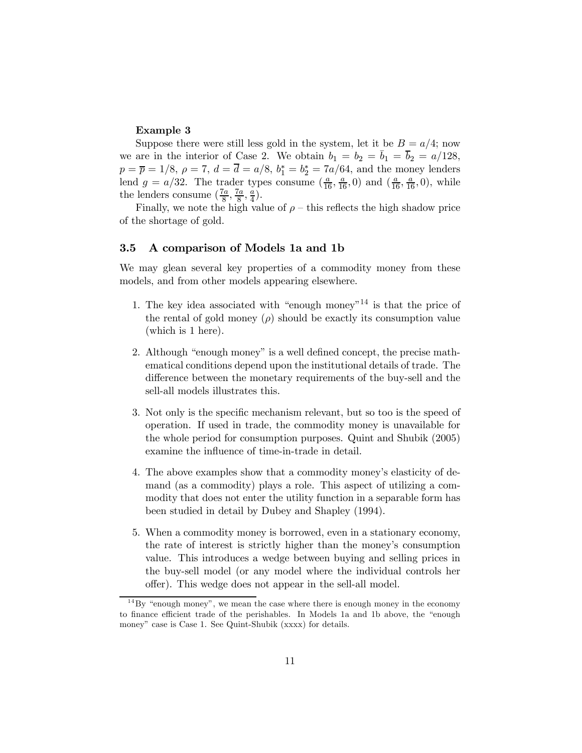**Example 3**

Suppose there were still less gold in the system, let it be $B = a/4$; now we are in the interior of Case 2. We obtain $b_1 = b_2 = \bar{b}_1 = \overline{b}_2 = a/128$, $p = \overline{p} = 1/8$, $\rho = 7$, $d = \overline{d} = a/8$, $b_1^* = b_2^* = 7a/64$, and the money lenders lend $g = a/32$. The trader types consume $(\frac{a}{16}, \frac{a}{16}, 0)$ and $(\frac{a}{16}, \frac{a}{16}, 0)$, while the lenders consume $(\frac{7a}{8}, \frac{7a}{8}, \frac{a}{4})$.

Finally, we note the high value of $\rho$ – this reflects the high shadow price of the shortage of gold.

### 3.5 A comparison of Models 1a and 1b

We may glean several key properties of a commodity money from these models, and from other models appearing elsewhere.

1. The key idea associated with "enough money"[14] is that the price of the rental of gold money ($\rho$) should be exactly its consumption value (which is 1 here).
2. Although "enough money" is a well defined concept, the precise mathematical conditions depend upon the institutional details of trade. The difference between the monetary requirements of the buy-sell and the sell-all models illustrates this.
3. Not only is the specific mechanism relevant, but so too is the speed of operation. If used in trade, the commodity money is unavailable for the whole period for consumption purposes. Quint and Shubik (2005) examine the influence of time-in-trade in detail.
4. The above examples show that a commodity money's elasticity of demand (as a commodity) plays a role. This aspect of utilizing a commodity that does not enter the utility function in a separable form has been studied in detail by Dubey and Shapley (1994).
5. When a commodity money is borrowed, even in a stationary economy, the rate of interest is strictly higher than the money's consumption value. This introduces a wedge between buying and selling prices in the buy-sell model (or any model where the individual controls her offer). This wedge does not appear in the sell-all model.

[14] By "enough money", we mean the case where there is enough money in the economy to finance efficient trade of the perishables. In Models 1a and 1b above, the "enough money" case is Case 1. See Quint-Shubik (xxxx) for details.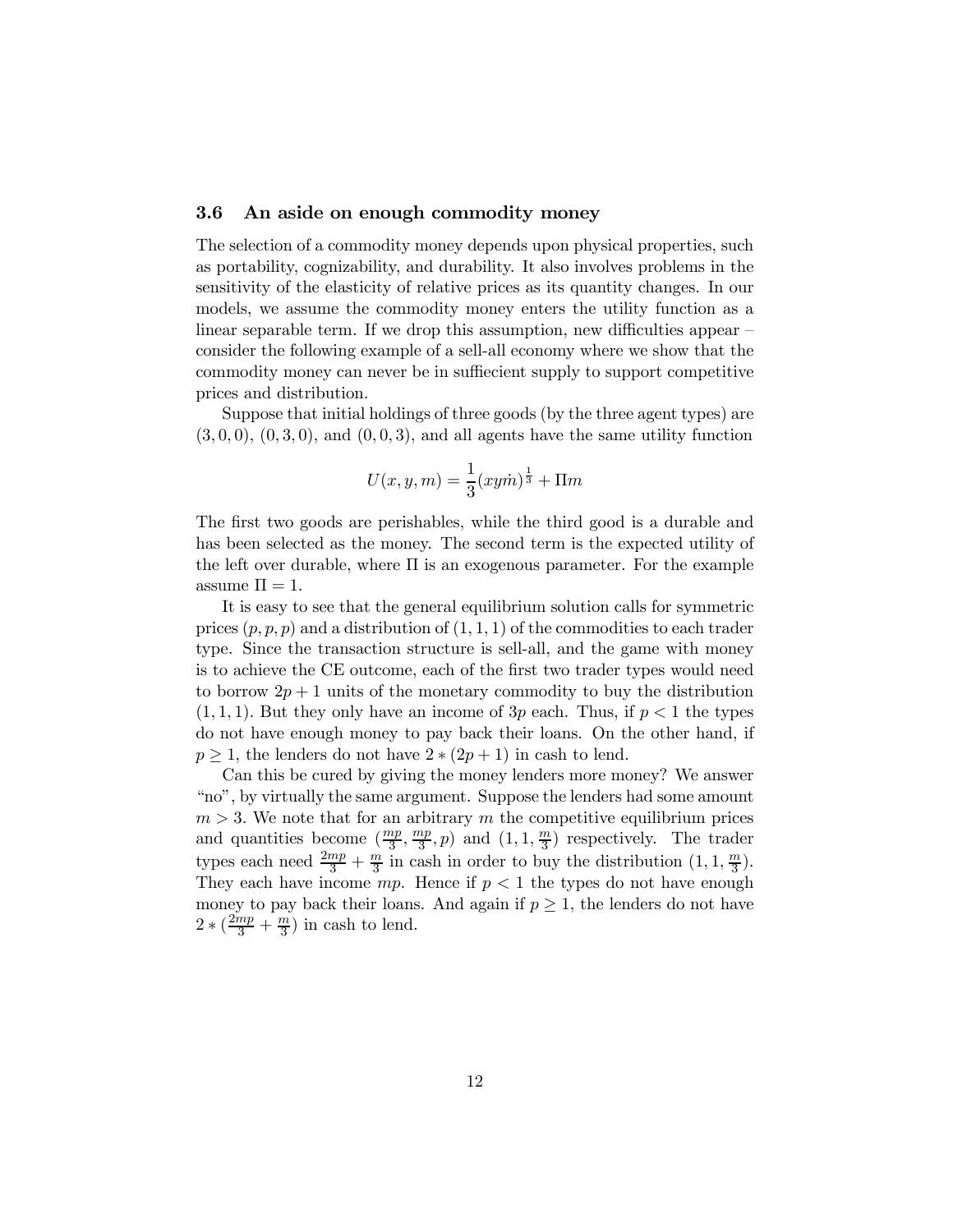### 3.6 An aside on enough commodity money

The selection of a commodity money depends upon physical properties, such as portability, cognizability, and durability. It also involves problems in the sensitivity of the elasticity of relative prices as its quantity changes. In our models, we assume the commodity money enters the utility function as a linear separable term. If we drop this assumption, new difficulties appear – consider the following example of a sell-all economy where we show that the commodity money can never be in suffiecient supply to support competitive prices and distribution.

Suppose that initial holdings of three goods (by the three agent types) are $(3,0,0)$, $(0,3,0)$, and $(0,0,3)$, and all agents have the same utility function

$$U(x,y,m) = \frac{1}{3}(xy\dot{m})^{\frac{1}{3}} + \Pi m$$

The first two goods are perishables, while the third good is a durable and has been selected as the money. The second term is the expected utility of the left over durable, where $\Pi$ is an exogenous parameter. For the example assume $\Pi = 1$.

It is easy to see that the general equilibrium solution calls for symmetric prices $(p,p,p)$ and a distribution of $(1,1,1)$ of the commodities to each trader type. Since the transaction structure is sell-all, and the game with money is to achieve the CE outcome, each of the first two trader types would need to borrow $2p+1$ units of the monetary commodity to buy the distribution $(1,1,1)$. But they only have an income of $3p$ each. Thus, if $p < 1$ the types do not have enough money to pay back their loans. On the other hand, if $p \geq 1$, the lenders do not have $2*(2p+1)$ in cash to lend.

Can this be cured by giving the money lenders more money? We answer "no", by virtually the same argument. Suppose the lenders had some amount $m > 3$. We note that for an arbitrary $m$ the competitive equilibrium prices and quantities become $(\frac{mp}{3}, \frac{mp}{3}, p)$ and $(1,1,\frac{m}{3})$ respectively. The trader types each need $\frac{2mp}{3} + \frac{m}{3}$ in cash in order to buy the distribution $(1,1,\frac{m}{3})$. They each have income $mp$. Hence if $p < 1$ the types do not have enough money to pay back their loans. And again if $p \geq 1$, the lenders do not have $2*(\frac{2mp}{3} + \frac{m}{3})$ in cash to lend.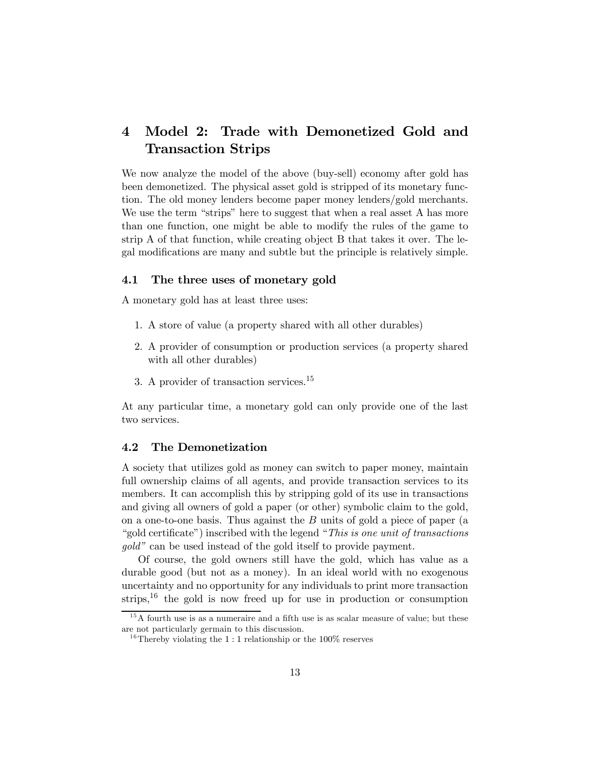## 4 Model 2: Trade with Demonetized Gold and Transaction Strips

We now analyze the model of the above (buy-sell) economy after gold has been demonetized. The physical asset gold is stripped of its monetary function. The old money lenders become paper money lenders/gold merchants. We use the term "strips" here to suggest that when a real asset A has more than one function, one might be able to modify the rules of the game to strip A of that function, while creating object B that takes it over. The legal modifications are many and subtle but the principle is relatively simple.

### 4.1 The three uses of monetary gold

A monetary gold has at least three uses:

1. A store of value (a property shared with all other durables)
2. A provider of consumption or production services (a property shared with all other durables)
3. A provider of transaction services.[15]

At any particular time, a monetary gold can only provide one of the last two services.

### 4.2 The Demonetization

A society that utilizes gold as money can switch to paper money, maintain full ownership claims of all agents, and provide transaction services to its members. It can accomplish this by stripping gold of its use in transactions and giving all owners of gold a paper (or other) symbolic claim to the gold, on a one-to-one basis. Thus against the $B$ units of gold a piece of paper (a "gold certificate") inscribed with the legend "*This is one unit of transactions gold*" can be used instead of the gold itself to provide payment.

Of course, the gold owners still have the gold, which has value as a durable good (but not as a money). In an ideal world with no exogenous uncertainty and no opportunity for any individuals to print more transaction strips,[16] the gold is now freed up for use in production or consumption

[15] A fourth use is as a numeraire and a fifth use is as scalar measure of value; but these are not particularly germain to this discussion.

[16] Thereby violating the $1:1$ relationship or the 100% reserves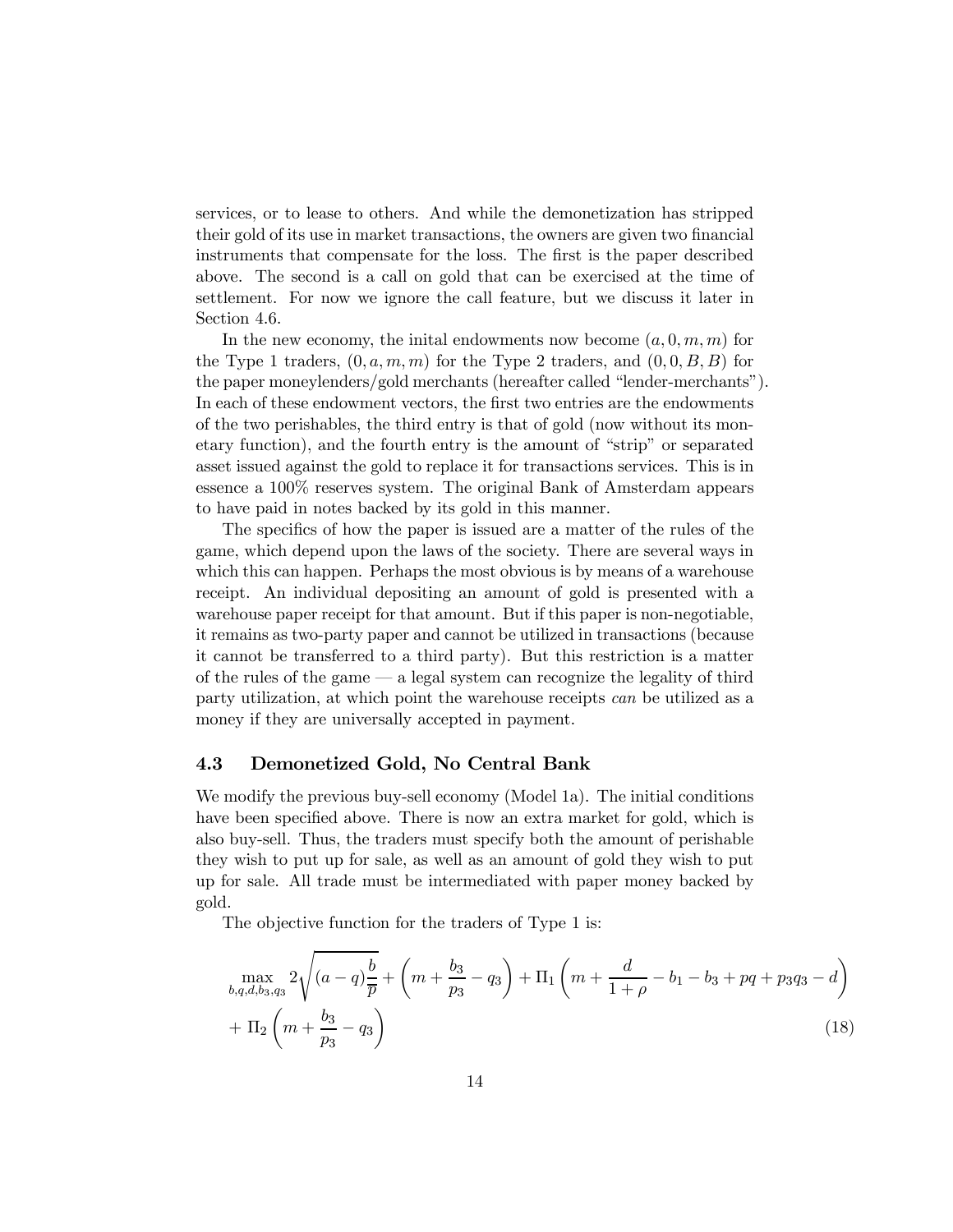services, or to lease to others. And while the demonetization has stripped their gold of its use in market transactions, the owners are given two financial instruments that compensate for the loss. The first is the paper described above. The second is a call on gold that can be exercised at the time of settlement. For now we ignore the call feature, but we discuss it later in Section 4.6.

In the new economy, the inital endowments now become $(a, 0, m, m)$ for the Type 1 traders, $(0, a, m, m)$ for the Type 2 traders, and $(0, 0, B, B)$ for the paper moneylenders/gold merchants (hereafter called "lender-merchants"). In each of these endowment vectors, the first two entries are the endowments of the two perishables, the third entry is that of gold (now without its monetary function), and the fourth entry is the amount of "strip" or separated asset issued against the gold to replace it for transactions services. This is in essence a 100% reserves system. The original Bank of Amsterdam appears to have paid in notes backed by its gold in this manner.

The specifics of how the paper is issued are a matter of the rules of the game, which depend upon the laws of the society. There are several ways in which this can happen. Perhaps the most obvious is by means of a warehouse receipt. An individual depositing an amount of gold is presented with a warehouse paper receipt for that amount. But if this paper is non-negotiable, it remains as two-party paper and cannot be utilized in transactions (because it cannot be transferred to a third party). But this restriction is a matter of the rules of the game — a legal system can recognize the legality of third party utilization, at which point the warehouse receipts *can* be utilized as a money if they are universally accepted in payment.

### 4.3 Demonetized Gold, No Central Bank

We modify the previous buy-sell economy (Model 1a). The initial conditions have been specified above. There is now an extra market for gold, which is also buy-sell. Thus, the traders must specify both the amount of perishable they wish to put up for sale, as well as an amount of gold they wish to put up for sale. All trade must be intermediated with paper money backed by gold.

The objective function for the traders of Type 1 is:

$$\max_{b,q,d,b_3,q_3} 2\sqrt{(a-q)\frac{b}{\overline{p}}} + \left(m + \frac{b_3}{p_3} - q_3\right) + \Pi_1\left(m + \frac{d}{1+\rho} - b_1 - b_3 + pq + p_3 q_3 - d\right) + \Pi_2\left(m + \frac{b_3}{p_3} - q_3\right) \tag{18}$$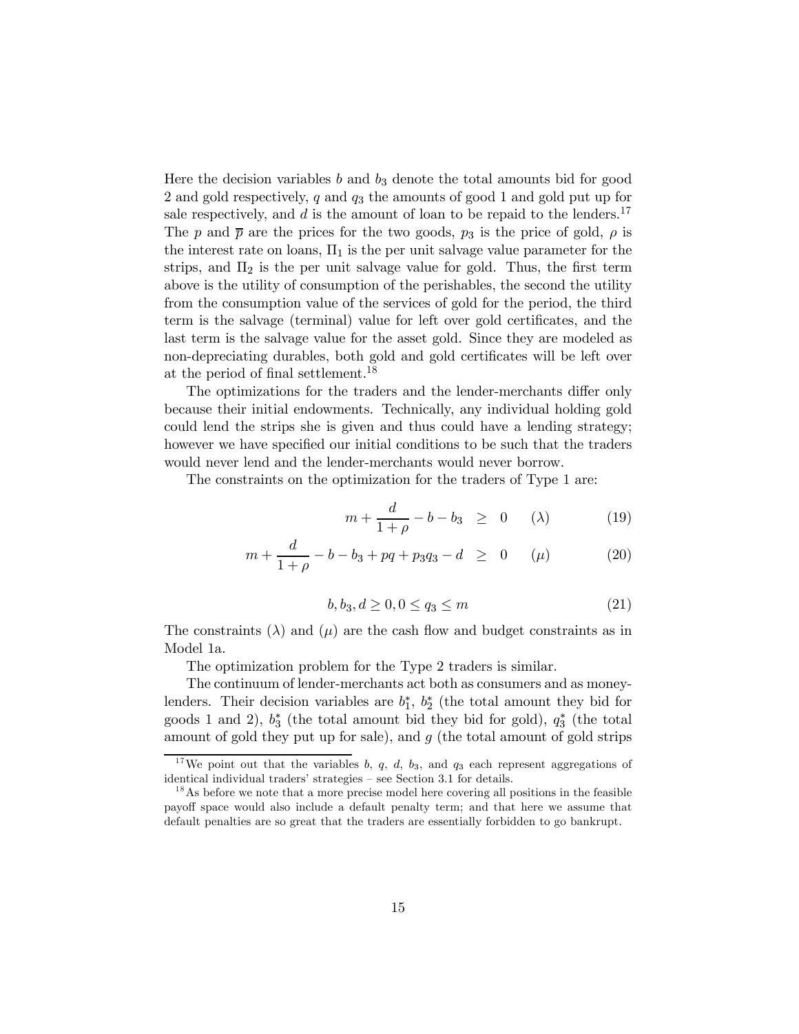Here the decision variables $b$ and $b_3$ denote the total amounts bid for good 2 and gold respectively, $q$ and $q_3$ the amounts of good 1 and gold put up for sale respectively, and $d$ is the amount of loan to be repaid to the lenders.[17] The $p$ and $\overline{p}$ are the prices for the two goods, $p_3$ is the price of gold, $\rho$ is the interest rate on loans, $\Pi_1$ is the per unit salvage value parameter for the strips, and $\Pi_2$ is the per unit salvage value for gold. Thus, the first term above is the utility of consumption of the perishables, the second the utility from the consumption value of the services of gold for the period, the third term is the salvage (terminal) value for left over gold certificates, and the last term is the salvage value for the asset gold. Since they are modeled as non-depreciating durables, both gold and gold certificates will be left over at the period of final settlement.[18]

The optimizations for the traders and the lender-merchants differ only because their initial endowments. Technically, any individual holding gold could lend the strips she is given and thus could have a lending strategy; however we have specified our initial conditions to be such that the traders would never lend and the lender-merchants would never borrow.

The constraints on the optimization for the traders of Type 1 are:

$$m + \frac{d}{1+\rho} - b - b_3 \geq 0 \qquad (\lambda) \tag{19}$$

$$m + \frac{d}{1+\rho} - b - b_3 + pq + p_3 q_3 - d \geq 0 \qquad (\mu) \tag{20}$$

$$b, b_3, d \geq 0, 0 \leq q_3 \leq m \tag{21}$$

The constraints $(\lambda)$ and $(\mu)$ are the cash flow and budget constraints as in Model 1a.

The optimization problem for the Type 2 traders is similar.

The continuum of lender-merchants act both as consumers and as moneylenders. Their decision variables are $b_1^*$, $b_2^*$ (the total amount they bid for goods 1 and 2), $b_3^*$ (the total amount bid they bid for gold), $q_3^*$ (the total amount of gold they put up for sale), and $g$ (the total amount of gold strips

[17] We point out that the variables $b$, $q$, $d$, $b_3$, and $q_3$ each represent aggregations of identical individual traders' strategies – see Section 3.1 for details.

[18] As before we note that a more precise model here covering all positions in the feasible payoff space would also include a default penalty term; and that here we assume that default penalties are so great that the traders are essentially forbidden to go bankrupt.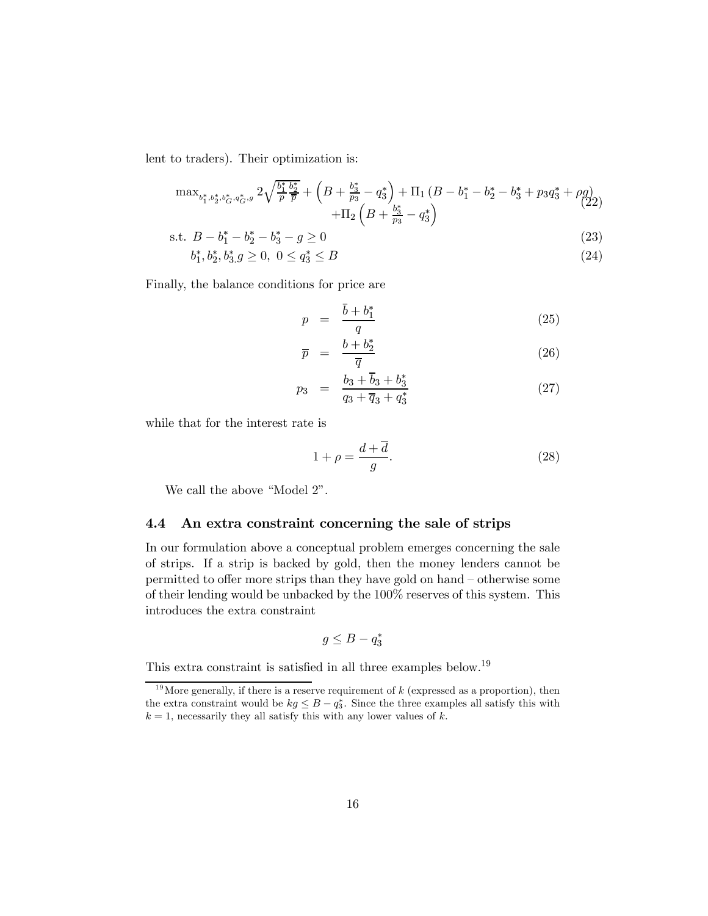lent to traders). Their optimization is:

$$\max_{b_1^*, b_2^*, b_G^*, q_G^*, g} 2\sqrt{\frac{b_1^*}{p}\frac{b_2^*}{\overline{p}}} + \left(B + \frac{b_3^*}{p_3} - q_3^*\right) + \Pi_1\left(B - b_1^* - b_2^* - b_3^* + p_3 q_3^* + \rho g\right) + \Pi_2\left(B + \frac{b_3^*}{p_3} - q_3^*\right) \tag{22}$$

$$\text{s.t. } B - b_1^* - b_2^* - b_3^* - g \geq 0 \tag{23}$$

$$b_1^*, b_2^*, b_{3.}^* g \geq 0,\ 0 \leq q_3^* \leq B \tag{24}$$

Finally, the balance conditions for price are

$$p = \frac{\bar{b} + b_1^*}{q} \tag{25}$$

$$\overline{p} = \frac{b + b_2^*}{\overline{q}} \tag{26}$$

$$p_3 = \frac{b_3 + \overline{b}_3 + b_3^*}{q_3 + \overline{q}_3 + q_3^*} \tag{27}$$

while that for the interest rate is

$$1 + \rho = \frac{d + \overline{d}}{g}. \tag{28}$$

We call the above "Model 2".

### 4.4 An extra constraint concerning the sale of strips

In our formulation above a conceptual problem emerges concerning the sale of strips. If a strip is backed by gold, then the money lenders cannot be permitted to offer more strips than they have gold on hand – otherwise some of their lending would be unbacked by the 100% reserves of this system. This introduces the extra constraint

$$g \leq B - q_3^*$$

This extra constraint is satisfied in all three examples below.[19]

[19] More generally, if there is a reserve requirement of $k$ (expressed as a proportion), then the extra constraint would be $kg \leq B - q_3^*$. Since the three examples all satisfy this with $k = 1$, necessarily they all satisfy this with any lower values of $k$.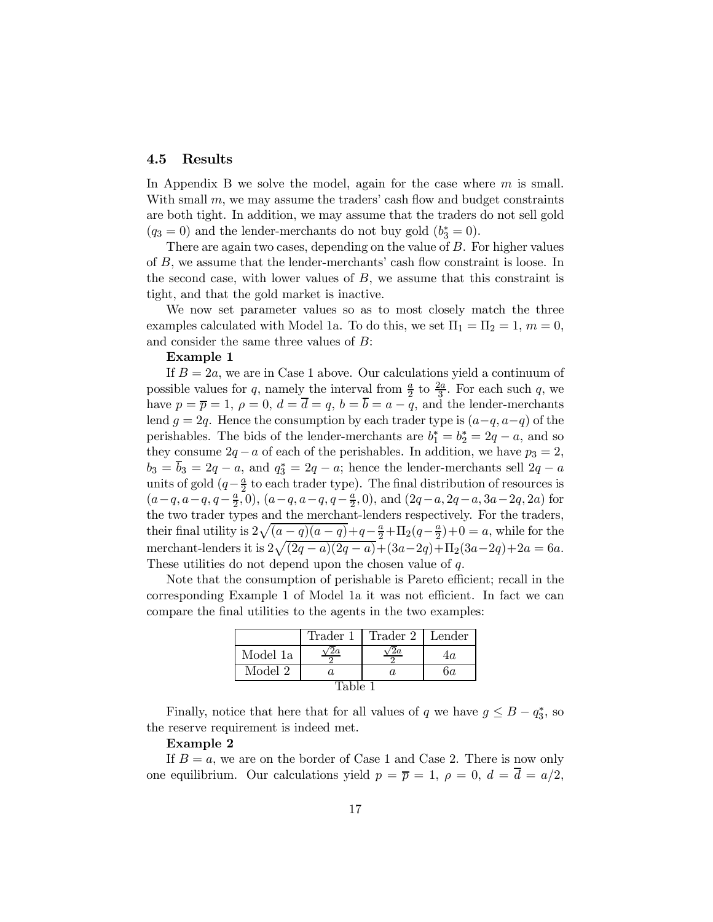### 4.5 Results

In Appendix B we solve the model, again for the case where $m$ is small. With small $m$, we may assume the traders' cash flow and budget constraints are both tight. In addition, we may assume that the traders do not sell gold ($q_3 = 0$) and the lender-merchants do not buy gold ($b_3^* = 0$).

There are again two cases, depending on the value of $B$. For higher values of $B$, we assume that the lender-merchants' cash flow constraint is loose. In the second case, with lower values of $B$, we assume that this constraint is tight, and that the gold market is inactive.

We now set parameter values so as to most closely match the three examples calculated with Model 1a. To do this, we set $\Pi_1 = \Pi_2 = 1$, $m = 0$, and consider the same three values of $B$:

**Example 1**

If $B = 2a$, we are in Case 1 above. Our calculations yield a continuum of possible values for $q$, namely the interval from $\frac{a}{2}$ to $\frac{2a}{3}$. For each such $q$, we have $p = \overline{p} = 1$, $\rho = 0$, $d = \overline{d} = q$, $b = \overline{b} = a - q$, and the lender-merchants lend $g = 2q$. Hence the consumption by each trader type is $(a-q, a-q)$ of the perishables. The bids of the lender-merchants are $b_1^* = b_2^* = 2q - a$, and so they consume $2q - a$ of each of the perishables. In addition, we have $p_3 = 2$, $b_3 = \overline{b}_3 = 2q - a$, and $q_3^* = 2q - a$; hence the lender-merchants sell $2q - a$ units of gold ($q - \frac{a}{2}$ to each trader type). The final distribution of resources is $(a-q, a-q, q-\frac{a}{2}, 0)$, $(a-q, a-q, q-\frac{a}{2}, 0)$, and $(2q-a, 2q-a, 3a-2q, 2a)$ for the two trader types and the merchant-lenders respectively. For the traders, their final utility is $2\sqrt{(a-q)(a-q)} + q - \frac{a}{2} + \Pi_2(q - \frac{a}{2}) + 0 = a$, while for the merchant-lenders it is $2\sqrt{(2q-a)(2q-a)} + (3a-2q) + \Pi_2(3a-2q) + 2a = 6a$. These utilities do not depend upon the chosen value of $q$.

Note that the consumption of perishable is Pareto efficient; recall in the corresponding Example 1 of Model 1a it was not efficient. In fact we can compare the final utilities to the agents in the two examples:

| | Trader 1 | Trader 2 | Lender |
|---|---|---|---|
| Model 1a | $\frac{\sqrt{2}a}{2}$ | $\frac{\sqrt{2}a}{2}$ | $4a$ |
| Model 2 | $a$ | $a$ | $6a$ |

Table 1

Finally, notice that here that for all values of $q$ we have $g \leq B - q_3^*$, so the reserve requirement is indeed met.

**Example 2**

If $B = a$, we are on the border of Case 1 and Case 2. There is now only one equilibrium. Our calculations yield $p = \overline{p} = 1$, $\rho = 0$, $d = \overline{d} = a/2$,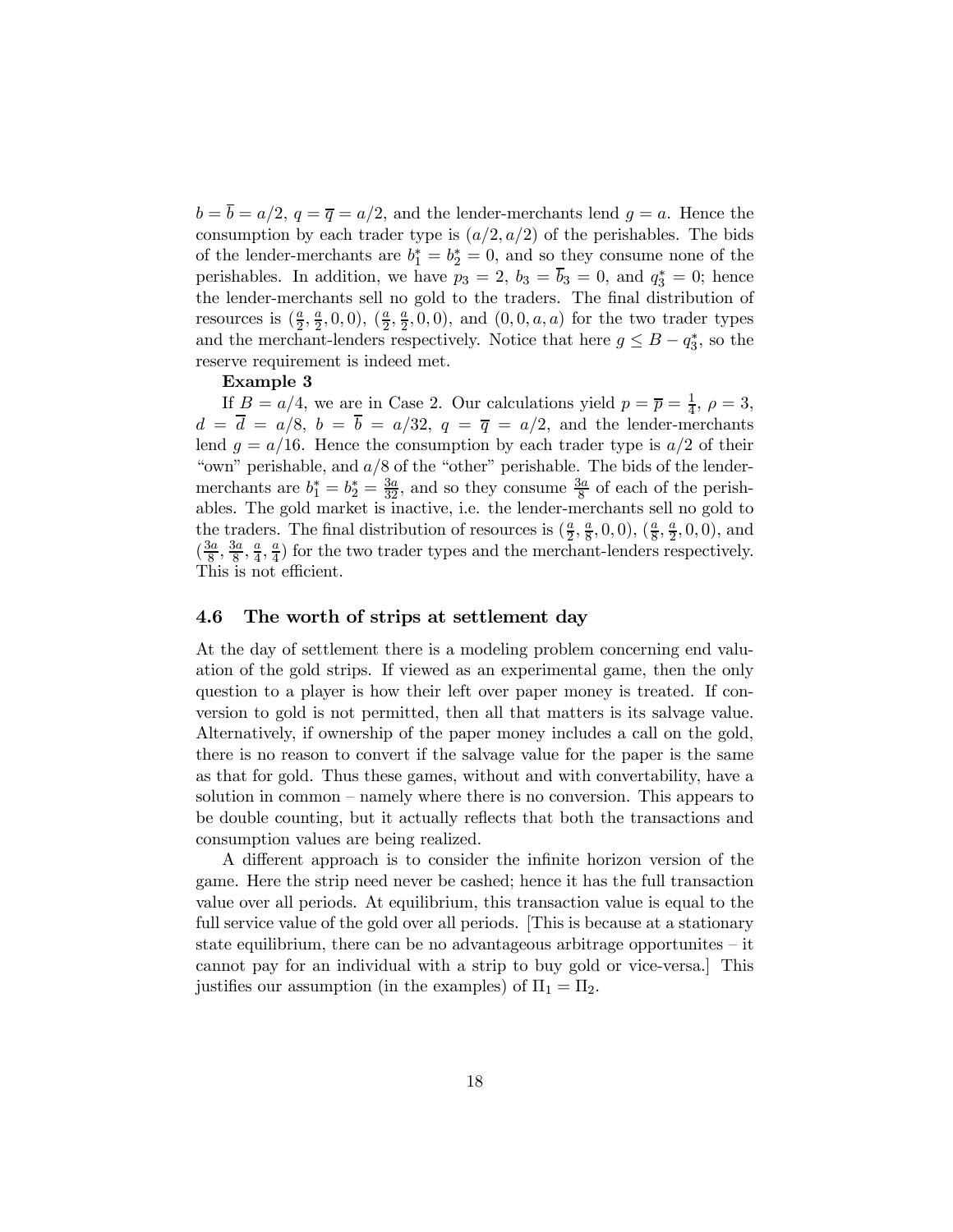$b = \overline{b} = a/2$, $q = \overline{q} = a/2$, and the lender-merchants lend $g = a$. Hence the consumption by each trader type is $(a/2, a/2)$ of the perishables. The bids of the lender-merchants are $b_1^* = b_2^* = 0$, and so they consume none of the perishables. In addition, we have $p_3 = 2$, $b_3 = \overline{b}_3 = 0$, and $q_3^* = 0$; hence the lender-merchants sell no gold to the traders. The final distribution of resources is $(\frac{a}{2}, \frac{a}{2}, 0, 0)$, $(\frac{a}{2}, \frac{a}{2}, 0, 0)$, and $(0, 0, a, a)$ for the two trader types and the merchant-lenders respectively. Notice that here $g \leq B - q_3^*$, so the reserve requirement is indeed met.

**Example 3**

If $B = a/4$, we are in Case 2. Our calculations yield $p = \overline{p} = \frac{1}{4}$, $\rho = 3$, $d = \overline{d} = a/8$, $b = \overline{b} = a/32$, $q = \overline{q} = a/2$, and the lender-merchants lend $g = a/16$. Hence the consumption by each trader type is $a/2$ of their "own" perishable, and $a/8$ of the "other" perishable. The bids of the lender-merchants are $b_1^* = b_2^* = \frac{3a}{32}$, and so they consume $\frac{3a}{8}$ of each of the perishables. The gold market is inactive, i.e. the lender-merchants sell no gold to the traders. The final distribution of resources is $(\frac{a}{2}, \frac{a}{8}, 0, 0)$, $(\frac{a}{8}, \frac{a}{2}, 0, 0)$, and $(\frac{3a}{8}, \frac{3a}{8}, \frac{a}{4}, \frac{a}{4})$ for the two trader types and the merchant-lenders respectively. This is not efficient.

### 4.6 The worth of strips at settlement day

At the day of settlement there is a modeling problem concerning end valuation of the gold strips. If viewed as an experimental game, then the only question to a player is how their left over paper money is treated. If conversion to gold is not permitted, then all that matters is its salvage value. Alternatively, if ownership of the paper money includes a call on the gold, there is no reason to convert if the salvage value for the paper is the same as that for gold. Thus these games, without and with convertability, have a solution in common – namely where there is no conversion. This appears to be double counting, but it actually reflects that both the transactions and consumption values are being realized.

A different approach is to consider the infinite horizon version of the game. Here the strip need never be cashed; hence it has the full transaction value over all periods. At equilibrium, this transaction value is equal to the full service value of the gold over all periods. [This is because at a stationary state equilibrium, there can be no advantageous arbitrage opportunites – it cannot pay for an individual with a strip to buy gold or vice-versa.] This justifies our assumption (in the examples) of $\Pi_1 = \Pi_2$.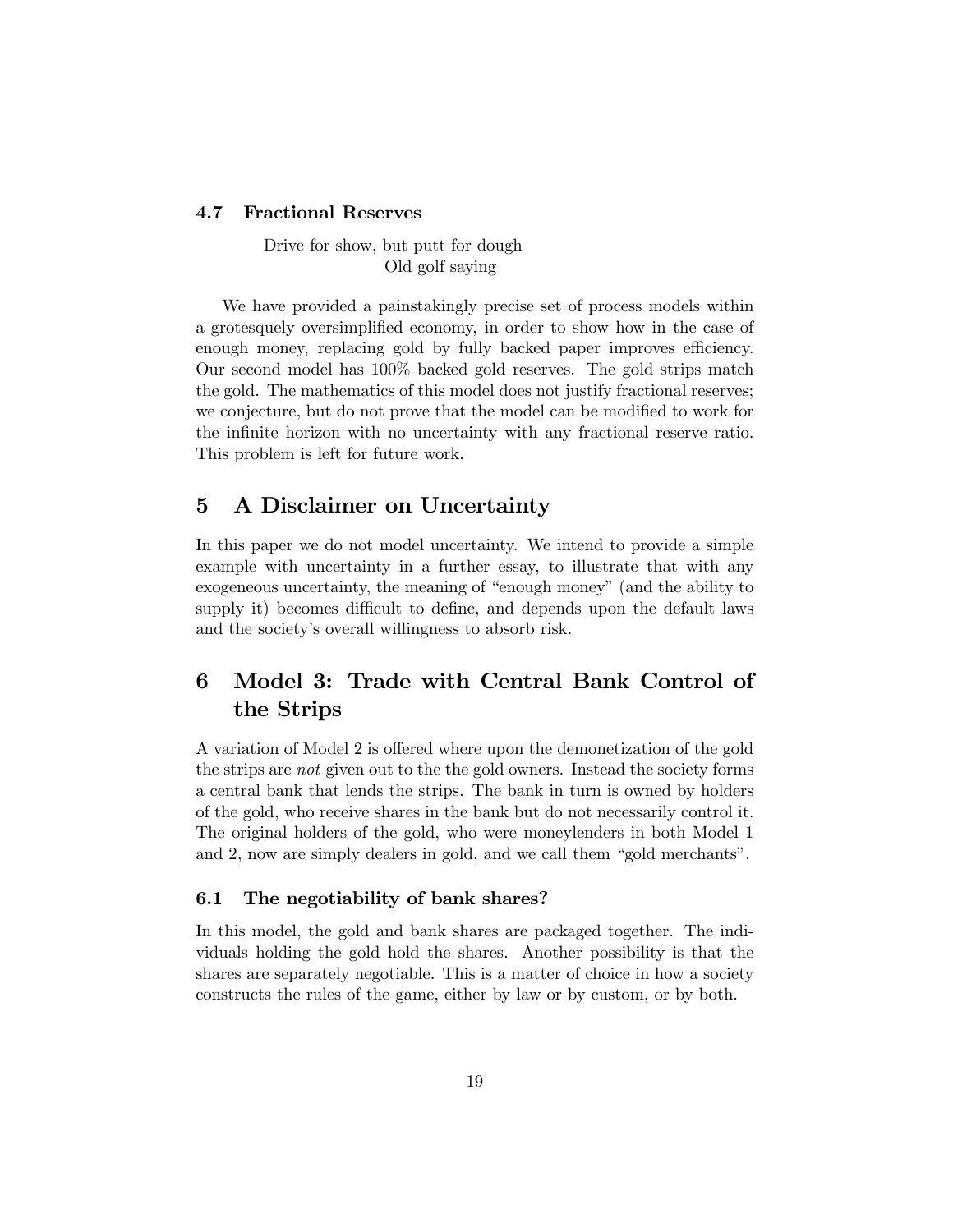### 4.7 Fractional Reserves

> Drive for show, but putt for dough
> Old golf saying

We have provided a painstakingly precise set of process models within a grotesquely oversimplified economy, in order to show how in the case of enough money, replacing gold by fully backed paper improves efficiency. Our second model has 100% backed gold reserves. The gold strips match the gold. The mathematics of this model does not justify fractional reserves; we conjecture, but do not prove that the model can be modified to work for the infinite horizon with no uncertainty with any fractional reserve ratio. This problem is left for future work.

## 5 A Disclaimer on Uncertainty

In this paper we do not model uncertainty. We intend to provide a simple example with uncertainty in a further essay, to illustrate that with any exogeneous uncertainty, the meaning of "enough money" (and the ability to supply it) becomes difficult to define, and depends upon the default laws and the society's overall willingness to absorb risk.

## 6 Model 3: Trade with Central Bank Control of the Strips

A variation of Model 2 is offered where upon the demonetization of the gold the strips are *not* given out to the the gold owners. Instead the society forms a central bank that lends the strips. The bank in turn is owned by holders of the gold, who receive shares in the bank but do not necessarily control it. The original holders of the gold, who were moneylenders in both Model 1 and 2, now are simply dealers in gold, and we call them "gold merchants".

### 6.1 The negotiability of bank shares?

In this model, the gold and bank shares are packaged together. The individuals holding the gold hold the shares. Another possibility is that the shares are separately negotiable. This is a matter of choice in how a society constructs the rules of the game, either by law or by custom, or by both.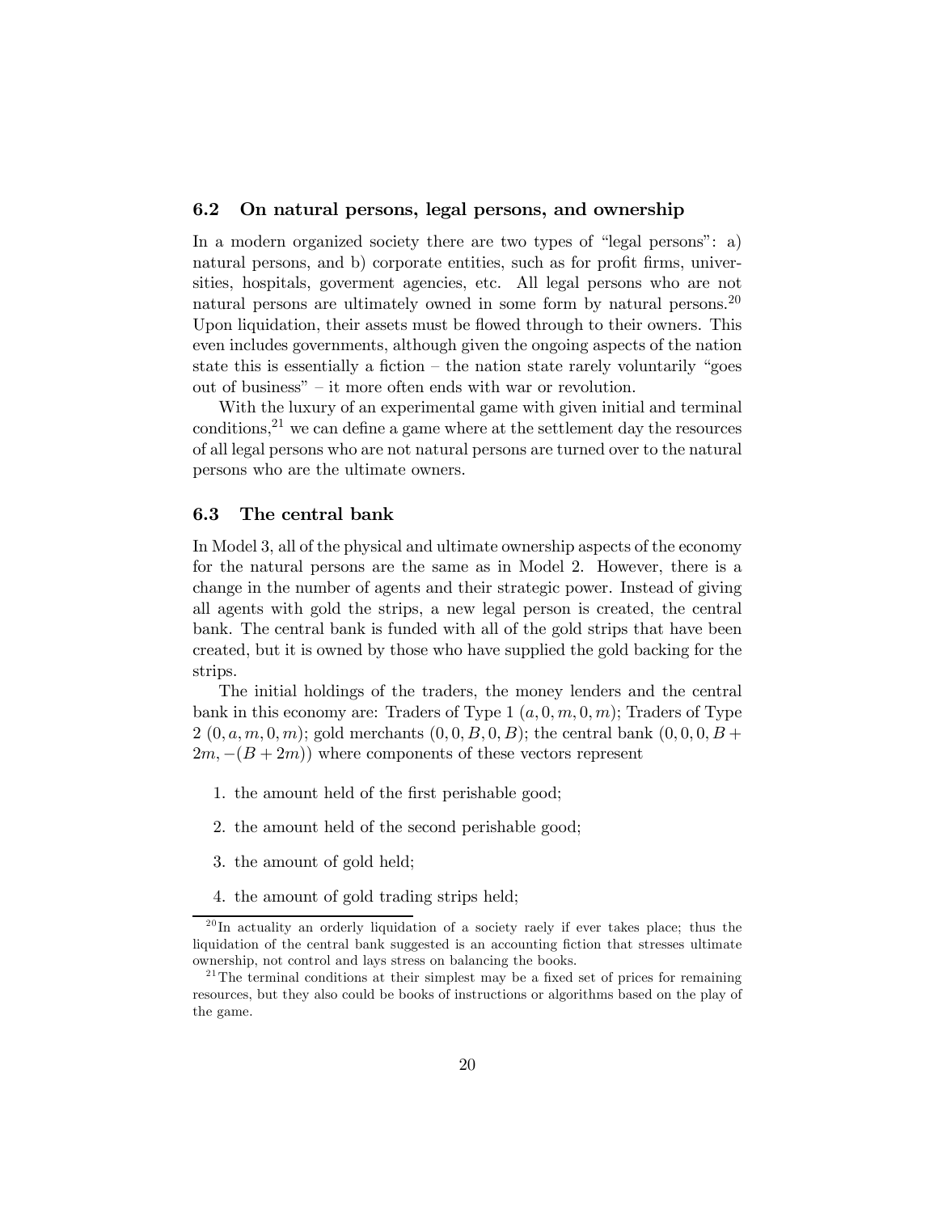## 6.2 On natural persons, legal persons, and ownership

In a modern organized society there are two types of "legal persons": a) natural persons, and b) corporate entities, such as for profit firms, universities, hospitals, goverment agencies, etc. All legal persons who are not natural persons are ultimately owned in some form by natural persons.[20] Upon liquidation, their assets must be flowed through to their owners. This even includes governments, although given the ongoing aspects of the nation state this is essentially a fiction – the nation state rarely voluntarily "goes out of business" – it more often ends with war or revolution.

With the luxury of an experimental game with given initial and terminal conditions,[21] we can define a game where at the settlement day the resources of all legal persons who are not natural persons are turned over to the natural persons who are the ultimate owners.

## 6.3 The central bank

In Model 3, all of the physical and ultimate ownership aspects of the economy for the natural persons are the same as in Model 2. However, there is a change in the number of agents and their strategic power. Instead of giving all agents with gold the strips, a new legal person is created, the central bank. The central bank is funded with all of the gold strips that have been created, but it is owned by those who have supplied the gold backing for the strips.

The initial holdings of the traders, the money lenders and the central bank in this economy are: Traders of Type 1 $(a, 0, m, 0, m)$; Traders of Type 2 $(0, a, m, 0, m)$; gold merchants $(0, 0, B, 0, B)$; the central bank $(0, 0, 0, B + 2m, -(B + 2m))$ where components of these vectors represent

1. the amount held of the first perishable good;
2. the amount held of the second perishable good;
3. the amount of gold held;
4. the amount of gold trading strips held;

[20] In actuality an orderly liquidation of a society raely if ever takes place; thus the liquidation of the central bank suggested is an accounting fiction that stresses ultimate ownership, not control and lays stress on balancing the books.

[21] The terminal conditions at their simplest may be a fixed set of prices for remaining resources, but they also could be books of instructions or algorithms based on the play of the game.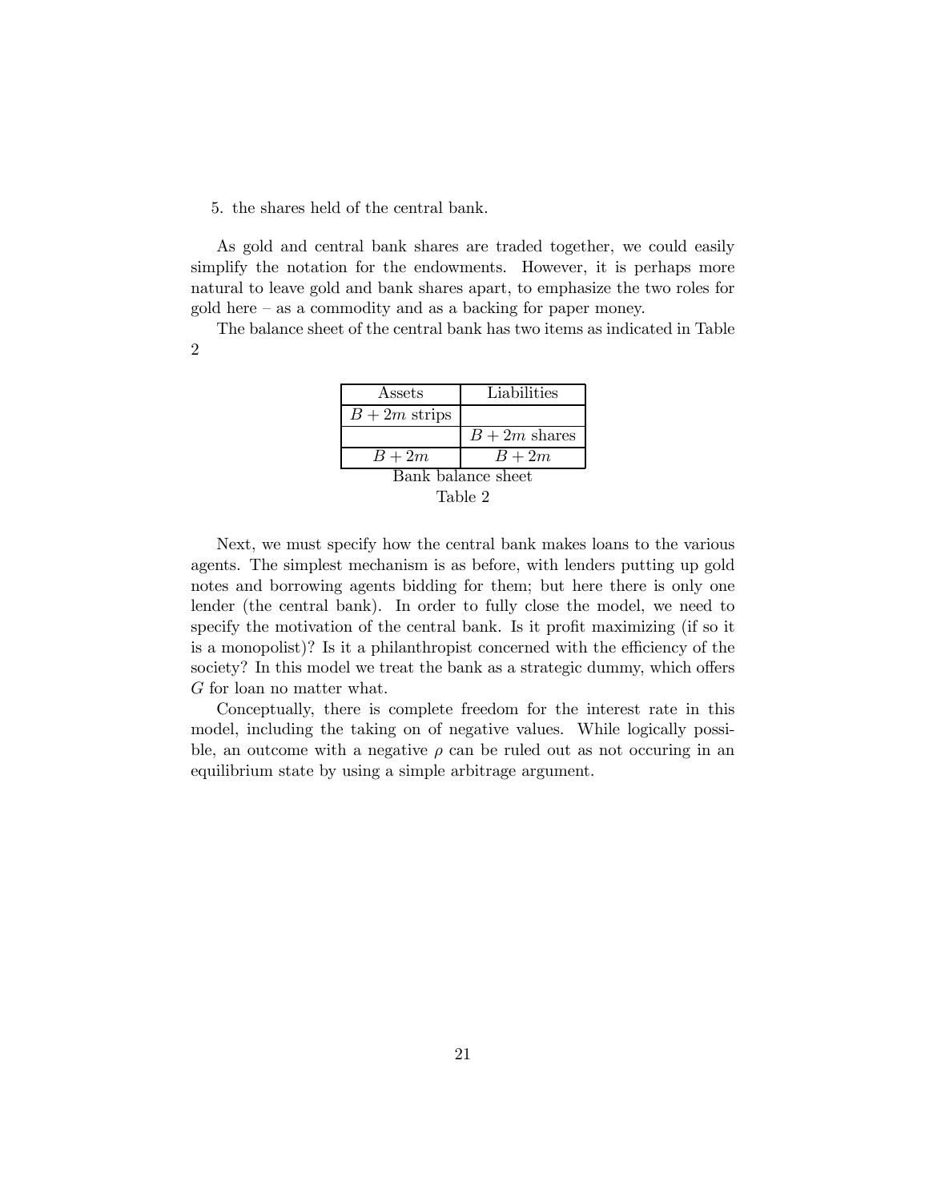5. the shares held of the central bank.

As gold and central bank shares are traded together, we could easily simplify the notation for the endowments. However, it is perhaps more natural to leave gold and bank shares apart, to emphasize the two roles for gold here – as a commodity and as a backing for paper money.

The balance sheet of the central bank has two items as indicated in Table 2

| Assets | Liabilities |
|---|---|
| $B+2m$ strips | |
| | $B+2m$ shares |
| $B+2m$ | $B+2m$ |

Bank balance sheet

Table 2

Next, we must specify how the central bank makes loans to the various agents. The simplest mechanism is as before, with lenders putting up gold notes and borrowing agents bidding for them; but here there is only one lender (the central bank). In order to fully close the model, we need to specify the motivation of the central bank. Is it profit maximizing (if so it is a monopolist)? Is it a philanthropist concerned with the efficiency of the society? In this model we treat the bank as a strategic dummy, which offers $G$ for loan no matter what.

Conceptually, there is complete freedom for the interest rate in this model, including the taking on of negative values. While logically possible, an outcome with a negative $\rho$ can be ruled out as not occuring in an equilibrium state by using a simple arbitrage argument.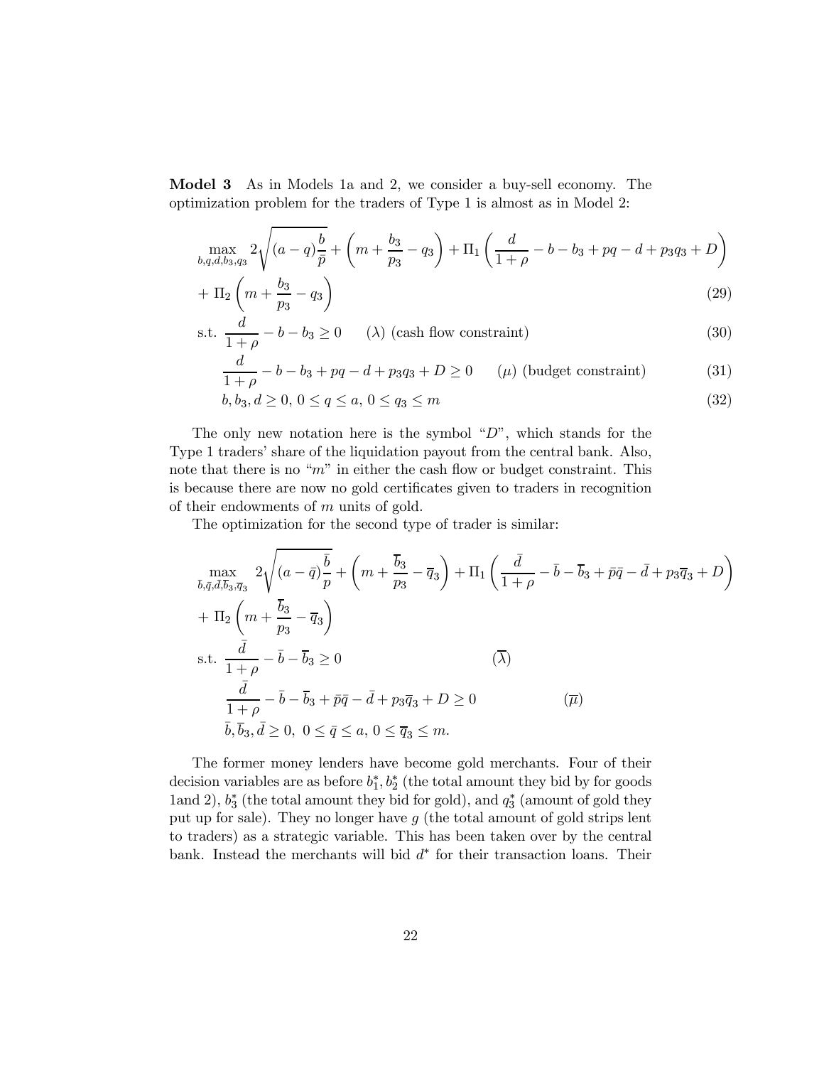**Model 3** As in Models 1a and 2, we consider a buy-sell economy. The optimization problem for the traders of Type 1 is almost as in Model 2:

$$
\max_{b,q,d,b_3,q_3} 2\sqrt{(a-q)\frac{b}{\bar{p}}} + \left(m + \frac{b_3}{p_3} - q_3\right) + \Pi_1\left(\frac{d}{1+\rho} - b - b_3 + pq - d + p_3 q_3 + D\right)
$$

$$
+ \Pi_2\left(m + \frac{b_3}{p_3} - q_3\right) \tag{29}
$$

$$
\text{s.t. } \frac{d}{1+\rho} - b - b_3 \geq 0 \qquad (\lambda) \text{ (cash flow constraint)} \tag{30}
$$

$$
\frac{d}{1+\rho} - b - b_3 + pq - d + p_3 q_3 + D \geq 0 \qquad (\mu) \text{ (budget constraint)} \tag{31}
$$

$$
b, b_3, d \geq 0,\ 0 \leq q \leq a,\ 0 \leq q_3 \leq m \tag{32}
$$

The only new notation here is the symbol "$D$", which stands for the Type 1 traders' share of the liquidation payout from the central bank. Also, note that there is no "$m$" in either the cash flow or budget constraint. This is because there are now no gold certificates given to traders in recognition of their endowments of $m$ units of gold.

The optimization for the second type of trader is similar:

$$
\max_{\bar{b},\bar{q},\bar{d},\overline{b}_3,\overline{q}_3} 2\sqrt{(a-\bar{q})\frac{\bar{b}}{p}} + \left(m + \frac{\overline{b}_3}{p_3} - \overline{q}_3\right) + \Pi_1\left(\frac{\bar{d}}{1+\rho} - \bar{b} - \overline{b}_3 + \bar{p}\bar{q} - \bar{d} + p_3\overline{q}_3 + D\right)
$$

$$
+ \Pi_2\left(m + \frac{\overline{b}_3}{p_3} - \overline{q}_3\right)
$$

$$
\text{s.t. } \frac{\bar{d}}{1+\rho} - \bar{b} - \overline{b}_3 \geq 0 \qquad (\overline{\lambda})
$$

$$
\frac{\bar{d}}{1+\rho} - \bar{b} - \overline{b}_3 + \bar{p}\bar{q} - \bar{d} + p_3\overline{q}_3 + D \geq 0 \qquad (\overline{\mu})
$$

$$
\bar{b}, \overline{b}_3, \bar{d} \geq 0,\ 0 \leq \bar{q} \leq a,\ 0 \leq \overline{q}_3 \leq m.
$$

The former money lenders have become gold merchants. Four of their decision variables are as before $b_1^*, b_2^*$ (the total amount they bid by for goods 1and 2), $b_3^*$ (the total amount they bid for gold), and $q_3^*$ (amount of gold they put up for sale). They no longer have $g$ (the total amount of gold strips lent to traders) as a strategic variable. This has been taken over by the central bank. Instead the merchants will bid $d^*$ for their transaction loans. Their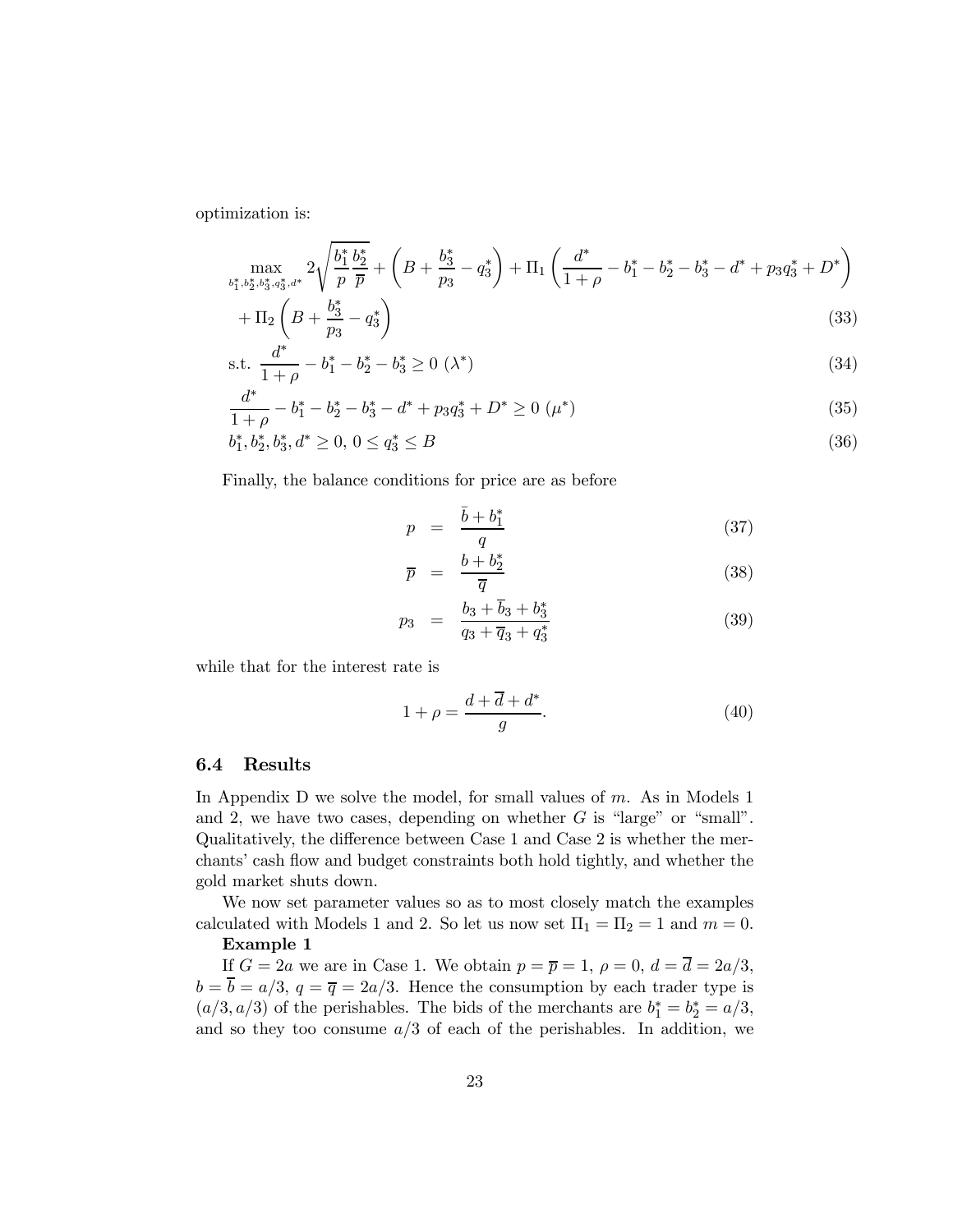optimization is:

$$\max_{b_1^*,b_2^*,b_3^*,q_3^*,d^*} 2\sqrt{\frac{b_1^*}{p}\frac{b_2^*}{\overline{p}}} + \left(B + \frac{b_3^*}{p_3} - q_3^*\right) + \Pi_1\left(\frac{d^*}{1+\rho} - b_1^* - b_2^* - b_3^* - d^* + p_3 q_3^* + D^*\right)$$
$$+ \Pi_2\left(B + \frac{b_3^*}{p_3} - q_3^*\right) \tag{33}$$

$$\text{s.t. } \frac{d^*}{1+\rho} - b_1^* - b_2^* - b_3^* \geq 0 \; (\lambda^*) \tag{34}$$

$$\frac{d^*}{1+\rho} - b_1^* - b_2^* - b_3^* - d^* + p_3 q_3^* + D^* \geq 0 \; (\mu^*) \tag{35}$$

$$b_1^*, b_2^*, b_3^*, d^* \geq 0, \; 0 \leq q_3^* \leq B \tag{36}$$

Finally, the balance conditions for price are as before

$$p = \frac{\bar{b} + b_1^*}{q} \tag{37}$$

$$\overline{p} = \frac{b + b_2^*}{\overline{q}} \tag{38}$$

$$p_3 = \frac{b_3 + \overline{b}_3 + b_3^*}{q_3 + \overline{q}_3 + q_3^*} \tag{39}$$

while that for the interest rate is

$$1 + \rho = \frac{d + \overline{d} + d^*}{g}. \tag{40}$$

### 6.4 Results

In Appendix D we solve the model, for small values of $m$. As in Models 1 and 2, we have two cases, depending on whether $G$ is "large" or "small". Qualitatively, the difference between Case 1 and Case 2 is whether the merchants' cash flow and budget constraints both hold tightly, and whether the gold market shuts down.

We now set parameter values so as to most closely match the examples calculated with Models 1 and 2. So let us now set $\Pi_1 = \Pi_2 = 1$ and $m = 0$.

**Example 1**

If $G = 2a$ we are in Case 1. We obtain $p = \overline{p} = 1$, $\rho = 0$, $d = \overline{d} = 2a/3$, $b = \overline{b} = a/3$, $q = \overline{q} = 2a/3$. Hence the consumption by each trader type is $(a/3, a/3)$ of the perishables. The bids of the merchants are $b_1^* = b_2^* = a/3$, and so they too consume $a/3$ of each of the perishables. In addition, we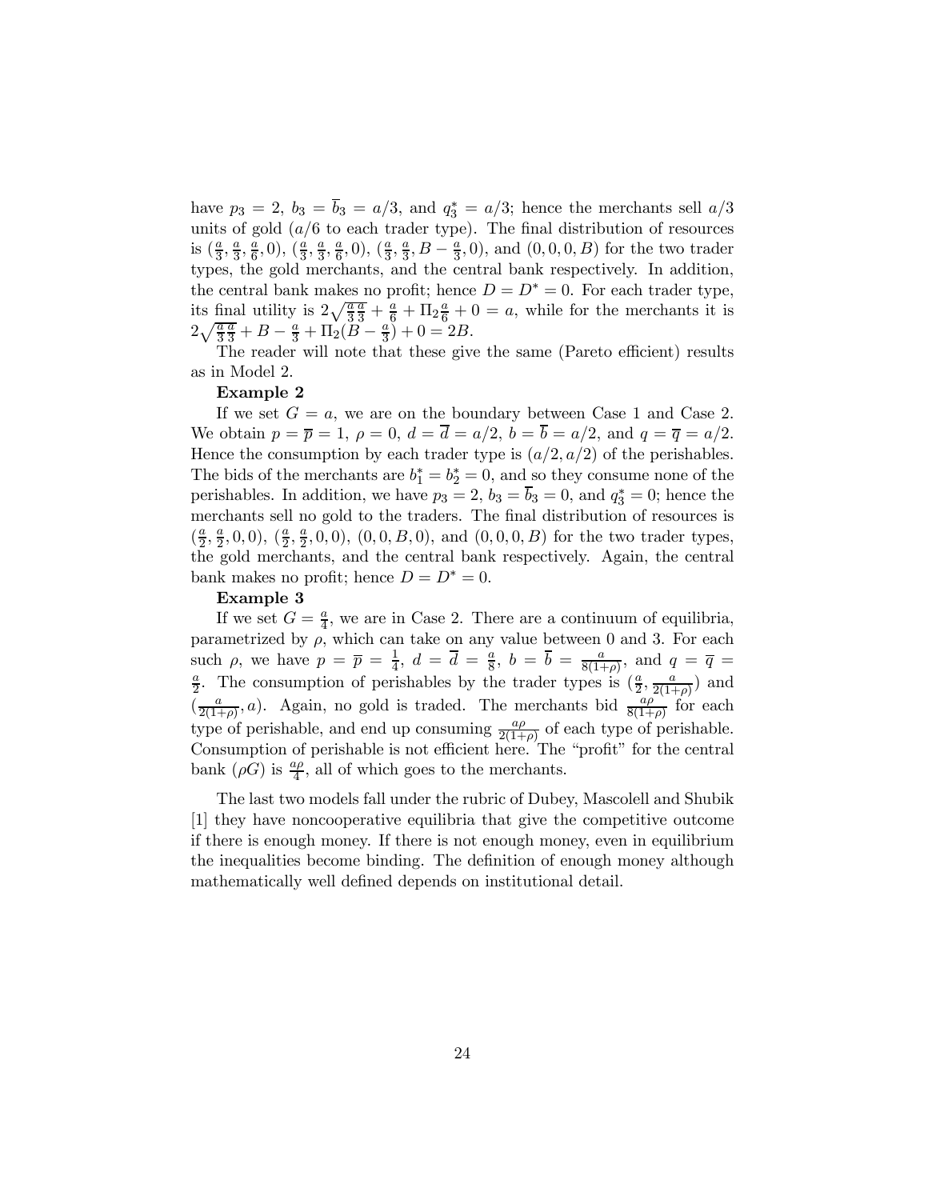have $p_3 = 2$, $b_3 = \overline{b}_3 = a/3$, and $q_3^* = a/3$; hence the merchants sell $a/3$ units of gold ($a/6$ to each trader type). The final distribution of resources is $(\frac{a}{3}, \frac{a}{3}, \frac{a}{6}, 0)$, $(\frac{a}{3}, \frac{a}{3}, \frac{a}{6}, 0)$, $(\frac{a}{3}, \frac{a}{3}, B - \frac{a}{3}, 0)$, and $(0, 0, 0, B)$ for the two trader types, the gold merchants, and the central bank respectively. In addition, the central bank makes no profit; hence $D = D^* = 0$. For each trader type, its final utility is $2\sqrt{\frac{a}{3}\frac{a}{3}} + \frac{a}{6} + \Pi_2 \frac{a}{6} + 0 = a$, while for the merchants it is $2\sqrt{\frac{a}{3}\frac{a}{3}} + B - \frac{a}{3} + \Pi_2(B - \frac{a}{3}) + 0 = 2B$.

The reader will note that these give the same (Pareto efficient) results as in Model 2.

**Example 2**

If we set $G = a$, we are on the boundary between Case 1 and Case 2. We obtain $p = \overline{p} = 1$, $\rho = 0$, $d = \overline{d} = a/2$, $b = \overline{b} = a/2$, and $q = \overline{q} = a/2$. Hence the consumption by each trader type is $(a/2, a/2)$ of the perishables. The bids of the merchants are $b_1^* = b_2^* = 0$, and so they consume none of the perishables. In addition, we have $p_3 = 2$, $b_3 = \overline{b}_3 = 0$, and $q_3^* = 0$; hence the merchants sell no gold to the traders. The final distribution of resources is $(\frac{a}{2}, \frac{a}{2}, 0, 0)$, $(\frac{a}{2}, \frac{a}{2}, 0, 0)$, $(0, 0, B, 0)$, and $(0, 0, 0, B)$ for the two trader types, the gold merchants, and the central bank respectively. Again, the central bank makes no profit; hence $D = D^* = 0$.

**Example 3**

If we set $G = \frac{a}{4}$, we are in Case 2. There are a continuum of equilibria, parametrized by $\rho$, which can take on any value between 0 and 3. For each such $\rho$, we have $p = \overline{p} = \frac{1}{4}$, $d = \overline{d} = \frac{a}{8}$, $b = \overline{b} = \frac{a}{8(1+\rho)}$, and $q = \overline{q} = \frac{a}{2}$. The consumption of perishables by the trader types is $(\frac{a}{2}, \frac{a}{2(1+\rho)})$ and $(\frac{a}{2(1+\rho)}, a)$. Again, no gold is traded. The merchants bid $\frac{a\rho}{8(1+\rho)}$ for each type of perishable, and end up consuming $\frac{a\rho}{2(1+\rho)}$ of each type of perishable. Consumption of perishable is not efficient here. The "profit" for the central bank ($\rho G$) is $\frac{a\rho}{4}$, all of which goes to the merchants.

The last two models fall under the rubric of Dubey, Mascolell and Shubik [1] they have noncooperative equilibria that give the competitive outcome if there is enough money. If there is not enough money, even in equilibrium the inequalities become binding. The definition of enough money although mathematically well defined depends on institutional detail.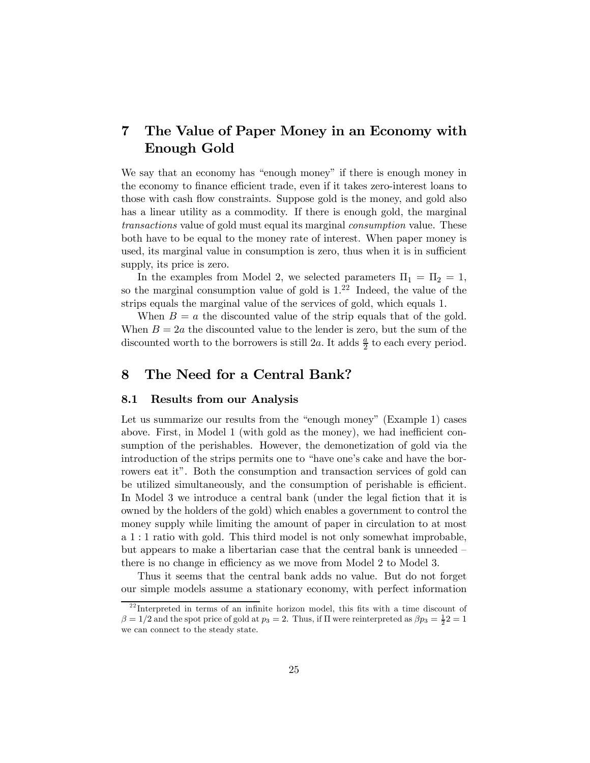# 7 The Value of Paper Money in an Economy with Enough Gold

We say that an economy has "enough money" if there is enough money in the economy to finance efficient trade, even if it takes zero-interest loans to those with cash flow constraints. Suppose gold is the money, and gold also has a linear utility as a commodity. If there is enough gold, the marginal *transactions* value of gold must equal its marginal *consumption* value. These both have to be equal to the money rate of interest. When paper money is used, its marginal value in consumption is zero, thus when it is in sufficient supply, its price is zero.

In the examples from Model 2, we selected parameters $\Pi_1 = \Pi_2 = 1$, so the marginal consumption value of gold is 1.[22] Indeed, the value of the strips equals the marginal value of the services of gold, which equals 1.

When $B = a$ the discounted value of the strip equals that of the gold. When $B = 2a$ the discounted value to the lender is zero, but the sum of the discounted worth to the borrowers is still $2a$. It adds $\frac{a}{2}$ to each every period.

# 8 The Need for a Central Bank?

## 8.1 Results from our Analysis

Let us summarize our results from the "enough money" (Example 1) cases above. First, in Model 1 (with gold as the money), we had inefficient consumption of the perishables. However, the demonetization of gold via the introduction of the strips permits one to "have one's cake and have the borrowers eat it". Both the consumption and transaction services of gold can be utilized simultaneously, and the consumption of perishable is efficient. In Model 3 we introduce a central bank (under the legal fiction that it is owned by the holders of the gold) which enables a government to control the money supply while limiting the amount of paper in circulation to at most a $1:1$ ratio with gold. This third model is not only somewhat improbable, but appears to make a libertarian case that the central bank is unneeded – there is no change in efficiency as we move from Model 2 to Model 3.

Thus it seems that the central bank adds no value. But do not forget our simple models assume a stationary economy, with perfect information

[22] Interpreted in terms of an infinite horizon model, this fits with a time discount of $\beta = 1/2$ and the spot price of gold at $p_3 = 2$. Thus, if $\Pi$ were reinterpreted as $\beta p_3 = \frac{1}{2}2 = 1$ we can connect to the steady state.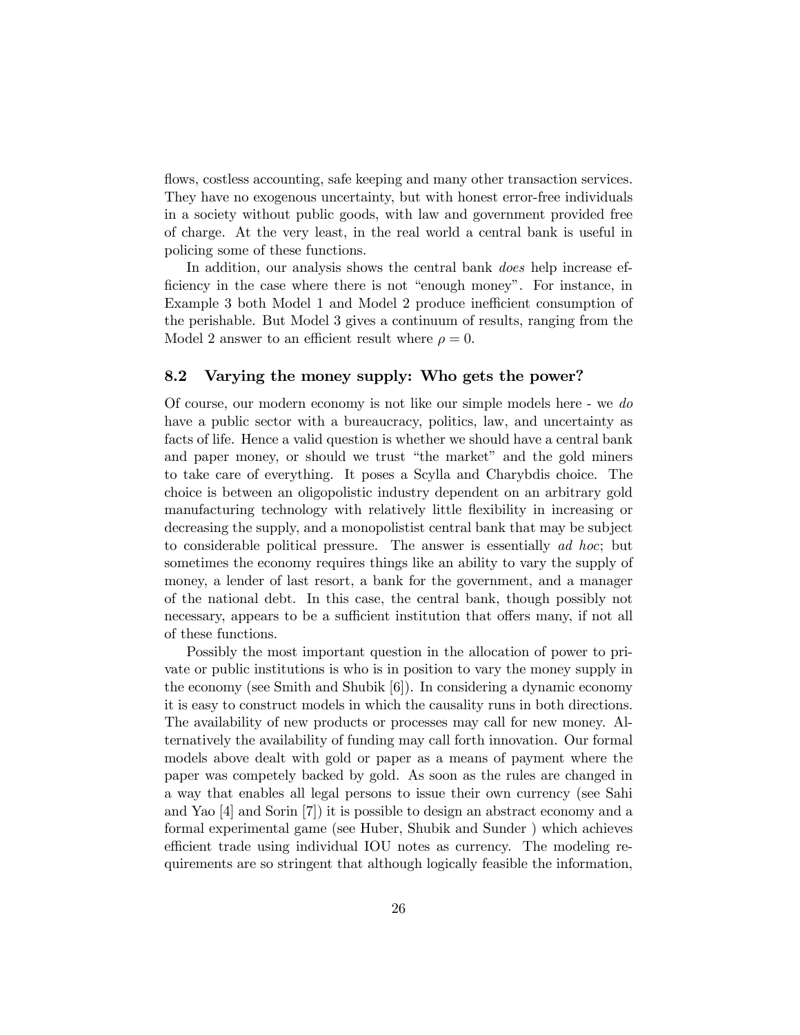flows, costless accounting, safe keeping and many other transaction services. They have no exogenous uncertainty, but with honest error-free individuals in a society without public goods, with law and government provided free of charge. At the very least, in the real world a central bank is useful in policing some of these functions.

In addition, our analysis shows the central bank *does* help increase efficiency in the case where there is not "enough money". For instance, in Example 3 both Model 1 and Model 2 produce inefficient consumption of the perishable. But Model 3 gives a continuum of results, ranging from the Model 2 answer to an efficient result where $\rho = 0$.

## 8.2 Varying the money supply: Who gets the power?

Of course, our modern economy is not like our simple models here - we *do* have a public sector with a bureaucracy, politics, law, and uncertainty as facts of life. Hence a valid question is whether we should have a central bank and paper money, or should we trust "the market" and the gold miners to take care of everything. It poses a Scylla and Charybdis choice. The choice is between an oligopolistic industry dependent on an arbitrary gold manufacturing technology with relatively little flexibility in increasing or decreasing the supply, and a monopolist central bank that may be subject to considerable political pressure. The answer is essentially *ad hoc*; but sometimes the economy requires things like an ability to vary the supply of money, a lender of last resort, a bank for the government, and a manager of the national debt. In this case, the central bank, though possibly not necessary, appears to be a sufficient institution that offers many, if not all of these functions.

Possibly the most important question in the allocation of power to private or public institutions is who is in position to vary the money supply in the economy (see Smith and Shubik [6]). In considering a dynamic economy it is easy to construct models in which the causality runs in both directions. The availability of new products or processes may call for new money. Alternatively the availability of funding may call forth innovation. Our formal models above dealt with gold or paper as a means of payment where the paper was competely backed by gold. As soon as the rules are changed in a way that enables all legal persons to issue their own currency (see Sahi and Yao [4] and Sorin [7]) it is possible to design an abstract economy and a formal experimental game (see Huber, Shubik and Sunder ) which achieves efficient trade using individual IOU notes as currency. The modeling requirements are so stringent that although logically feasible the information,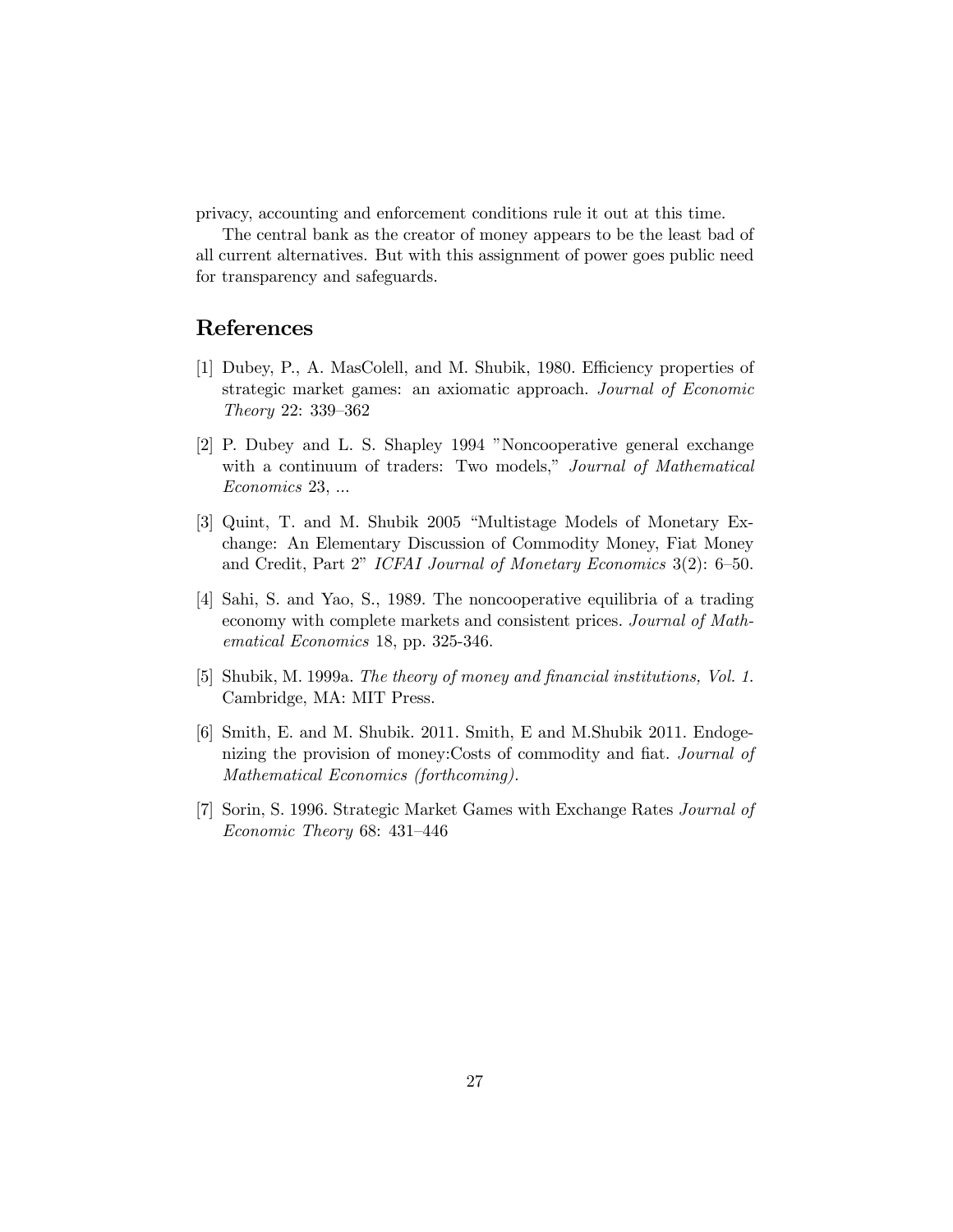privacy, accounting and enforcement conditions rule it out at this time.

The central bank as the creator of money appears to be the least bad of all current alternatives. But with this assignment of power goes public need for transparency and safeguards.

## References

[1] Dubey, P., A. MasColell, and M. Shubik, 1980. Efficiency properties of strategic market games: an axiomatic approach. *Journal of Economic Theory* 22: 339–362

[2] P. Dubey and L. S. Shapley 1994 "Noncooperative general exchange with a continuum of traders: Two models," *Journal of Mathematical Economics* 23, ...

[3] Quint, T. and M. Shubik 2005 "Multistage Models of Monetary Exchange: An Elementary Discussion of Commodity Money, Fiat Money and Credit, Part 2" *ICFAI Journal of Monetary Economics* 3(2): 6–50.

[4] Sahi, S. and Yao, S., 1989. The noncooperative equilibria of a trading economy with complete markets and consistent prices. *Journal of Mathematical Economics* 18, pp. 325-346.

[5] Shubik, M. 1999a. *The theory of money and financial institutions, Vol. 1.* Cambridge, MA: MIT Press.

[6] Smith, E. and M. Shubik. 2011. Smith, E and M.Shubik 2011. Endogenizing the provision of money:Costs of commodity and fiat. *Journal of Mathematical Economics (forthcoming).*

[7] Sorin, S. 1996. Strategic Market Games with Exchange Rates *Journal of Economic Theory* 68: 431–446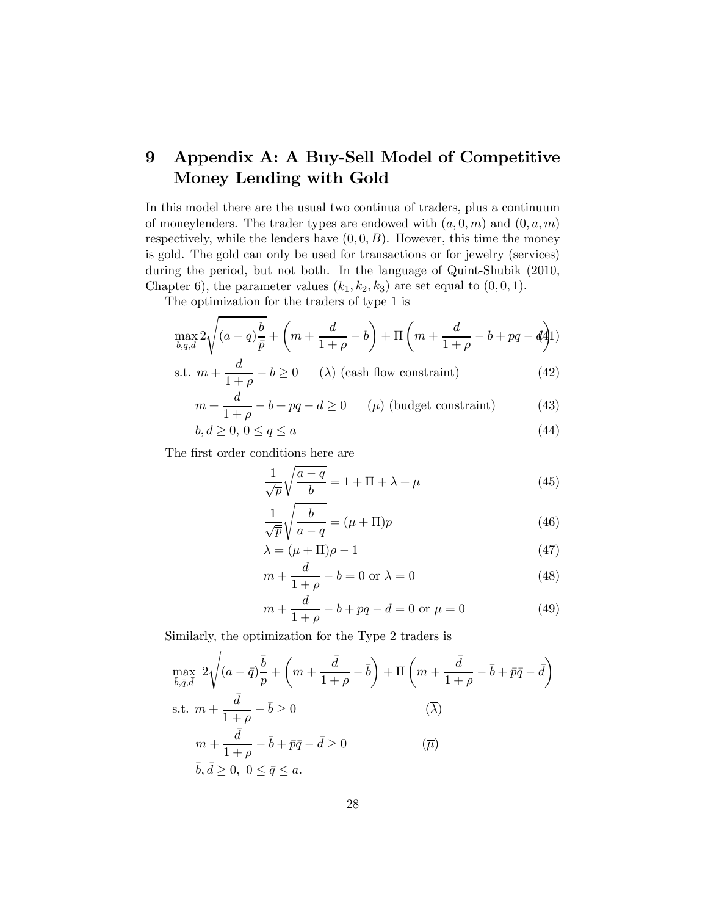# 9 Appendix A: A Buy-Sell Model of Competitive Money Lending with Gold

In this model there are the usual two continua of traders, plus a continuum of moneylenders. The trader types are endowed with $(a, 0, m)$ and $(0, a, m)$ respectively, while the lenders have $(0, 0, B)$. However, this time the money is gold. The gold can only be used for transactions or for jewelry (services) during the period, but not both. In the language of Quint-Shubik (2010, Chapter 6), the parameter values $(k_1, k_2, k_3)$ are set equal to $(0, 0, 1)$.

The optimization for the traders of type 1 is

$$\max_{b,q,d} 2\sqrt{(a-q)\frac{b}{\bar{p}}} + \left(m + \frac{d}{1+\rho} - b\right) + \Pi\left(m + \frac{d}{1+\rho} - b + pq - d\right) \tag{41}$$

$$\text{s.t. } m + \frac{d}{1+\rho} - b \geq 0 \qquad (\lambda) \text{ (cash flow constraint)} \tag{42}$$

$$m + \frac{d}{1+\rho} - b + pq - d \geq 0 \qquad (\mu) \text{ (budget constraint)} \tag{43}$$

$$b, d \geq 0,\ 0 \leq q \leq a \tag{44}$$

The first order conditions here are

$$\frac{1}{\sqrt{\bar{p}}}\sqrt{\frac{a-q}{b}} = 1 + \Pi + \lambda + \mu \tag{45}$$

$$\frac{1}{\sqrt{\bar{p}}}\sqrt{\frac{b}{a-q}} = (\mu + \Pi)p \tag{46}$$

$$\lambda = (\mu + \Pi)\rho - 1 \tag{47}$$

$$m + \frac{d}{1+\rho} - b = 0 \text{ or } \lambda = 0 \tag{48}$$

$$m + \frac{d}{1+\rho} - b + pq - d = 0 \text{ or } \mu = 0 \tag{49}$$

Similarly, the optimization for the Type 2 traders is

$$\max_{\bar{b},\bar{q},\bar{d}}\ 2\sqrt{(a-\bar{q})\frac{\bar{b}}{p}} + \left(m + \frac{\bar{d}}{1+\rho} - \bar{b}\right) + \Pi\left(m + \frac{\bar{d}}{1+\rho} - \bar{b} + \bar{p}\bar{q} - \bar{d}\right)$$

$$\text{s.t. } m + \frac{\bar{d}}{1+\rho} - \bar{b} \geq 0 \qquad (\overline{\lambda})$$

$$m + \frac{\bar{d}}{1+\rho} - \bar{b} + \bar{p}\bar{q} - \bar{d} \geq 0 \qquad (\overline{\mu})$$

$$\bar{b}, \bar{d} \geq 0,\ 0 \leq \bar{q} \leq a.$$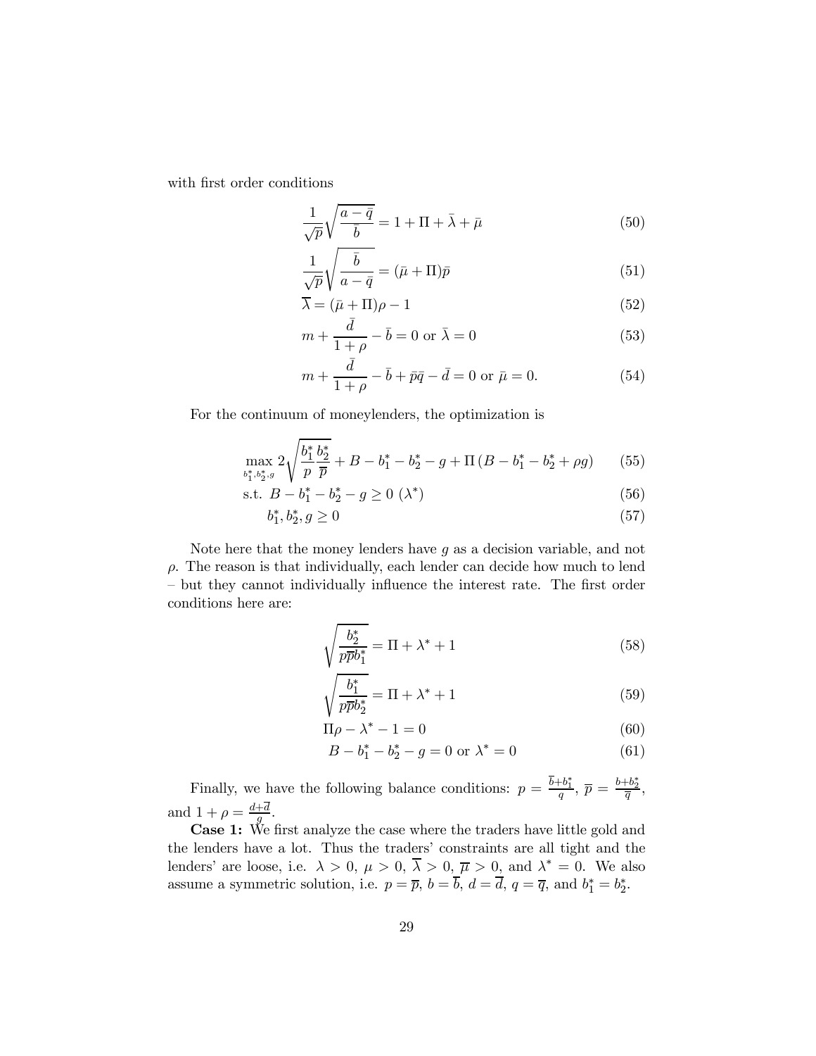with first order conditions

$$\frac{1}{\sqrt{\bar{p}}}\sqrt{\frac{a-\bar{q}}{\bar{b}}} = 1 + \Pi + \bar{\lambda} + \bar{\mu} \tag{50}$$

$$\frac{1}{\sqrt{\bar{p}}}\sqrt{\frac{\bar{b}}{a-\bar{q}}} = (\bar{\mu} + \Pi)\bar{p} \tag{51}$$

$$\overline{\lambda} = (\bar{\mu} + \Pi)\rho - 1 \tag{52}$$

$$m + \frac{\bar{d}}{1+\rho} - \bar{b} = 0 \text{ or } \bar{\lambda} = 0 \tag{53}$$

$$m + \frac{\bar{d}}{1+\rho} - \bar{b} + \bar{p}\bar{q} - \bar{d} = 0 \text{ or } \bar{\mu} = 0. \tag{54}$$

For the continuum of moneylenders, the optimization is

$$\max_{b_1^*, b_2^*, g} 2\sqrt{\frac{b_1^*}{p}\frac{b_2^*}{\overline{p}}} + B - b_1^* - b_2^* - g + \Pi\left(B - b_1^* - b_2^* + \rho g\right) \tag{55}$$

$$\text{s.t. } B - b_1^* - b_2^* - g \geq 0 \; (\lambda^*) \tag{56}$$

$$b_1^*, b_2^*, g \geq 0 \tag{57}$$

Note here that the money lenders have $g$ as a decision variable, and not $\rho$. The reason is that individually, each lender can decide how much to lend – but they cannot individually influence the interest rate. The first order conditions here are:

$$\sqrt{\frac{b_2^*}{p\overline{p}b_1^*}} = \Pi + \lambda^* + 1 \tag{58}$$

$$\sqrt{\frac{b_1^*}{p\overline{p}b_2^*}} = \Pi + \lambda^* + 1 \tag{59}$$

$$\Pi\rho - \lambda^* - 1 = 0 \tag{60}$$

$$B - b_1^* - b_2^* - g = 0 \text{ or } \lambda^* = 0 \tag{61}$$

Finally, we have the following balance conditions: $p = \frac{\overline{b}+b_1^*}{q}$, $\overline{p} = \frac{b+b_2^*}{\overline{q}}$, and $1+\rho = \frac{d+\overline{d}}{g}$.

**Case 1:** We first analyze the case where the traders have little gold and the lenders have a lot. Thus the traders' constraints are all tight and the lenders' are loose, i.e. $\lambda > 0$, $\mu > 0$, $\overline{\lambda} > 0$, $\overline{\mu} > 0$, and $\lambda^* = 0$. We also assume a symmetric solution, i.e. $p = \overline{p}$, $b = \overline{b}$, $d = \overline{d}$, $q = \overline{q}$, and $b_1^* = b_2^*$.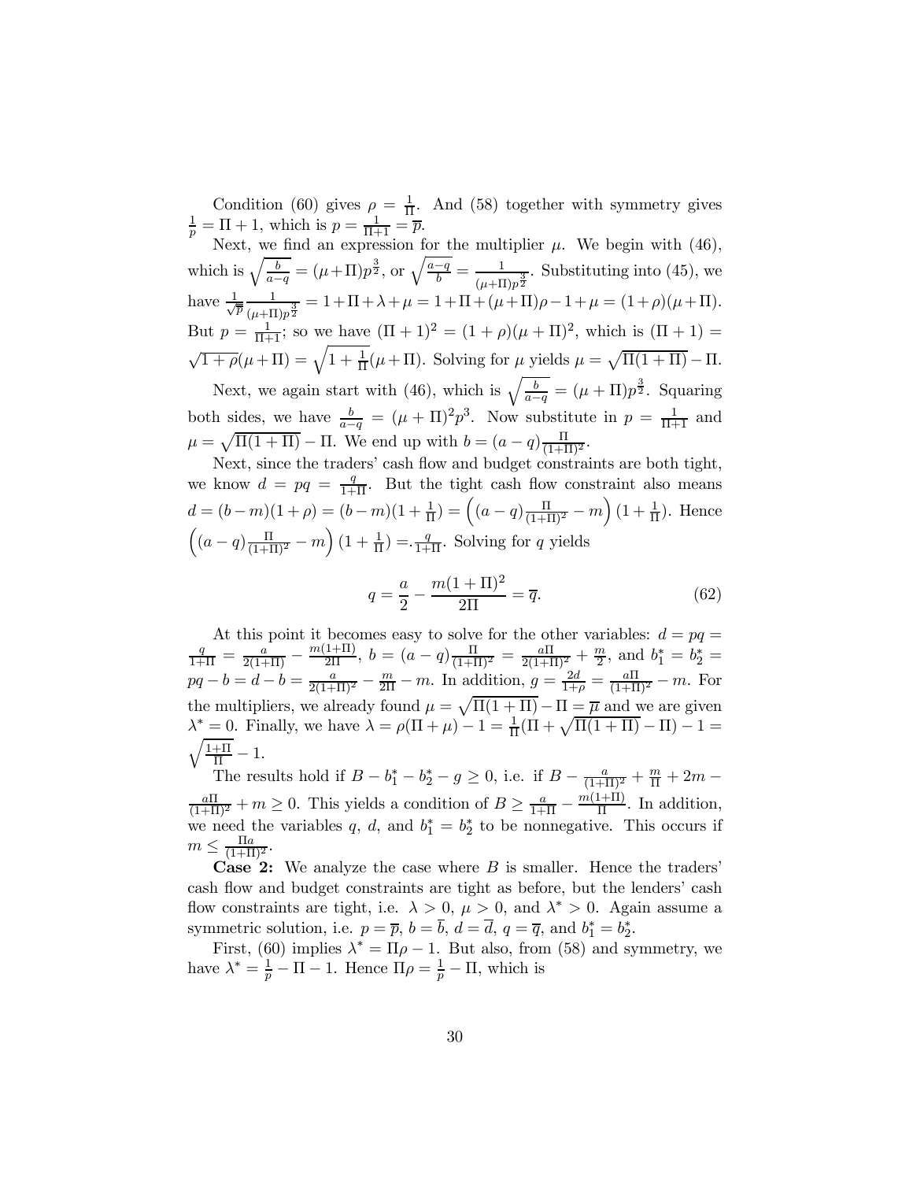Condition (60) gives $\rho = \frac{1}{\Pi}$. And (58) together with symmetry gives $\frac{1}{p} = \Pi + 1$, which is $p = \frac{1}{\Pi+1} = \overline{p}$.

Next, we find an expression for the multiplier $\mu$. We begin with (46), which is $\sqrt{\frac{b}{a-q}} = (\mu+\Pi)p^{\frac{3}{2}}$, or $\sqrt{\frac{a-q}{b}} = \frac{1}{(\mu+\Pi)p^{\frac{3}{2}}}$. Substituting into (45), we have $\frac{1}{\sqrt{p}}\frac{1}{(\mu+\Pi)p^{\frac{3}{2}}} = 1+\Pi+\lambda+\mu = 1+\Pi+(\mu+\Pi)\rho-1+\mu = (1+\rho)(\mu+\Pi)$. But $p = \frac{1}{\Pi+1}$; so we have $(\Pi+1)^2 = (1+\rho)(\mu+\Pi)^2$, which is $(\Pi+1) = \sqrt{1+\rho}(\mu+\Pi) = \sqrt{1+\frac{1}{\Pi}}(\mu+\Pi)$. Solving for $\mu$ yields $\mu = \sqrt{\Pi(1+\Pi)} - \Pi$.

Next, we again start with (46), which is $\sqrt{\frac{b}{a-q}} = (\mu+\Pi)p^{\frac{3}{2}}$. Squaring both sides, we have $\frac{b}{a-q} = (\mu+\Pi)^2 p^3$. Now substitute in $p = \frac{1}{\Pi+1}$ and $\mu = \sqrt{\Pi(1+\Pi)} - \Pi$. We end up with $b = (a-q)\frac{\Pi}{(1+\Pi)^2}$.

Next, since the traders' cash flow and budget constraints are both tight, we know $d = pq = \frac{q}{1+\Pi}$. But the tight cash flow constraint also means $d = (b-m)(1+\rho) = (b-m)(1+\frac{1}{\Pi}) = \left((a-q)\frac{\Pi}{(1+\Pi)^2} - m\right)(1+\frac{1}{\Pi})$. Hence $\left((a-q)\frac{\Pi}{(1+\Pi)^2} - m\right)(1+\frac{1}{\Pi}) =. \frac{q}{1+\Pi}$. Solving for $q$ yields

$$q = \frac{a}{2} - \frac{m(1+\Pi)^2}{2\Pi} = \overline{q}. \tag{62}$$

At this point it becomes easy to solve for the other variables: $d = pq = \frac{q}{1+\Pi} = \frac{a}{2(1+\Pi)} - \frac{m(1+\Pi)}{2\Pi}$, $b = (a-q)\frac{\Pi}{(1+\Pi)^2} = \frac{a\Pi}{2(1+\Pi)^2} + \frac{m}{2}$, and $b_1^* = b_2^* = pq - b = d - b = \frac{a}{2(1+\Pi)^2} - \frac{m}{2\Pi} - m$. In addition, $g = \frac{2d}{1+\rho} = \frac{a\Pi}{(1+\Pi)^2} - m$. For the multipliers, we already found $\mu = \sqrt{\Pi(1+\Pi)} - \Pi = \overline{\mu}$ and we are given $\lambda^* = 0$. Finally, we have $\lambda = \rho(\Pi+\mu) - 1 = \frac{1}{\Pi}(\Pi + \sqrt{\Pi(1+\Pi)} - \Pi) - 1 = \sqrt{\frac{1+\Pi}{\Pi}} - 1$.

The results hold if $B - b_1^* - b_2^* - g \geq 0$, i.e. if $B - \frac{a}{(1+\Pi)^2} + \frac{m}{\Pi} + 2m - \frac{a\Pi}{(1+\Pi)^2} + m \geq 0$. This yields a condition of $B \geq \frac{a}{1+\Pi} - \frac{m(1+\Pi)}{\Pi}$. In addition, we need the variables $q$, $d$, and $b_1^* = b_2^*$ to be nonnegative. This occurs if $m \leq \frac{\Pi a}{(1+\Pi)^2}$.

**Case 2:** We analyze the case where $B$ is smaller. Hence the traders' cash flow and budget constraints are tight as before, but the lenders' cash flow constraints are tight, i.e. $\lambda > 0$, $\mu > 0$, and $\lambda^* > 0$. Again assume a symmetric solution, i.e. $p = \overline{p}$, $b = \overline{b}$, $d = \overline{d}$, $q = \overline{q}$, and $b_1^* = b_2^*$.

First, (60) implies $\lambda^* = \Pi\rho - 1$. But also, from (58) and symmetry, we have $\lambda^* = \frac{1}{p} - \Pi - 1$. Hence $\Pi\rho = \frac{1}{p} - \Pi$, which is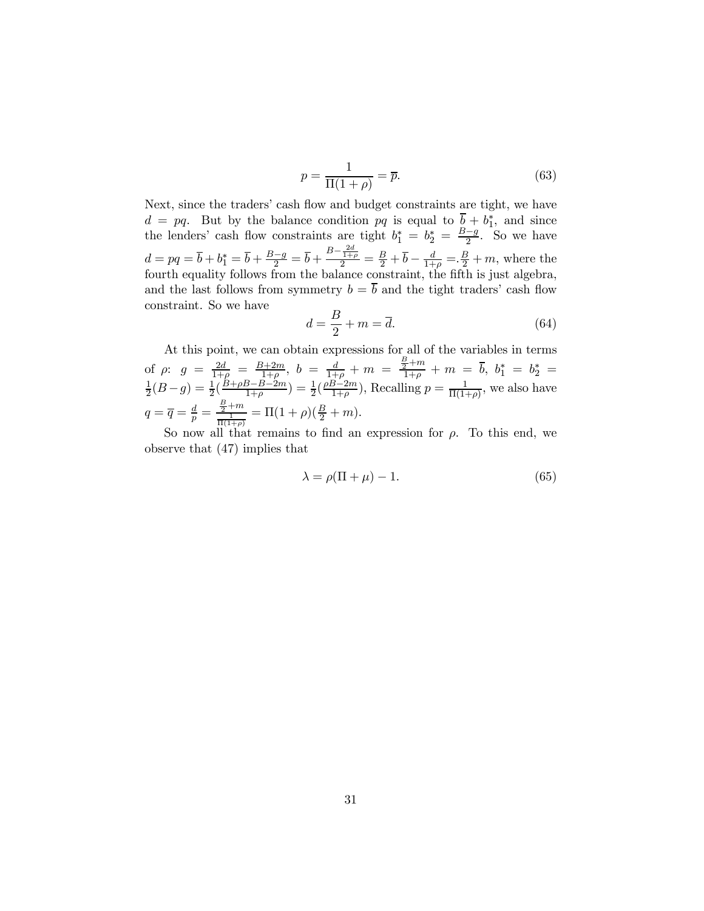$$p = \frac{1}{\Pi(1+\rho)} = \overline{p}. \tag{63}$$

Next, since the traders' cash flow and budget constraints are tight, we have $d = pq$. But by the balance condition $pq$ is equal to $\overline{b} + b_1^*$, and since the lenders' cash flow constraints are tight $b_1^* = b_2^* = \frac{B-g}{2}$. So we have $d = pq = \overline{b} + b_1^* = \overline{b} + \frac{B-g}{2} = \overline{b} + \frac{B - \frac{2d}{1+\rho}}{2} = \frac{B}{2} + \overline{b} - \frac{d}{1+\rho} =. \frac{B}{2} + m$, where the fourth equality follows from the balance constraint, the fifth is just algebra, and the last follows from symmetry $b = \overline{b}$ and the tight traders' cash flow constraint. So we have

$$d = \frac{B}{2} + m = \overline{d}. \tag{64}$$

At this point, we can obtain expressions for all of the variables in terms of $\rho$: $g = \frac{2d}{1+\rho} = \frac{B+2m}{1+\rho}$, $b = \frac{d}{1+\rho} + m = \frac{\frac{B}{2}+m}{1+\rho} + m = \overline{b}$, $b_1^* = b_2^* = \frac{1}{2}(B-g) = \frac{1}{2}(\frac{B+\rho B - B - 2m}{1+\rho}) = \frac{1}{2}(\frac{\rho B - 2m}{1+\rho})$, Recalling $p = \frac{1}{\Pi(1+\rho)}$, we also have $q = \overline{q} = \frac{d}{p} = \frac{\frac{B}{2}+m}{\frac{1}{\Pi(1+\rho)}} = \Pi(1+\rho)(\frac{B}{2}+m)$.

So now all that remains to find an expression for $\rho$. To this end, we observe that (47) implies that

$$\lambda = \rho(\Pi + \mu) - 1. \tag{65}$$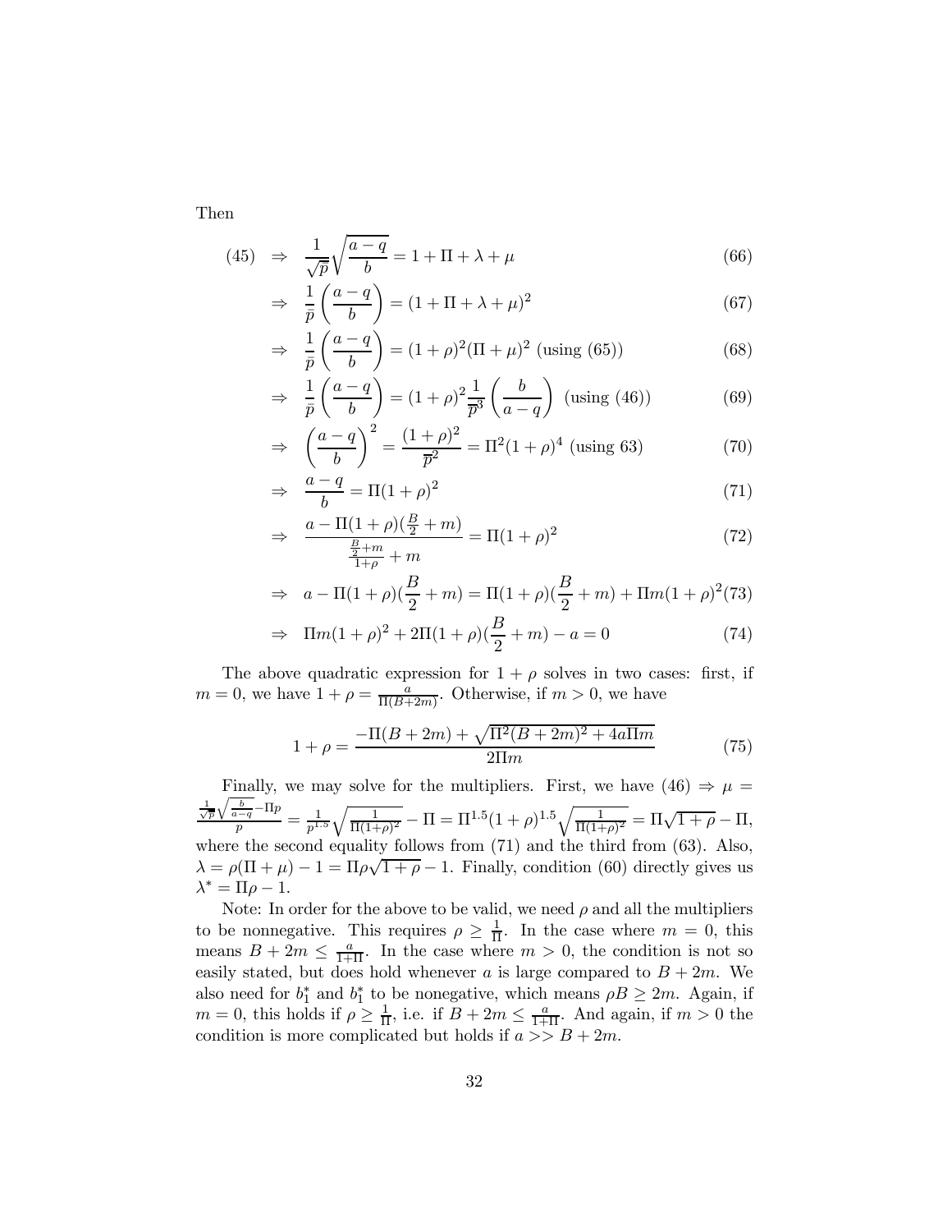Then

$$
\begin{aligned}
(45) \quad &\Rightarrow \quad \frac{1}{\sqrt{\bar{p}}}\sqrt{\frac{a-q}{b}} = 1 + \Pi + \lambda + \mu & (66)\\
&\Rightarrow \quad \frac{1}{\bar{p}}\left(\frac{a-q}{b}\right) = (1 + \Pi + \lambda + \mu)^2 & (67)\\
&\Rightarrow \quad \frac{1}{\bar{p}}\left(\frac{a-q}{b}\right) = (1+\rho)^2(\Pi+\mu)^2 \text{ (using (65))} & (68)\\
&\Rightarrow \quad \frac{1}{\bar{p}}\left(\frac{a-q}{b}\right) = (1+\rho)^2\frac{1}{\overline{p}^3}\left(\frac{b}{a-q}\right) \text{ (using (46))} & (69)\\
&\Rightarrow \quad \left(\frac{a-q}{b}\right)^2 = \frac{(1+\rho)^2}{\overline{p}^2} = \Pi^2(1+\rho)^4 \text{ (using 63)} & (70)\\
&\Rightarrow \quad \frac{a-q}{b} = \Pi(1+\rho)^2 & (71)\\
&\Rightarrow \quad \frac{a - \Pi(1+\rho)(\frac{B}{2}+m)}{\frac{\frac{B}{2}+m}{1+\rho}+m} = \Pi(1+\rho)^2 & (72)\\
&\Rightarrow \quad a - \Pi(1+\rho)(\frac{B}{2}+m) = \Pi(1+\rho)(\frac{B}{2}+m) + \Pi m(1+\rho)^2 & (73)\\
&\Rightarrow \quad \Pi m(1+\rho)^2 + 2\Pi(1+\rho)(\frac{B}{2}+m) - a = 0 & (74)
\end{aligned}
$$

The above quadratic expression for $1+\rho$ solves in two cases: first, if $m = 0$, we have $1 + \rho = \frac{a}{\Pi(B+2m)}$. Otherwise, if $m > 0$, we have

$$
1 + \rho = \frac{-\Pi(B+2m) + \sqrt{\Pi^2(B+2m)^2 + 4a\Pi m}}{2\Pi m} \tag{75}
$$

Finally, we may solve for the multipliers. First, we have (46) $\Rightarrow \mu = \frac{\frac{1}{\sqrt{p}}\sqrt{\frac{b}{a-q}} - \Pi p}{p} = \frac{1}{p^{1.5}}\sqrt{\frac{1}{\Pi(1+\rho)^2}} - \Pi = \Pi^{1.5}(1+\rho)^{1.5}\sqrt{\frac{1}{\Pi(1+\rho)^2}} = \Pi\sqrt{1+\rho} - \Pi$, where the second equality follows from (71) and the third from (63). Also, $\lambda = \rho(\Pi + \mu) - 1 = \Pi\rho\sqrt{1+\rho} - 1$. Finally, condition (60) directly gives us $\lambda^* = \Pi\rho - 1$.

Note: In order for the above to be valid, we need $\rho$ and all the multipliers to be nonnegative. This requires $\rho \geq \frac{1}{\Pi}$. In the case where $m = 0$, this means $B + 2m \leq \frac{a}{1+\Pi}$. In the case where $m > 0$, the condition is not so easily stated, but does hold whenever $a$ is large compared to $B + 2m$. We also need for $b_1^*$ and $b_1^*$ to be nonegative, which means $\rho B \geq 2m$. Again, if $m = 0$, this holds if $\rho \geq \frac{1}{\Pi}$, i.e. if $B + 2m \leq \frac{a}{1+\Pi}$. And again, if $m > 0$ the condition is more complicated but holds if $a >> B + 2m$.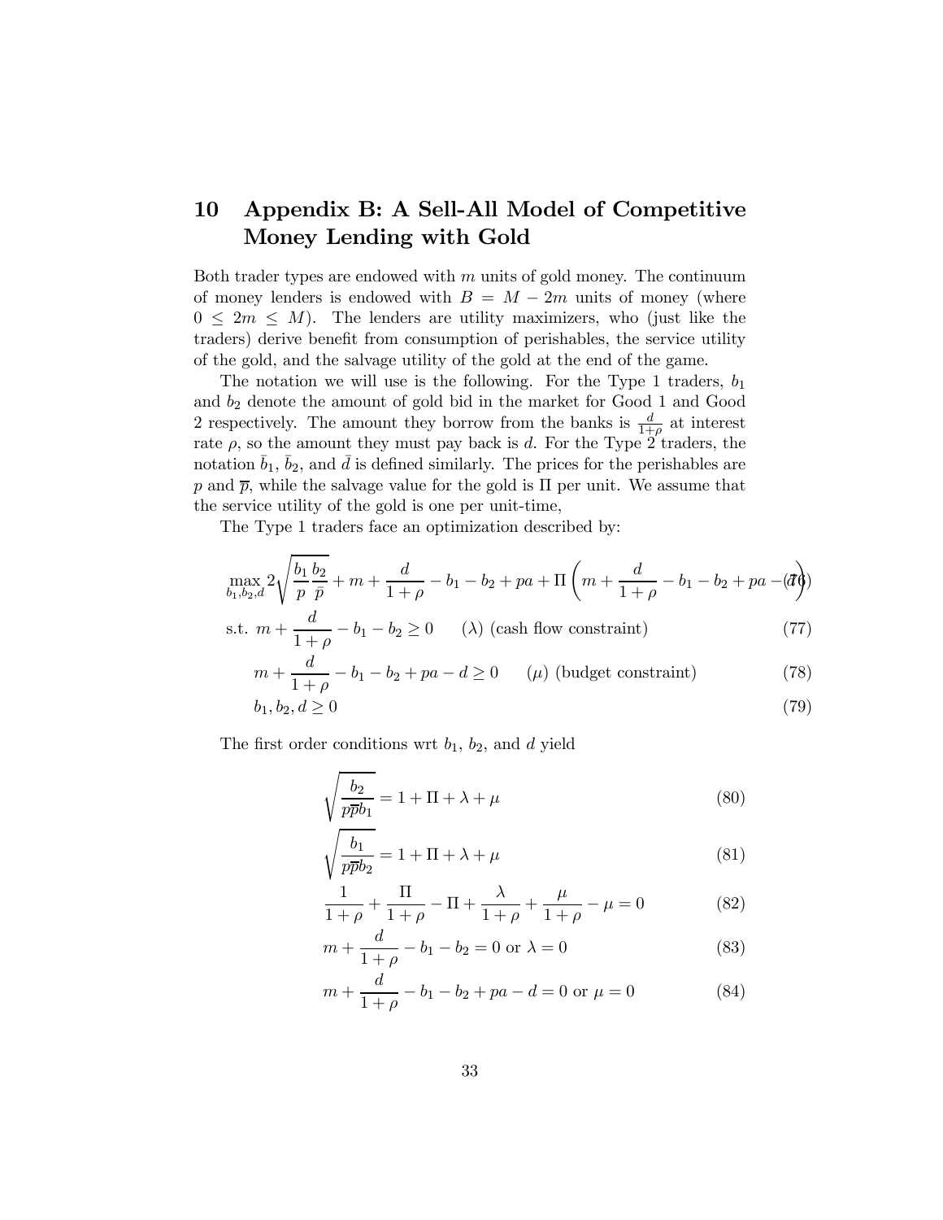# 10 Appendix B: A Sell-All Model of Competitive Money Lending with Gold

Both trader types are endowed with $m$ units of gold money. The continuum of money lenders is endowed with $B = M - 2m$ units of money (where $0 \leq 2m \leq M$). The lenders are utility maximizers, who (just like the traders) derive benefit from consumption of perishables, the service utility of the gold, and the salvage utility of the gold at the end of the game.

The notation we will use is the following. For the Type 1 traders, $b_1$ and $b_2$ denote the amount of gold bid in the market for Good 1 and Good 2 respectively. The amount they borrow from the banks is $\frac{d}{1+\rho}$ at interest rate $\rho$, so the amount they must pay back is $d$. For the Type 2 traders, the notation $\bar{b}_1$, $\bar{b}_2$, and $\bar{d}$ is defined similarly. The prices for the perishables are $p$ and $\overline{p}$, while the salvage value for the gold is $\Pi$ per unit. We assume that the service utility of the gold is one per unit-time,

The Type 1 traders face an optimization described by:

$$\max_{b_1,b_2,d} 2\sqrt{\frac{b_1}{p}\frac{b_2}{\overline{p}}} + m + \frac{d}{1+\rho} - b_1 - b_2 + pa + \Pi\left(m + \frac{d}{1+\rho} - b_1 - b_2 + pa - d\right) \tag{76}$$

$$\text{s.t. } m + \frac{d}{1+\rho} - b_1 - b_2 \geq 0 \qquad (\lambda) \text{ (cash flow constraint)} \tag{77}$$

$$m + \frac{d}{1+\rho} - b_1 - b_2 + pa - d \geq 0 \qquad (\mu) \text{ (budget constraint)} \tag{78}$$

$$b_1, b_2, d \geq 0 \tag{79}$$

The first order conditions wrt $b_1$, $b_2$, and $d$ yield

$$\sqrt{\frac{b_2}{p\overline{p}b_1}} = 1 + \Pi + \lambda + \mu \tag{80}$$

$$\sqrt{\frac{b_1}{p\overline{p}b_2}} = 1 + \Pi + \lambda + \mu \tag{81}$$

$$\frac{1}{1+\rho} + \frac{\Pi}{1+\rho} - \Pi + \frac{\lambda}{1+\rho} + \frac{\mu}{1+\rho} - \mu = 0 \tag{82}$$

$$m + \frac{d}{1+\rho} - b_1 - b_2 = 0 \text{ or } \lambda = 0 \tag{83}$$

$$m + \frac{d}{1+\rho} - b_1 - b_2 + pa - d = 0 \text{ or } \mu = 0 \tag{84}$$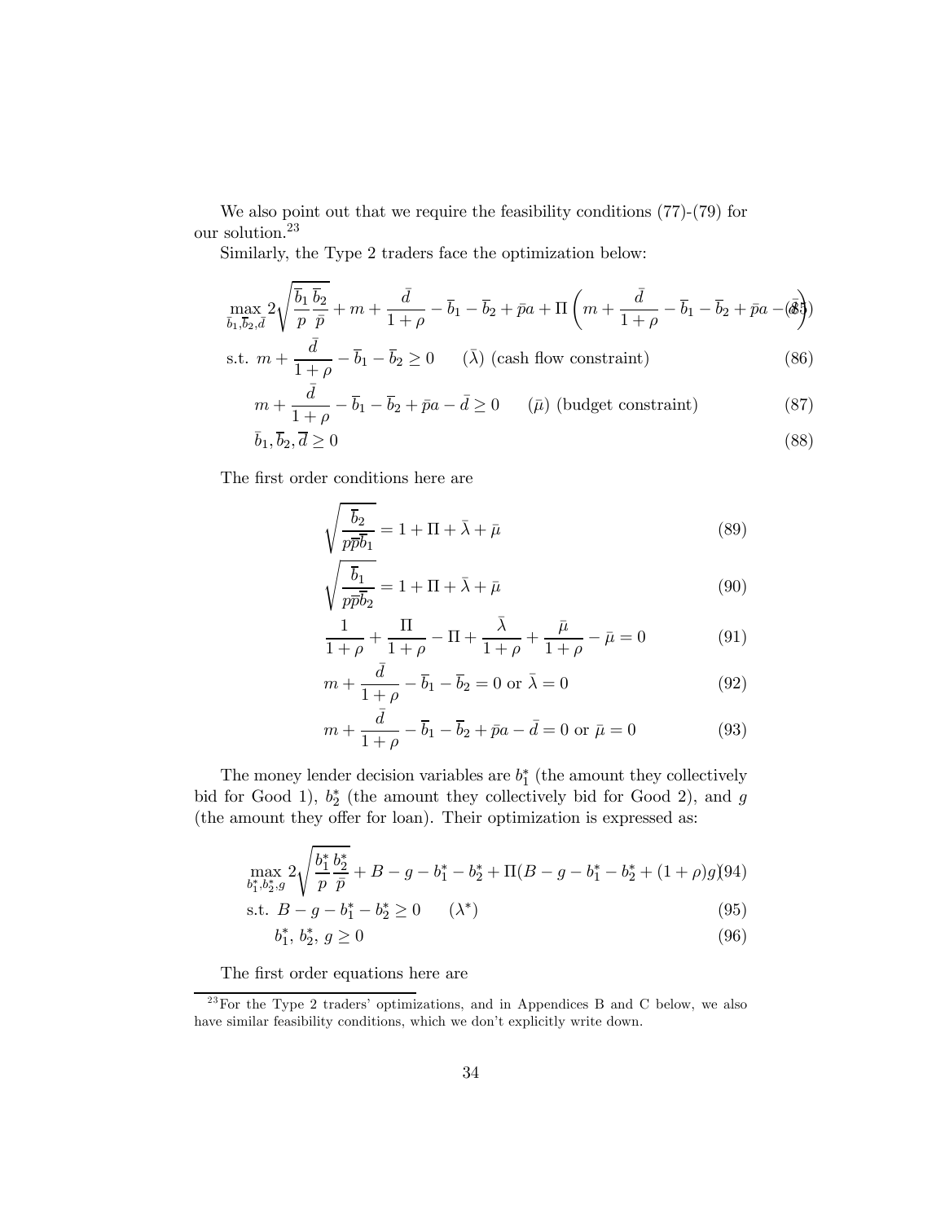We also point out that we require the feasibility conditions (77)-(79) for our solution.[23]

Similarly, the Type 2 traders face the optimization below:

$$\max_{\bar{b}_1,\overline{b}_2,\bar{d}} 2\sqrt{\frac{\overline{b}_1}{p}\frac{\overline{b}_2}{\bar{p}}} + m + \frac{\bar{d}}{1+\rho} - \overline{b}_1 - \overline{b}_2 + \bar{p}a + \Pi\left(m + \frac{\bar{d}}{1+\rho} - \overline{b}_1 - \overline{b}_2 + \bar{p}a - \bar{d}\right) \tag{85}$$

$$\text{s.t. } m + \frac{\bar{d}}{1+\rho} - \overline{b}_1 - \overline{b}_2 \geq 0 \qquad (\bar{\lambda}) \text{ (cash flow constraint)} \tag{86}$$

$$m + \frac{\bar{d}}{1+\rho} - \overline{b}_1 - \overline{b}_2 + \bar{p}a - \bar{d} \geq 0 \qquad (\bar{\mu}) \text{ (budget constraint)} \tag{87}$$

$$\bar{b}_1, \overline{b}_2, \overline{d} \geq 0 \tag{88}$$

The first order conditions here are

$$\sqrt{\frac{\overline{b}_2}{p\overline{p}\overline{b}_1}} = 1 + \Pi + \bar{\lambda} + \bar{\mu} \tag{89}$$

$$\sqrt{\frac{\overline{b}_1}{p\overline{p}\overline{b}_2}} = 1 + \Pi + \bar{\lambda} + \bar{\mu} \tag{90}$$

$$\frac{1}{1+\rho} + \frac{\Pi}{1+\rho} - \Pi + \frac{\bar{\lambda}}{1+\rho} + \frac{\bar{\mu}}{1+\rho} - \bar{\mu} = 0 \tag{91}$$

$$m + \frac{\bar{d}}{1+\rho} - \overline{b}_1 - \overline{b}_2 = 0 \text{ or } \bar{\lambda} = 0 \tag{92}$$

$$m + \frac{\bar{d}}{1+\rho} - \overline{b}_1 - \overline{b}_2 + \bar{p}a - \bar{d} = 0 \text{ or } \bar{\mu} = 0 \tag{93}$$

The money lender decision variables are $b_1^*$ (the amount they collectively bid for Good 1), $b_2^*$ (the amount they collectively bid for Good 2), and $g$ (the amount they offer for loan). Their optimization is expressed as:

$$\max_{b_1^*,b_2^*,g} 2\sqrt{\frac{b_1^*}{p}\frac{b_2^*}{\bar{p}}} + B - g - b_1^* - b_2^* + \Pi(B - g - b_1^* - b_2^* + (1+\rho)g) \tag{94}$$

$$\text{s.t. } B - g - b_1^* - b_2^* \geq 0 \qquad (\lambda^*) \tag{95}$$

$$b_1^*,\, b_2^*,\, g \geq 0 \tag{96}$$

The first order equations here are

[23] For the Type 2 traders' optimizations, and in Appendices B and C below, we also have similar feasibility conditions, which we don't explicitly write down.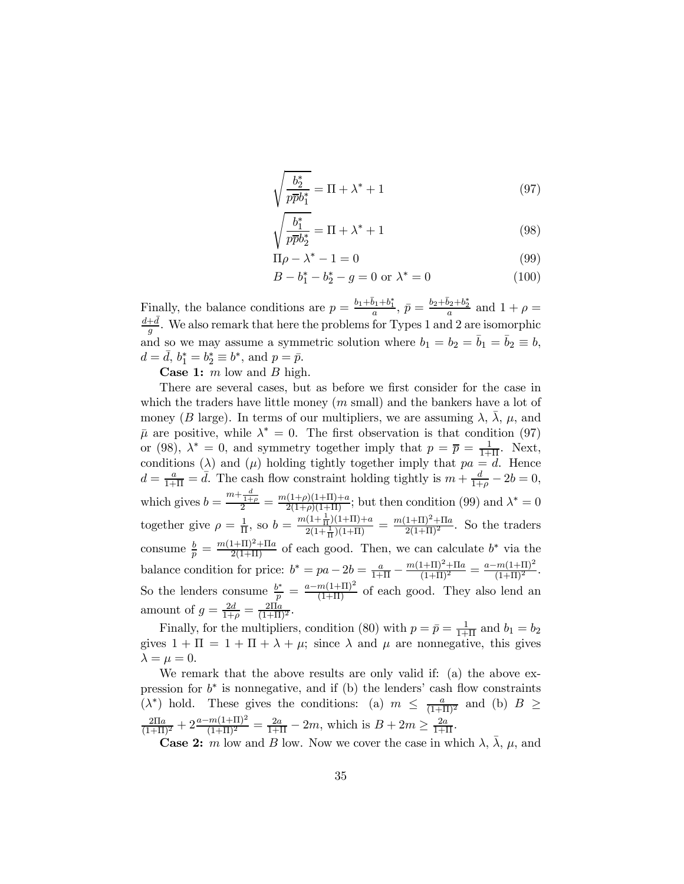$$\sqrt{\frac{b_2^*}{p\overline{p}b_1^*}} = \Pi + \lambda^* + 1 \tag{97}$$

$$\sqrt{\frac{b_1^*}{p\overline{p}b_2^*}} = \Pi + \lambda^* + 1 \tag{98}$$

$$\Pi\rho - \lambda^* - 1 = 0 \tag{99}$$

$$B - b_1^* - b_2^* - g = 0 \text{ or } \lambda^* = 0 \tag{100}$$

Finally, the balance conditions are $p = \frac{b_1 + \bar{b}_1 + b_1^*}{a}$, $\bar{p} = \frac{b_2 + \bar{b}_2 + b_2^*}{a}$ and $1 + \rho = \frac{d + \bar{d}}{g}$. We also remark that here the problems for Types 1 and 2 are isomorphic and so we may assume a symmetric solution where $b_1 = b_2 = \bar{b}_1 = \bar{b}_2 \equiv b$, $d = \bar{d}$, $b_1^* = b_2^* \equiv b^*$, and $p = \bar{p}$.

**Case 1:** $m$ low and $B$ high.

There are several cases, but as before we first consider for the case in which the traders have little money ($m$ small) and the bankers have a lot of money ($B$ large). In terms of our multipliers, we are assuming $\lambda$, $\bar{\lambda}$, $\mu$, and $\bar{\mu}$ are positive, while $\lambda^* = 0$. The first observation is that condition (97) or (98), $\lambda^* = 0$, and symmetry together imply that $p = \overline{p} = \frac{1}{1+\Pi}$. Next, conditions ($\lambda$) and ($\mu$) holding tightly together imply that $pa = d$. Hence $d = \frac{a}{1+\Pi} = \bar{d}$. The cash flow constraint holding tightly is $m + \frac{d}{1+\rho} - 2b = 0$, which gives $b = \frac{m + \frac{d}{1+\rho}}{2} = \frac{m(1+\rho)(1+\Pi)+a}{2(1+\rho)(1+\Pi)}$; but then condition (99) and $\lambda^* = 0$ together give $\rho = \frac{1}{\Pi}$, so $b = \frac{m(1+\frac{1}{\Pi})(1+\Pi)+a}{2(1+\frac{1}{\Pi})(1+\Pi)} = \frac{m(1+\Pi)^2 + \Pi a}{2(1+\Pi)^2}$. So the traders consume $\frac{b}{p} = \frac{m(1+\Pi)^2+\Pi a}{2(1+\Pi)}$ of each good. Then, we can calculate $b^*$ via the balance condition for price: $b^* = pa - 2b = \frac{a}{1+\Pi} - \frac{m(1+\Pi)^2+\Pi a}{(1+\Pi)^2} = \frac{a - m(1+\Pi)^2}{(1+\Pi)^2}$. So the lenders consume $\frac{b^*}{p} = \frac{a-m(1+\Pi)^2}{(1+\Pi)}$ of each good. They also lend an amount of $g = \frac{2d}{1+\rho} = \frac{2\Pi a}{(1+\Pi)^2}$.

Finally, for the multipliers, condition (80) with $p = \bar{p} = \frac{1}{1+\Pi}$ and $b_1 = b_2$ gives $1 + \Pi = 1 + \Pi + \lambda + \mu$; since $\lambda$ and $\mu$ are nonnegative, this gives $\lambda = \mu = 0$.

We remark that the above results are only valid if: (a) the above expression for $b^*$ is nonnegative, and if (b) the lenders' cash flow constraints ($\lambda^*$) hold. These gives the conditions: (a) $m \leq \frac{a}{(1+\Pi)^2}$ and (b) $B \geq \frac{2\Pi a}{(1+\Pi)^2} + 2\frac{a - m(1+\Pi)^2}{(1+\Pi)^2} = \frac{2a}{1+\Pi} - 2m$, which is $B + 2m \geq \frac{2a}{1+\Pi}$.

**Case 2:** $m$ low and $B$ low. Now we cover the case in which $\lambda$, $\bar{\lambda}$, $\mu$, and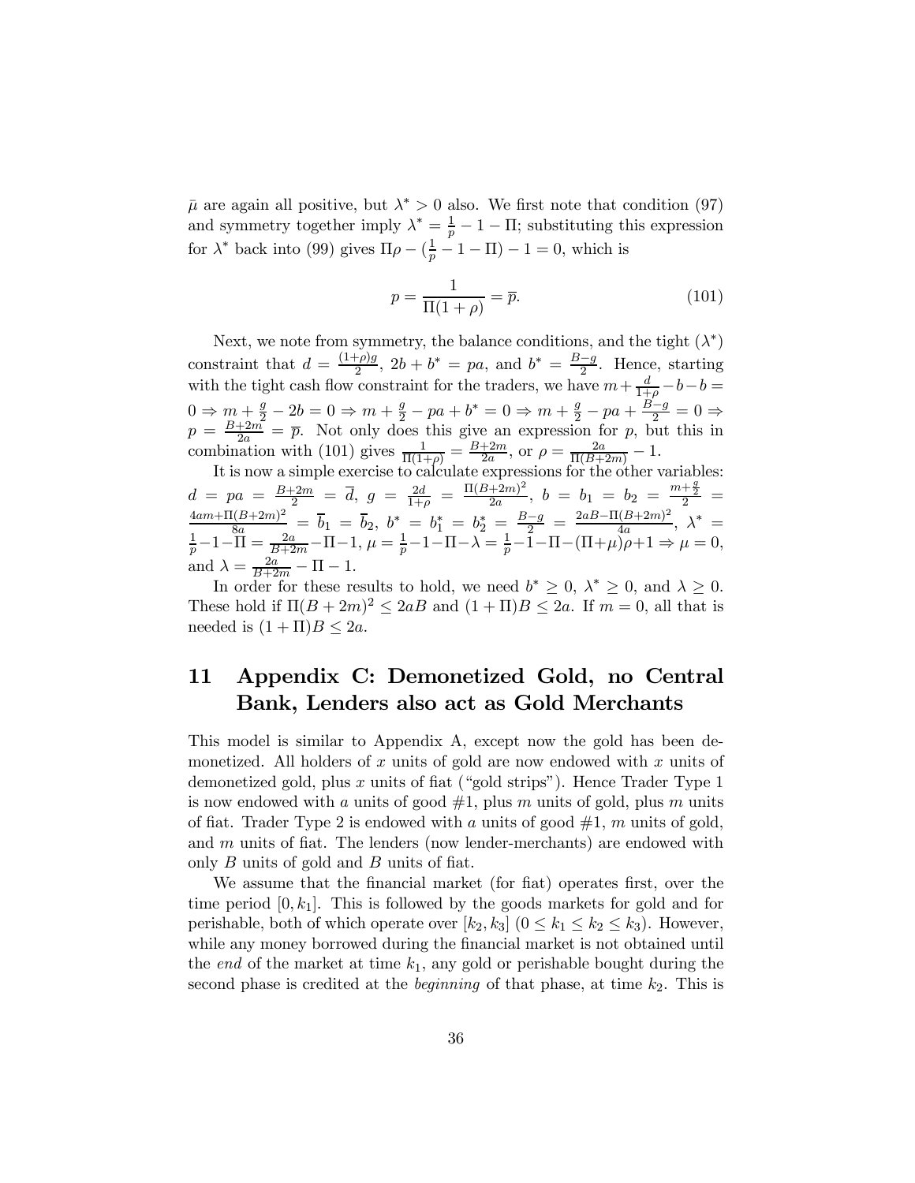$\bar{\mu}$ are again all positive, but $\lambda^* > 0$ also. We first note that condition (97) and symmetry together imply $\lambda^* = \frac{1}{p} - 1 - \Pi$; substituting this expression for $\lambda^*$ back into (99) gives $\Pi\rho - (\frac{1}{p} - 1 - \Pi) - 1 = 0$, which is

$$p = \frac{1}{\Pi(1+\rho)} = \overline{p}. \tag{101}$$

Next, we note from symmetry, the balance conditions, and the tight ($\lambda^*$) constraint that $d = \frac{(1+\rho)g}{2}$, $2b + b^* = pa$, and $b^* = \frac{B-g}{2}$. Hence, starting with the tight cash flow constraint for the traders, we have $m + \frac{d}{1+\rho} - b - b = 0 \Rightarrow m + \frac{g}{2} - 2b = 0 \Rightarrow m + \frac{g}{2} - pa + b^* = 0 \Rightarrow m + \frac{g}{2} - pa + \frac{B-g}{2} = 0 \Rightarrow p = \frac{B+2m}{2a} = \overline{p}$. Not only does this give an expression for $p$, but this in combination with (101) gives $\frac{1}{\Pi(1+\rho)} = \frac{B+2m}{2a}$, or $\rho = \frac{2a}{\Pi(B+2m)} - 1$.

It is now a simple exercise to calculate expressions for the other variables: $d = pa = \frac{B+2m}{2} = \overline{d}$, $g = \frac{2d}{1+\rho} = \frac{\Pi(B+2m)^2}{2a}$, $b = b_1 = b_2 = \frac{m+\frac{g}{2}}{2} = \frac{4am+\Pi(B+2m)^2}{8a} = \overline{b}_1 = \overline{b}_2$, $b^* = b_1^* = b_2^* = \frac{B-g}{2} = \frac{2aB-\Pi(B+2m)^2}{4a}$, $\lambda^* = \frac{1}{p} - 1 - \Pi = \frac{2a}{B+2m} - \Pi - 1$, $\mu = \frac{1}{p} - 1 - \Pi - \lambda = \frac{1}{p} - 1 - \Pi - (\Pi + \mu)\rho + 1 \Rightarrow \mu = 0$, and $\lambda = \frac{2a}{B+2m} - \Pi - 1$.

In order for these results to hold, we need $b^* \geq 0$, $\lambda^* \geq 0$, and $\lambda \geq 0$. These hold if $\Pi(B+2m)^2 \leq 2aB$ and $(1+\Pi)B \leq 2a$. If $m = 0$, all that is needed is $(1+\Pi)B \leq 2a$.

# 11 Appendix C: Demonetized Gold, no Central Bank, Lenders also act as Gold Merchants

This model is similar to Appendix A, except now the gold has been demonetized. All holders of $x$ units of gold are now endowed with $x$ units of demonetized gold, plus $x$ units of fiat ("gold strips"). Hence Trader Type 1 is now endowed with $a$ units of good #1, plus $m$ units of gold, plus $m$ units of fiat. Trader Type 2 is endowed with $a$ units of good #1, $m$ units of gold, and $m$ units of fiat. The lenders (now lender-merchants) are endowed with only $B$ units of gold and $B$ units of fiat.

We assume that the financial market (for fiat) operates first, over the time period $[0, k_1]$. This is followed by the goods markets for gold and for perishable, both of which operate over $[k_2, k_3]$ ($0 \leq k_1 \leq k_2 \leq k_3$). However, while any money borrowed during the financial market is not obtained until the *end* of the market at time $k_1$, any gold or perishable bought during the second phase is credited at the *beginning* of that phase, at time $k_2$. This is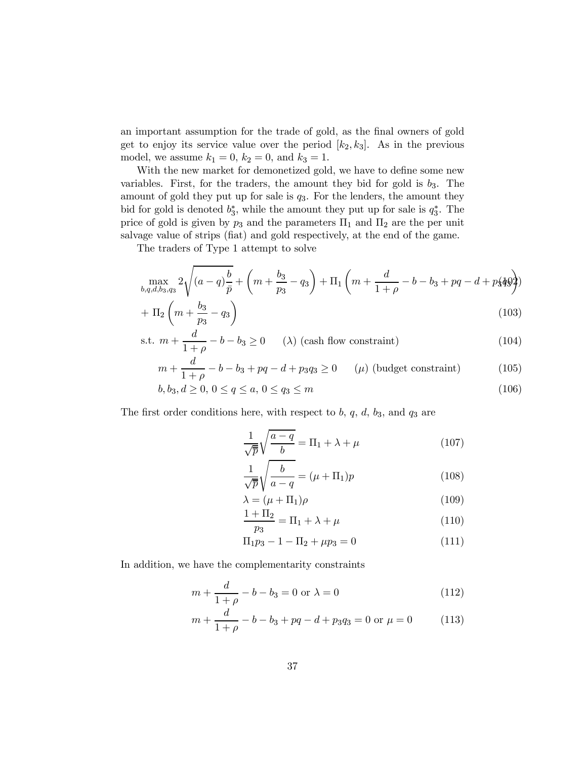an important assumption for the trade of gold, as the final owners of gold get to enjoy its service value over the period $[k_2, k_3]$. As in the previous model, we assume $k_1 = 0$, $k_2 = 0$, and $k_3 = 1$.

With the new market for demonetized gold, we have to define some new variables. First, for the traders, the amount they bid for gold is $b_3$. The amount of gold they put up for sale is $q_3$. For the lenders, the amount they bid for gold is denoted $b_3^*$, while the amount they put up for sale is $q_3^*$. The price of gold is given by $p_3$ and the parameters $\Pi_1$ and $\Pi_2$ are the per unit salvage value of strips (fiat) and gold respectively, at the end of the game.

The traders of Type 1 attempt to solve

$$\max_{b,q,d,b_3,q_3} 2\sqrt{(a-q)\frac{b}{\bar{p}}} + \left(m + \frac{b_3}{p_3} - q_3\right) + \Pi_1\left(m + \frac{d}{1+\rho} - b - b_3 + pq - d + p_3 q_3\right) \tag{102}$$

$$+ \Pi_2\left(m + \frac{b_3}{p_3} - q_3\right) \tag{103}$$

$$\text{s.t. } m + \frac{d}{1+\rho} - b - b_3 \geq 0 \qquad (\lambda) \text{ (cash flow constraint)} \tag{104}$$

$$m + \frac{d}{1+\rho} - b - b_3 + pq - d + p_3 q_3 \geq 0 \qquad (\mu) \text{ (budget constraint)} \tag{105}$$

$$b, b_3, d \geq 0,\ 0 \leq q \leq a,\ 0 \leq q_3 \leq m \tag{106}$$

The first order conditions here, with respect to $b$, $q$, $d$, $b_3$, and $q_3$ are

$$\frac{1}{\sqrt{\bar{p}}}\sqrt{\frac{a-q}{b}} = \Pi_1 + \lambda + \mu \tag{107}$$

$$\frac{1}{\sqrt{\bar{p}}}\sqrt{\frac{b}{a-q}} = (\mu + \Pi_1)p \tag{108}$$

$$\lambda = (\mu + \Pi_1)\rho \tag{109}$$

$$\frac{1+\Pi_2}{p_3} = \Pi_1 + \lambda + \mu \tag{110}$$

$$\Pi_1 p_3 - 1 - \Pi_2 + \mu p_3 = 0 \tag{111}$$

In addition, we have the complementarity constraints

$$m + \frac{d}{1+\rho} - b - b_3 = 0 \text{ or } \lambda = 0 \tag{112}$$

$$m + \frac{d}{1+\rho} - b - b_3 + pq - d + p_3 q_3 = 0 \text{ or } \mu = 0 \tag{113}$$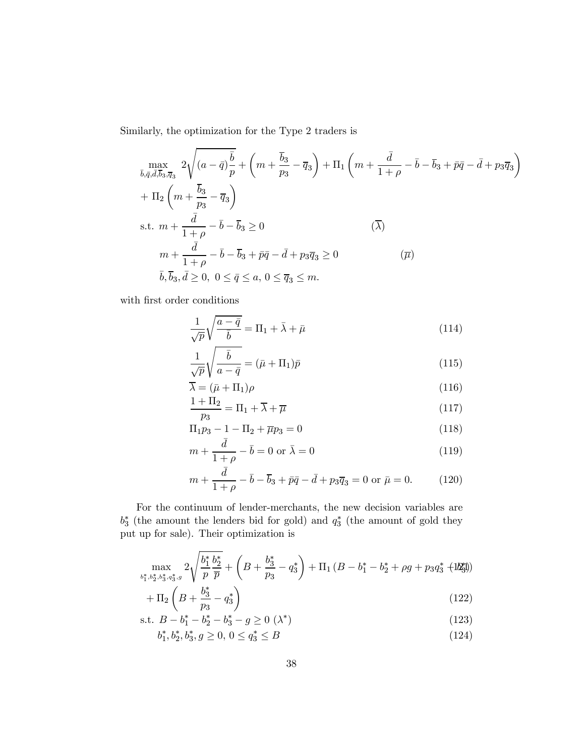Similarly, the optimization for the Type 2 traders is

$$\max_{\bar{b},\bar{q},\bar{d},\overline{b}_3,\overline{q}_3} \; 2\sqrt{(a-\bar{q})\frac{\bar{b}}{p}} + \left(m + \frac{\overline{b}_3}{p_3} - \overline{q}_3\right) + \Pi_1\left(m + \frac{\bar{d}}{1+\rho} - \bar{b} - \overline{b}_3 + \bar{p}\bar{q} - \bar{d} + p_3\overline{q}_3\right)$$

$$+ \Pi_2\left(m + \frac{\overline{b}_3}{p_3} - \overline{q}_3\right)$$

$$\text{s.t. } m + \frac{\bar{d}}{1+\rho} - \bar{b} - \overline{b}_3 \geq 0 \qquad (\overline{\lambda})$$

$$m + \frac{\bar{d}}{1+\rho} - \bar{b} - \overline{b}_3 + \bar{p}\bar{q} - \bar{d} + p_3\overline{q}_3 \geq 0 \qquad (\overline{\mu})$$

$$\bar{b}, \overline{b}_3, \bar{d} \geq 0, \; 0 \leq \bar{q} \leq a, \; 0 \leq \overline{q}_3 \leq m.$$

with first order conditions

$$\frac{1}{\sqrt{p}}\sqrt{\frac{a-\bar{q}}{\bar{b}}} = \Pi_1 + \bar{\lambda} + \bar{\mu} \tag{114}$$

$$\frac{1}{\sqrt{p}}\sqrt{\frac{\bar{b}}{a-\bar{q}}} = (\bar{\mu} + \Pi_1)\bar{p} \tag{115}$$

$$\overline{\lambda} = (\bar{\mu} + \Pi_1)\rho \tag{116}$$

$$\frac{1+\Pi_2}{p_3} = \Pi_1 + \overline{\lambda} + \overline{\mu} \tag{117}$$

$$\Pi_1 p_3 - 1 - \Pi_2 + \overline{\mu} p_3 = 0 \tag{118}$$

$$m + \frac{\bar{d}}{1+\rho} - \bar{b} = 0 \text{ or } \bar{\lambda} = 0 \tag{119}$$

$$m + \frac{\bar{d}}{1+\rho} - \bar{b} - \overline{b}_3 + \bar{p}\bar{q} - \bar{d} + p_3\overline{q}_3 = 0 \text{ or } \bar{\mu} = 0. \tag{120}$$

For the continuum of lender-merchants, the new decision variables are $b_3^*$ (the amount the lenders bid for gold) and $q_3^*$ (the amount of gold they put up for sale). Their optimization is

$$\max_{b_1^*,b_2^*,b_3^*,q_3^*,g} 2\sqrt{\frac{b_1^*}{p}\frac{b_2^*}{\overline{p}}} + \left(B + \frac{b_3^*}{p_3} - q_3^*\right) + \Pi_1\left(B - b_1^* - b_2^* + \rho g + p_3 q_3^* + g\right) \tag{121}$$

$$+ \Pi_2\left(B + \frac{b_3^*}{p_3} - q_3^*\right) \tag{122}$$

$$\text{s.t. } B - b_1^* - b_2^* - b_3^* - g \geq 0 \; (\lambda^*) \tag{123}$$

$$b_1^*, b_2^*, b_3^*, g \geq 0, \; 0 \leq q_3^* \leq B \tag{124}$$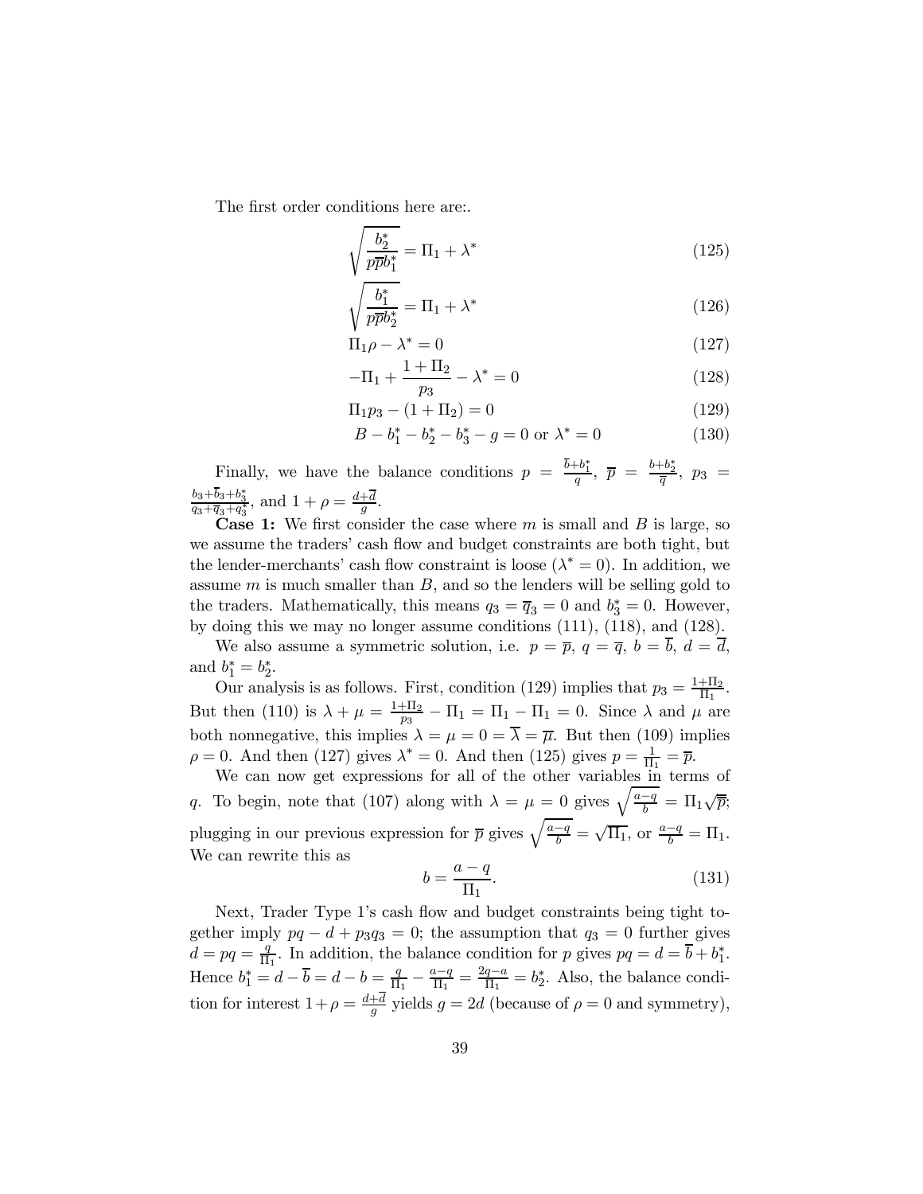The first order conditions here are:.

$$\sqrt{\frac{b_2^*}{p\overline{p}b_1^*}} = \Pi_1 + \lambda^* \tag{125}$$

$$\sqrt{\frac{b_1^*}{p\overline{p}b_2^*}} = \Pi_1 + \lambda^* \tag{126}$$

$$\Pi_1 \rho - \lambda^* = 0 \tag{127}$$

$$-\Pi_1 + \frac{1+\Pi_2}{p_3} - \lambda^* = 0 \tag{128}$$

$$\Pi_1 p_3 - (1+\Pi_2) = 0 \tag{129}$$

$$B - b_1^* - b_2^* - b_3^* - g = 0 \text{ or } \lambda^* = 0 \tag{130}$$

Finally, we have the balance conditions $p = \frac{\overline{b}+b_1^*}{q}$, $\overline{p} = \frac{b+b_2^*}{\overline{q}}$, $p_3 = \frac{b_3+\overline{b}_3+b_3^*}{q_3+\overline{q}_3+q_3^*}$, and $1+\rho = \frac{d+\overline{d}}{g}$.

**Case 1:** We first consider the case where $m$ is small and $B$ is large, so we assume the traders' cash flow and budget constraints are both tight, but the lender-merchants' cash flow constraint is loose ($\lambda^* = 0$). In addition, we assume $m$ is much smaller than $B$, and so the lenders will be selling gold to the traders. Mathematically, this means $q_3 = \overline{q}_3 = 0$ and $b_3^* = 0$. However, by doing this we may no longer assume conditions (111), (118), and (128).

We also assume a symmetric solution, i.e. $p = \overline{p}$, $q = \overline{q}$, $b = \overline{b}$, $d = \overline{d}$, and $b_1^* = b_2^*$.

Our analysis is as follows. First, condition (129) implies that $p_3 = \frac{1+\Pi_2}{\Pi_1}$. But then (110) is $\lambda + \mu = \frac{1+\Pi_2}{p_3} - \Pi_1 = \Pi_1 - \Pi_1 = 0$. Since $\lambda$ and $\mu$ are both nonnegative, this implies $\lambda = \mu = 0 = \overline{\lambda} = \overline{\mu}$. But then (109) implies $\rho = 0$. And then (127) gives $\lambda^* = 0$. And then (125) gives $p = \frac{1}{\Pi_1} = \overline{p}$.

We can now get expressions for all of the other variables in terms of $q$. To begin, note that (107) along with $\lambda = \mu = 0$ gives $\sqrt{\frac{a-q}{b}} = \Pi_1\sqrt{\overline{p}}$; plugging in our previous expression for $\overline{p}$ gives $\sqrt{\frac{a-q}{b}} = \sqrt{\Pi_1}$, or $\frac{a-q}{b} = \Pi_1$. We can rewrite this as

$$b = \frac{a-q}{\Pi_1}. \tag{131}$$

Next, Trader Type 1's cash flow and budget constraints being tight together imply $pq - d + p_3q_3 = 0$; the assumption that $q_3 = 0$ further gives $d = pq = \frac{q}{\Pi_1}$. In addition, the balance condition for $p$ gives $pq = d = \overline{b} + b_1^*$. Hence $b_1^* = d - \overline{b} = d - b = \frac{q}{\Pi_1} - \frac{a-q}{\Pi_1} = \frac{2q-a}{\Pi_1} = b_2^*$. Also, the balance condition for interest $1+\rho = \frac{d+\overline{d}}{g}$ yields $g = 2d$ (because of $\rho = 0$ and symmetry),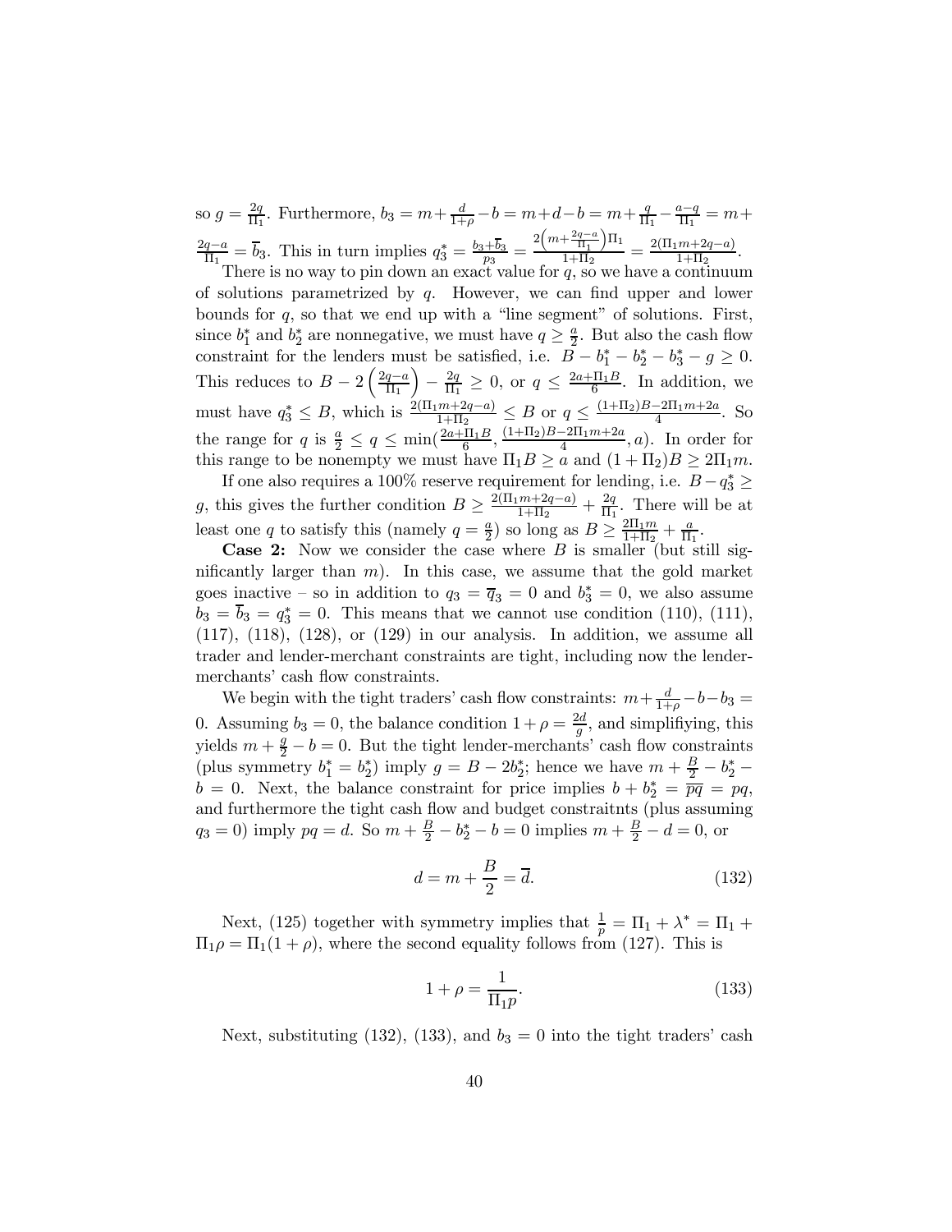so $g = \frac{2q}{\Pi_1}$. Furthermore, $b_3 = m + \frac{d}{1+\rho} - b = m + d - b = m + \frac{q}{\Pi_1} - \frac{a-q}{\Pi_1} = m + \frac{2q-a}{\Pi_1} = \overline{b}_3$. This in turn implies $q_3^* = \frac{b_3 + \overline{b}_3}{p_3} = \frac{2\left(m + \frac{2q-a}{\Pi_1}\right)\Pi_1}{1+\Pi_2} = \frac{2(\Pi_1 m + 2q - a)}{1+\Pi_2}$.

There is no way to pin down an exact value for $q$, so we have a continuum of solutions parametrized by $q$. However, we can find upper and lower bounds for $q$, so that we end up with a "line segment" of solutions. First, since $b_1^*$ and $b_2^*$ are nonnegative, we must have $q \geq \frac{a}{2}$. But also the cash flow constraint for the lenders must be satisfied, i.e. $B - b_1^* - b_2^* - b_3^* - g \geq 0$. This reduces to $B - 2\left(\frac{2q-a}{\Pi_1}\right) - \frac{2q}{\Pi_1} \geq 0$, or $q \leq \frac{2a + \Pi_1 B}{6}$. In addition, we must have $q_3^* \leq B$, which is $\frac{2(\Pi_1 m + 2q - a)}{1+\Pi_2} \leq B$ or $q \leq \frac{(1+\Pi_2)B - 2\Pi_1 m + 2a}{4}$. So the range for $q$ is $\frac{a}{2} \leq q \leq \min(\frac{2a+\Pi_1 B}{6}, \frac{(1+\Pi_2)B - 2\Pi_1 m + 2a}{4}, a)$. In order for this range to be nonempty we must have $\Pi_1 B \geq a$ and $(1+\Pi_2)B \geq 2\Pi_1 m$.

If one also requires a 100% reserve requirement for lending, i.e. $B - q_3^* \geq g$, this gives the further condition $B \geq \frac{2(\Pi_1 m + 2q - a)}{1+\Pi_2} + \frac{2q}{\Pi_1}$. There will be at least one $q$ to satisfy this (namely $q = \frac{a}{2}$) so long as $B \geq \frac{2\Pi_1 m}{1+\Pi_2} + \frac{a}{\Pi_1}$.

**Case 2:** Now we consider the case where $B$ is smaller (but still significantly larger than $m$). In this case, we assume that the gold market goes inactive – so in addition to $q_3 = \overline{q}_3 = 0$ and $b_3^* = 0$, we also assume $b_3 = \overline{b}_3 = q_3^* = 0$. This means that we cannot use condition (110), (111), (117), (118), (128), or (129) in our analysis. In addition, we assume all trader and lender-merchant constraints are tight, including now the lender-merchants' cash flow constraints.

We begin with the tight traders' cash flow constraints: $m + \frac{d}{1+\rho} - b - b_3 = 0$. Assuming $b_3 = 0$, the balance condition $1 + \rho = \frac{2d}{g}$, and simplifiying, this yields $m + \frac{g}{2} - b = 0$. But the tight lender-merchants' cash flow constraints (plus symmetry $b_1^* = b_2^*$) imply $g = B - 2b_2^*$; hence we have $m + \frac{B}{2} - b_2^* - b = 0$. Next, the balance constraint for price implies $b + b_2^* = \overline{pq} = pq$, and furthermore the tight cash flow and budget constraitnts (plus assuming $q_3 = 0$) imply $pq = d$. So $m + \frac{B}{2} - b_2^* - b = 0$ implies $m + \frac{B}{2} - d = 0$, or

$$d = m + \frac{B}{2} = \overline{d}. \tag{132}$$

Next, (125) together with symmetry implies that $\frac{1}{p} = \Pi_1 + \lambda^* = \Pi_1 + \Pi_1 \rho = \Pi_1(1+\rho)$, where the second equality follows from (127). This is

$$1 + \rho = \frac{1}{\Pi_1 p}. \tag{133}$$

Next, substituting (132), (133), and $b_3 = 0$ into the tight traders' cash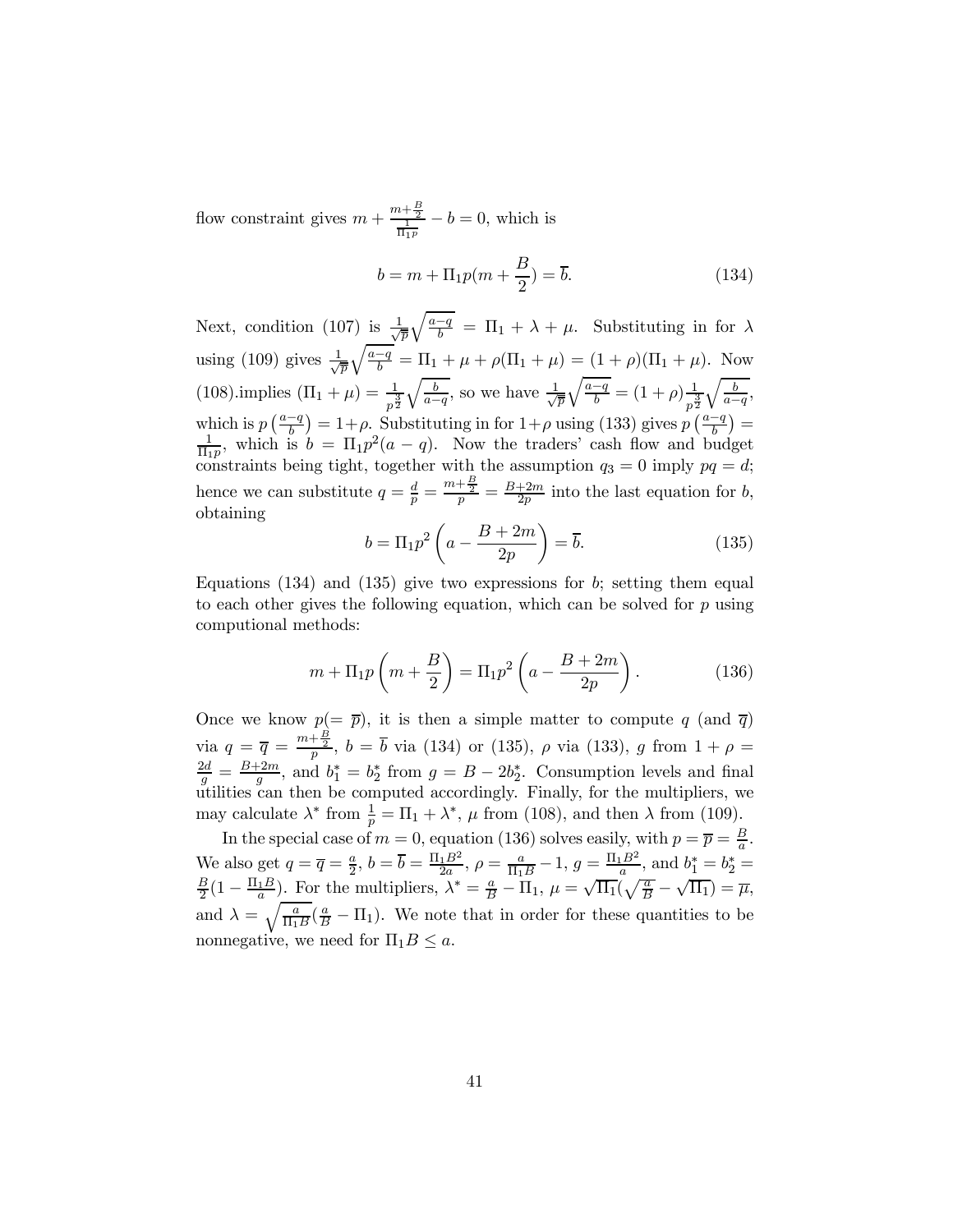flow constraint gives $m + \frac{m+\frac{B}{2}}{\frac{1}{\Pi_1 p}} - b = 0$, which is

$$b = m + \Pi_1 p(m + \frac{B}{2}) = \overline{b}. \tag{134}$$

Next, condition (107) is $\frac{1}{\sqrt{p}}\sqrt{\frac{a-q}{b}} = \Pi_1 + \lambda + \mu$. Substituting in for $\lambda$ using (109) gives $\frac{1}{\sqrt{p}}\sqrt{\frac{a-q}{b}} = \Pi_1 + \mu + \rho(\Pi_1 + \mu) = (1+\rho)(\Pi_1 + \mu)$. Now (108).implies $(\Pi_1 + \mu) = \frac{1}{p^{\frac{3}{2}}}\sqrt{\frac{b}{a-q}}$, so we have $\frac{1}{\sqrt{p}}\sqrt{\frac{a-q}{b}} = (1+\rho)\frac{1}{p^{\frac{3}{2}}}\sqrt{\frac{b}{a-q}}$, which is $p\left(\frac{a-q}{b}\right) = 1+\rho$. Substituting in for $1+\rho$ using (133) gives $p\left(\frac{a-q}{b}\right) = \frac{1}{\Pi_1 p}$, which is $b = \Pi_1 p^2(a-q)$. Now the traders' cash flow and budget constraints being tight, together with the assumption $q_3 = 0$ imply $pq = d$; hence we can substitute $q = \frac{d}{p} = \frac{m+\frac{B}{2}}{p} = \frac{B+2m}{2p}$ into the last equation for $b$, obtaining

$$b = \Pi_1 p^2\left(a - \frac{B+2m}{2p}\right) = \overline{b}. \tag{135}$$

Equations (134) and (135) give two expressions for $b$; setting them equal to each other gives the following equation, which can be solved for $p$ using computional methods:

$$m + \Pi_1 p\left(m + \frac{B}{2}\right) = \Pi_1 p^2\left(a - \frac{B+2m}{2p}\right). \tag{136}$$

Once we know $p(=\overline{p})$, it is then a simple matter to compute $q$ (and $\overline{q}$) via $q = \overline{q} = \frac{m+\frac{B}{2}}{p}$, $b = \overline{b}$ via (134) or (135), $\rho$ via (133), $g$ from $1+\rho = \frac{2d}{g} = \frac{B+2m}{g}$, and $b_1^* = b_2^*$ from $g = B - 2b_2^*$. Consumption levels and final utilities can then be computed accordingly. Finally, for the multipliers, we may calculate $\lambda^*$ from $\frac{1}{p} = \Pi_1 + \lambda^*$, $\mu$ from (108), and then $\lambda$ from (109).

In the special case of $m = 0$, equation (136) solves easily, with $p = \overline{p} = \frac{B}{a}$. We also get $q = \overline{q} = \frac{a}{2}$, $b = \overline{b} = \frac{\Pi_1 B^2}{2a}$, $\rho = \frac{a}{\Pi_1 B} - 1$, $g = \frac{\Pi_1 B^2}{a}$, and $b_1^* = b_2^* = \frac{B}{2}(1 - \frac{\Pi_1 B}{a})$. For the multipliers, $\lambda^* = \frac{a}{B} - \Pi_1$, $\mu = \sqrt{\Pi_1}(\sqrt{\frac{a}{B}} - \sqrt{\Pi_1}) = \overline{\mu}$, and $\lambda = \sqrt{\frac{a}{\Pi_1 B}}(\frac{a}{B} - \Pi_1)$. We note that in order for these quantities to be nonnegative, we need for $\Pi_1 B \leq a$.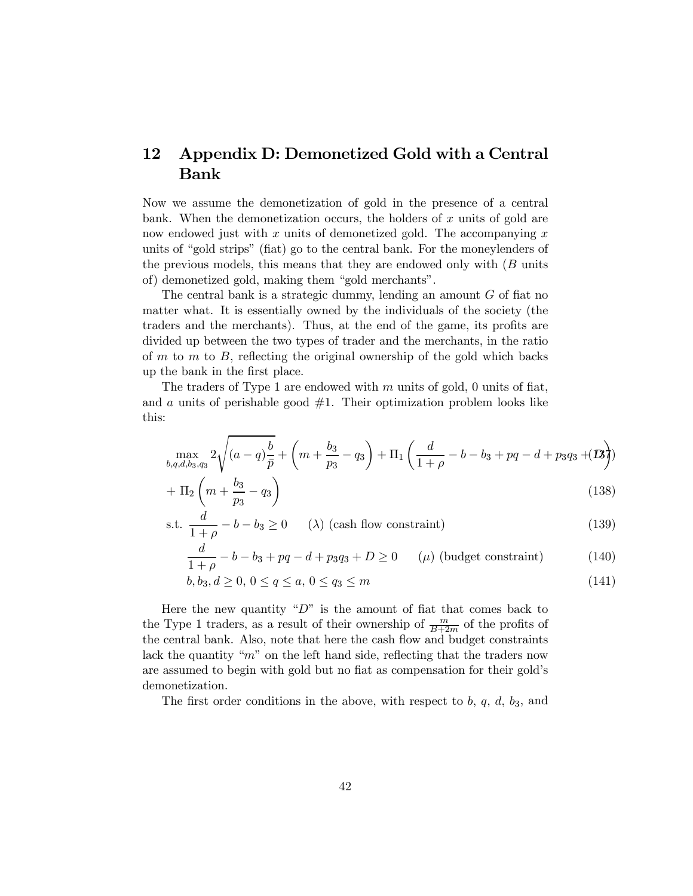## 12 Appendix D: Demonetized Gold with a Central Bank

Now we assume the demonetization of gold in the presence of a central bank. When the demonetization occurs, the holders of $x$ units of gold are now endowed just with $x$ units of demonetized gold. The accompanying $x$ units of "gold strips" (fiat) go to the central bank. For the moneylenders of the previous models, this means that they are endowed only with ($B$ units of) demonetized gold, making them "gold merchants".

The central bank is a strategic dummy, lending an amount $G$ of fiat no matter what. It is essentially owned by the individuals of the society (the traders and the merchants). Thus, at the end of the game, its profits are divided up between the two types of trader and the merchants, in the ratio of $m$ to $m$ to $B$, reflecting the original ownership of the gold which backs up the bank in the first place.

The traders of Type 1 are endowed with $m$ units of gold, 0 units of fiat, and $a$ units of perishable good #1. Their optimization problem looks like this:

$$\max_{b,q,d,b_3,q_3} 2\sqrt{(a-q)\frac{b}{\bar{p}}} + \left(m + \frac{b_3}{p_3} - q_3\right) + \Pi_1\left(\frac{d}{1+\rho} - b - b_3 + pq - d + p_3 q_3 + D\right) \tag{137}$$

$$+ \Pi_2\left(m + \frac{b_3}{p_3} - q_3\right) \tag{138}$$

$$\text{s.t. } \frac{d}{1+\rho} - b - b_3 \geq 0 \qquad (\lambda) \text{ (cash flow constraint)} \tag{139}$$

$$\frac{d}{1+\rho} - b - b_3 + pq - d + p_3 q_3 + D \geq 0 \qquad (\mu) \text{ (budget constraint)} \tag{140}$$

$$b, b_3, d \geq 0,\ 0 \leq q \leq a,\ 0 \leq q_3 \leq m \tag{141}$$

Here the new quantity "$D$" is the amount of fiat that comes back to the Type 1 traders, as a result of their ownership of $\frac{m}{B+2m}$ of the profits of the central bank. Also, note that here the cash flow and budget constraints lack the quantity "$m$" on the left hand side, reflecting that the traders now are assumed to begin with gold but no fiat as compensation for their gold's demonetization.

The first order conditions in the above, with respect to $b$, $q$, $d$, $b_3$, and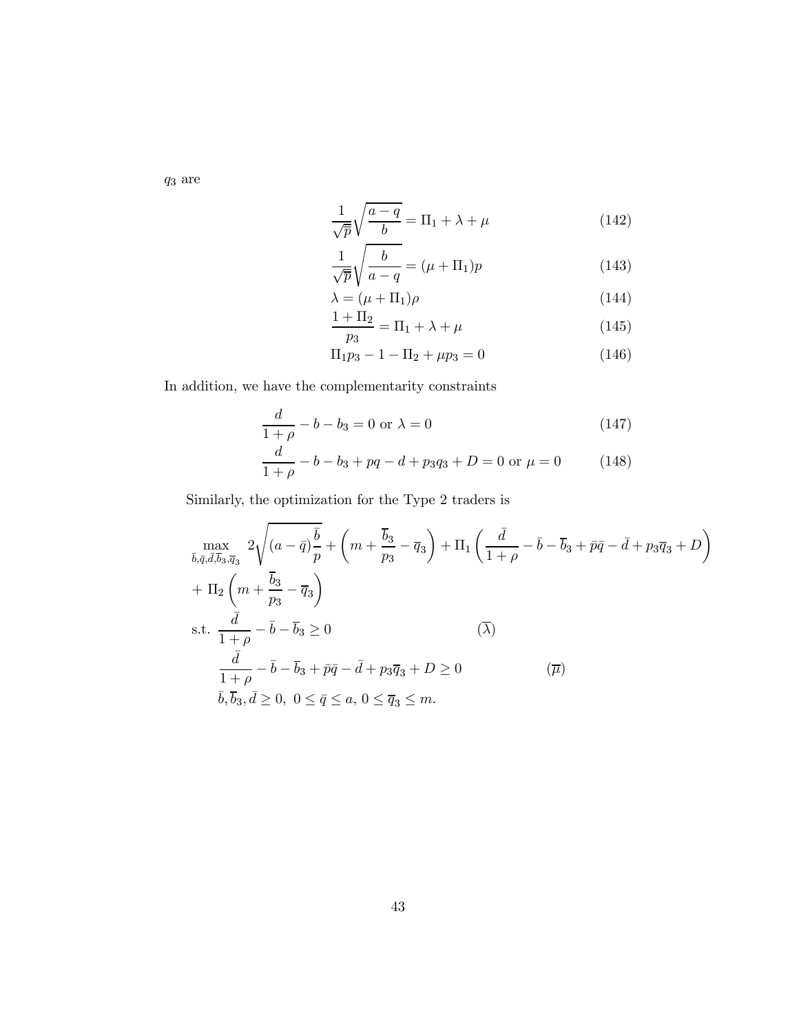$q_3$ are

$$\frac{1}{\sqrt{\overline{p}}}\sqrt{\frac{a-q}{b}} = \Pi_1 + \lambda + \mu \tag{142}$$

$$\frac{1}{\sqrt{\overline{p}}}\sqrt{\frac{b}{a-q}} = (\mu + \Pi_1)p \tag{143}$$

$$\lambda = (\mu + \Pi_1)\rho \tag{144}$$

$$\frac{1+\Pi_2}{p_3} = \Pi_1 + \lambda + \mu \tag{145}$$

$$\Pi_1 p_3 - 1 - \Pi_2 + \mu p_3 = 0 \tag{146}$$

In addition, we have the complementarity constraints

$$\frac{d}{1+\rho} - b - b_3 = 0 \text{ or } \lambda = 0 \tag{147}$$

$$\frac{d}{1+\rho} - b - b_3 + pq - d + p_3 q_3 + D = 0 \text{ or } \mu = 0 \tag{148}$$

Similarly, the optimization for the Type 2 traders is

$$\begin{aligned}
&\max_{\bar{b},\bar{q},\bar{d},\overline{b}_3,\overline{q}_3} \; 2\sqrt{(a-\bar{q})\frac{\bar{b}}{p}} + \left(m + \frac{\overline{b}_3}{p_3} - \overline{q}_3\right) + \Pi_1\left(\frac{\bar{d}}{1+\rho} - \bar{b} - \overline{b}_3 + \bar{p}\bar{q} - \bar{d} + p_3\overline{q}_3 + D\right) \\
&+ \Pi_2\left(m + \frac{\overline{b}_3}{p_3} - \overline{q}_3\right) \\
&\text{s.t. } \frac{\bar{d}}{1+\rho} - \bar{b} - \overline{b}_3 \geq 0 \qquad\qquad\qquad\qquad (\overline{\lambda}) \\
&\quad\; \frac{\bar{d}}{1+\rho} - \bar{b} - \overline{b}_3 + \bar{p}\bar{q} - \bar{d} + p_3\overline{q}_3 + D \geq 0 \qquad\qquad (\overline{\mu}) \\
&\quad\; \bar{b}, \overline{b}_3, \bar{d} \geq 0, \; 0 \leq \bar{q} \leq a, \; 0 \leq \overline{q}_3 \leq m.
\end{aligned}$$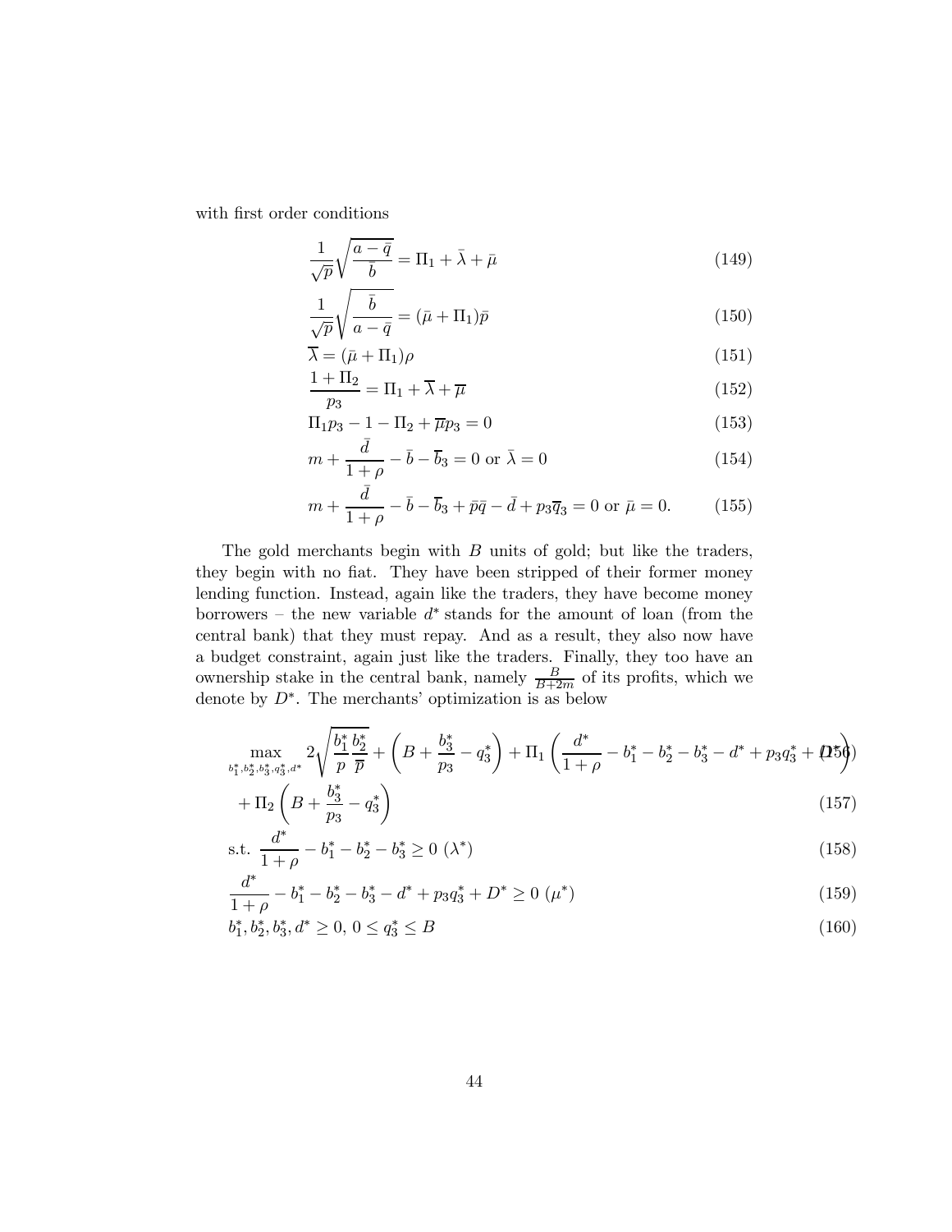with first order conditions

$$\frac{1}{\sqrt{\bar{p}}}\sqrt{\frac{a-\bar{q}}{\bar{b}}} = \Pi_1 + \bar{\lambda} + \bar{\mu} \tag{149}$$

$$\frac{1}{\sqrt{\bar{p}}}\sqrt{\frac{\bar{b}}{a-\bar{q}}} = (\bar{\mu} + \Pi_1)\bar{p} \tag{150}$$

$$\overline{\lambda} = (\bar{\mu} + \Pi_1)\rho \tag{151}$$

$$\frac{1+\Pi_2}{p_3} = \Pi_1 + \overline{\lambda} + \overline{\mu} \tag{152}$$

$$\Pi_1 p_3 - 1 - \Pi_2 + \overline{\mu} p_3 = 0 \tag{153}$$

$$m + \frac{\bar{d}}{1+\rho} - \bar{b} - \overline{b}_3 = 0 \text{ or } \bar{\lambda} = 0 \tag{154}$$

$$m + \frac{\bar{d}}{1+\rho} - \bar{b} - \overline{b}_3 + \bar{p}\bar{q} - \bar{d} + p_3\overline{q}_3 = 0 \text{ or } \bar{\mu} = 0. \tag{155}$$

The gold merchants begin with $B$ units of gold; but like the traders, they begin with no fiat. They have been stripped of their former money lending function. Instead, again like the traders, they have become money borrowers – the new variable $d^*$ stands for the amount of loan (from the central bank) that they must repay. And as a result, they also now have a budget constraint, again just like the traders. Finally, they too have an ownership stake in the central bank, namely $\frac{B}{B+2m}$ of its profits, which we denote by $D^*$. The merchants' optimization is as below

$$\max_{b_1^*, b_2^*, b_3^*, q_3^*, d^*} 2\sqrt{\frac{b_1^*}{p}\frac{b_2^*}{\overline{p}}} + \left(B + \frac{b_3^*}{p_3} - q_3^*\right) + \Pi_1\left(\frac{d^*}{1+\rho} - b_1^* - b_2^* - b_3^* - d^* + p_3 q_3^* + D^*\right) \tag{156}$$

$$+ \Pi_2\left(B + \frac{b_3^*}{p_3} - q_3^*\right) \tag{157}$$

$$\text{s.t. } \frac{d^*}{1+\rho} - b_1^* - b_2^* - b_3^* \geq 0 \ (\lambda^*) \tag{158}$$

$$\frac{d^*}{1+\rho} - b_1^* - b_2^* - b_3^* - d^* + p_3 q_3^* + D^* \geq 0 \ (\mu^*) \tag{159}$$

$$b_1^*, b_2^*, b_3^*, d^* \geq 0, \ 0 \leq q_3^* \leq B \tag{160}$$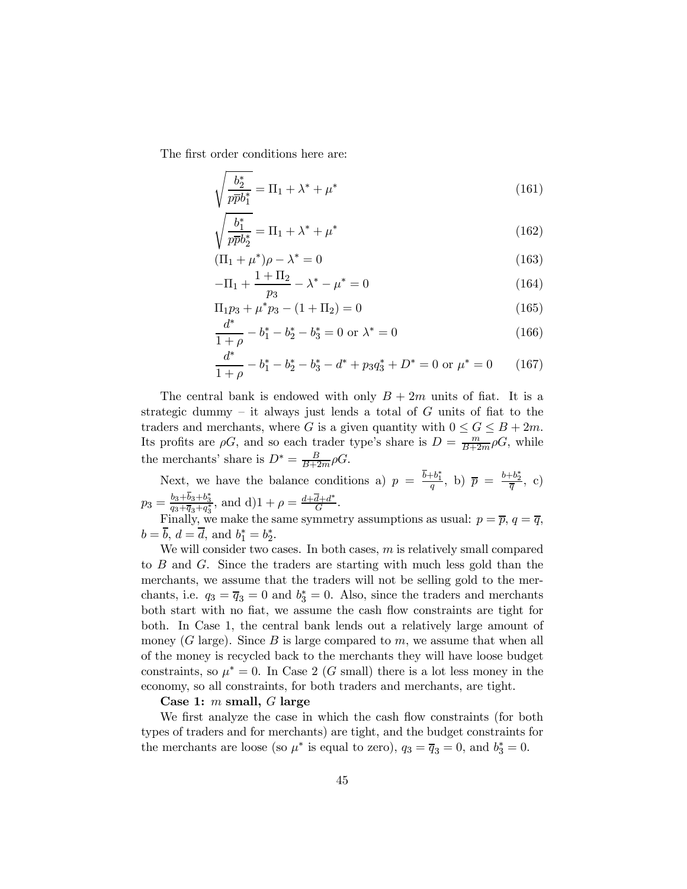The first order conditions here are:

$$\sqrt{\frac{b_2^*}{p\overline{p}b_1^*}} = \Pi_1 + \lambda^* + \mu^* \tag{161}$$

$$\sqrt{\frac{b_1^*}{p\overline{p}b_2^*}} = \Pi_1 + \lambda^* + \mu^* \tag{162}$$

$$(\Pi_1 + \mu^*)\rho - \lambda^* = 0 \tag{163}$$

$$-\Pi_1 + \frac{1+\Pi_2}{p_3} - \lambda^* - \mu^* = 0 \tag{164}$$

$$\Pi_1 p_3 + \mu^* p_3 - (1 + \Pi_2) = 0 \tag{165}$$

$$\frac{d^*}{1+\rho} - b_1^* - b_2^* - b_3^* = 0 \text{ or } \lambda^* = 0 \tag{166}$$

$$\frac{d^*}{1+\rho} - b_1^* - b_2^* - b_3^* - d^* + p_3 q_3^* + D^* = 0 \text{ or } \mu^* = 0 \tag{167}$$

The central bank is endowed with only $B + 2m$ units of fiat. It is a strategic dummy – it always just lends a total of $G$ units of fiat to the traders and merchants, where $G$ is a given quantity with $0 \leq G \leq B + 2m$. Its profits are $\rho G$, and so each trader type's share is $D = \frac{m}{B+2m}\rho G$, while the merchants' share is $D^* = \frac{B}{B+2m}\rho G$.

Next, we have the balance conditions a) $p = \frac{\overline{b}+b_1^*}{q}$, b) $\overline{p} = \frac{b+b_2^*}{\overline{q}}$, c) $p_3 = \frac{b_3+\overline{b}_3+b_3^*}{q_3+\overline{q}_3+q_3^*}$, and d)$1 + \rho = \frac{d+\overline{d}+d^*}{G}$.

Finally, we make the same symmetry assumptions as usual: $p = \overline{p}$, $q = \overline{q}$, $b = \overline{b}$, $d = \overline{d}$, and $b_1^* = b_2^*$.

We will consider two cases. In both cases, $m$ is relatively small compared to $B$ and $G$. Since the traders are starting with much less gold than the merchants, we assume that the traders will not be selling gold to the merchants, i.e. $q_3 = \overline{q}_3 = 0$ and $b_3^* = 0$. Also, since the traders and merchants both start with no fiat, we assume the cash flow constraints are tight for both. In Case 1, the central bank lends out a relatively large amount of money ($G$ large). Since $B$ is large compared to $m$, we assume that when all of the money is recycled back to the merchants they will have loose budget constraints, so $\mu^* = 0$. In Case 2 ($G$ small) there is a lot less money in the economy, so all constraints, for both traders and merchants, are tight.

**Case 1: $m$ small, $G$ large**

We first analyze the case in which the cash flow constraints (for both types of traders and for merchants) are tight, and the budget constraints for the merchants are loose (so $\mu^*$ is equal to zero), $q_3 = \overline{q}_3 = 0$, and $b_3^* = 0$.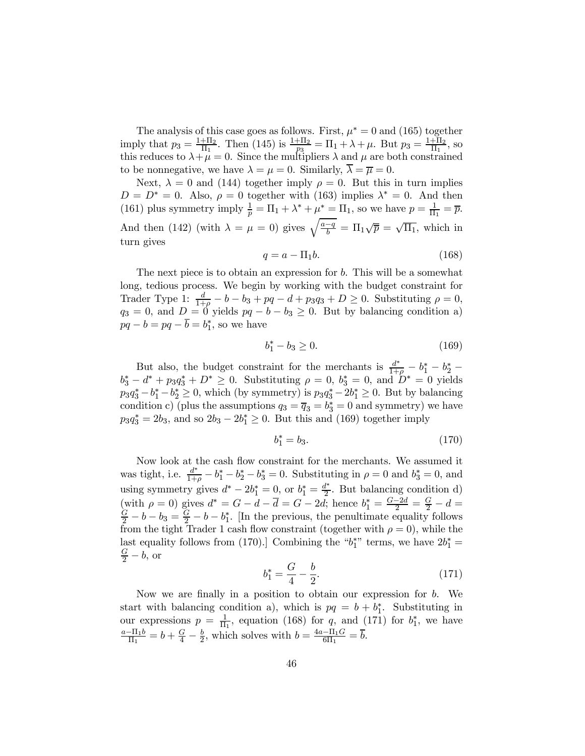The analysis of this case goes as follows. First, $\mu^* = 0$ and (165) together imply that $p_3 = \frac{1+\Pi_2}{\Pi_1}$. Then (145) is $\frac{1+\Pi_2}{p_3} = \Pi_1 + \lambda + \mu$. But $p_3 = \frac{1+\Pi_2}{\Pi_1}$, so this reduces to $\lambda + \mu = 0$. Since the multipliers $\lambda$ and $\mu$ are both constrained to be nonnegative, we have $\lambda = \mu = 0$. Similarly, $\overline{\lambda} = \overline{\mu} = 0$.

Next, $\lambda = 0$ and (144) together imply $\rho = 0$. But this in turn implies $D = D^* = 0$. Also, $\rho = 0$ together with (163) implies $\lambda^* = 0$. And then (161) plus symmetry imply $\frac{1}{p} = \Pi_1 + \lambda^* + \mu^* = \Pi_1$, so we have $p = \frac{1}{\Pi_1} = \overline{p}$. And then (142) (with $\lambda = \mu = 0$) gives $\sqrt{\frac{a-q}{b}} = \Pi_1\sqrt{\overline{p}} = \sqrt{\Pi_1}$, which in turn gives

$$q = a - \Pi_1 b. \tag{168}$$

The next piece is to obtain an expression for $b$. This will be a somewhat long, tedious process. We begin by working with the budget constraint for Trader Type 1: $\frac{d}{1+\rho} - b - b_3 + pq - d + p_3 q_3 + D \geq 0$. Substituting $\rho = 0$, $q_3 = 0$, and $D = 0$ yields $pq - b - b_3 \geq 0$. But by balancing condition a) $pq - b = pq - \overline{b} = b_1^*$, so we have

$$b_1^* - b_3 \geq 0. \tag{169}$$

But also, the budget constraint for the merchants is $\frac{d^*}{1+\rho} - b_1^* - b_2^* - b_3^* - d^* + p_3 q_3^* + D^* \geq 0$. Substituting $\rho = 0$, $b_3^* = 0$, and $D^* = 0$ yields $p_3 q_3^* - b_1^* - b_2^* \geq 0$, which (by symmetry) is $p_3 q_3^* - 2b_1^* \geq 0$. But by balancing condition c) (plus the assumptions $q_3 = \overline{q}_3 = b_3^* = 0$ and symmetry) we have $p_3 q_3^* = 2b_3$, and so $2b_3 - 2b_1^* \geq 0$. But this and (169) together imply

$$b_1^* = b_3. \tag{170}$$

Now look at the cash flow constraint for the merchants. We assumed it was tight, i.e. $\frac{d^*}{1+\rho} - b_1^* - b_2^* - b_3^* = 0$. Substituting in $\rho = 0$ and $b_3^* = 0$, and using symmetry gives $d^* - 2b_1^* = 0$, or $b_1^* = \frac{d^*}{2}$. But balancing condition d) (with $\rho = 0$) gives $d^* = G - d - \overline{d} = G - 2d$; hence $b_1^* = \frac{G-2d}{2} = \frac{G}{2} - d = \frac{G}{2} - b - b_3 = \frac{G}{2} - b - b_1^*$. [In the previous, the penultimate equality follows from the tight Trader 1 cash flow constraint (together with $\rho = 0$), while the last equality follows from (170).] Combining the "$b_1^*$" terms, we have $2b_1^* = \frac{G}{2} - b$, or

$$b_1^* = \frac{G}{4} - \frac{b}{2}. \tag{171}$$

Now we are finally in a position to obtain our expression for $b$. We start with balancing condition a), which is $pq = b + b_1^*$. Substituting in our expressions $p = \frac{1}{\Pi_1}$, equation (168) for $q$, and (171) for $b_1^*$, we have $\frac{a - \Pi_1 b}{\Pi_1} = b + \frac{G}{4} - \frac{b}{2}$, which solves with $b = \frac{4a - \Pi_1 G}{6\Pi_1} = \overline{b}$.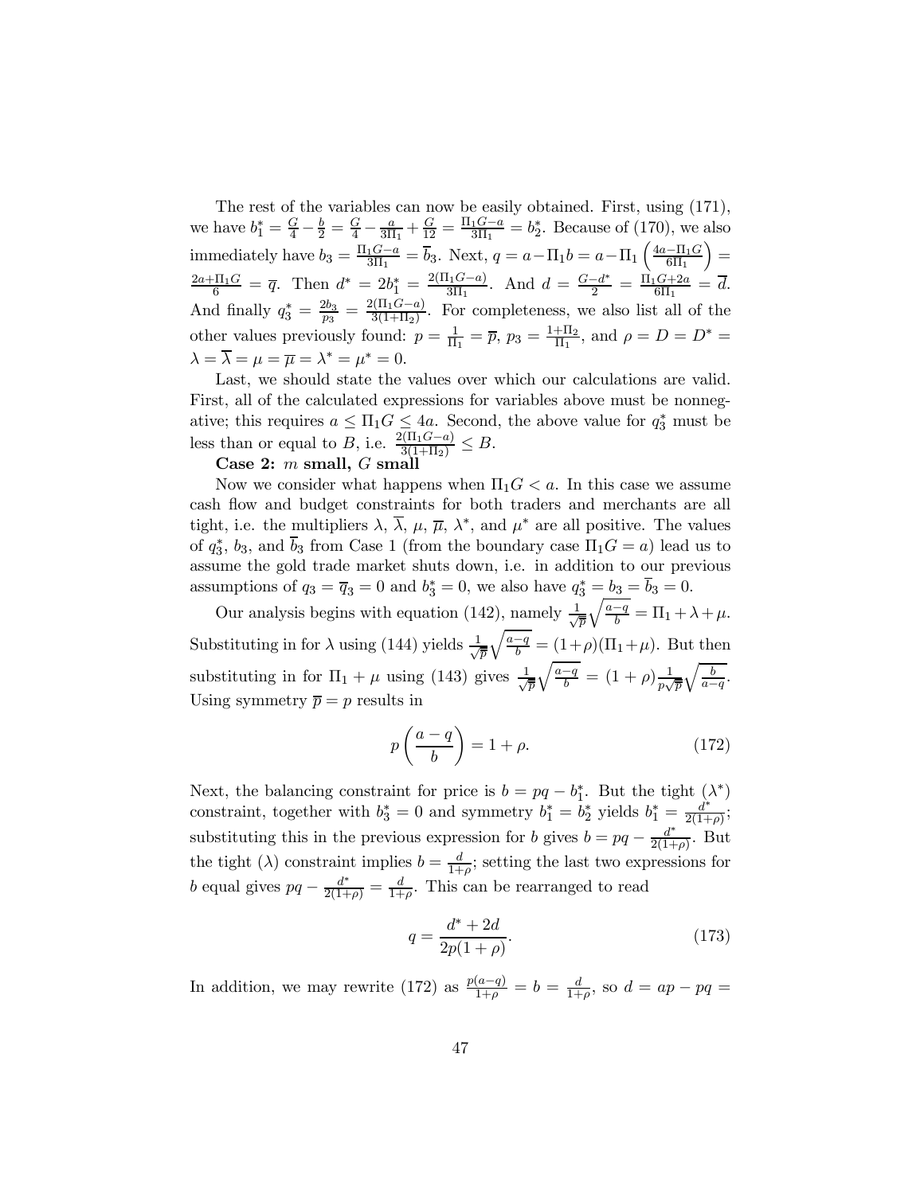The rest of the variables can now be easily obtained. First, using (171), we have $b_1^* = \frac{G}{4} - \frac{b}{2} = \frac{G}{4} - \frac{a}{3\Pi_1} + \frac{G}{12} = \frac{\Pi_1 G - a}{3\Pi_1} = b_2^*$. Because of (170), we also immediately have $b_3 = \frac{\Pi_1 G - a}{3\Pi_1} = \overline{b}_3$. Next, $q = a - \Pi_1 b = a - \Pi_1 \left(\frac{4a - \Pi_1 G}{6\Pi_1}\right) = \frac{2a + \Pi_1 G}{6} = \overline{q}$. Then $d^* = 2b_1^* = \frac{2(\Pi_1 G - a)}{3\Pi_1}$. And $d = \frac{G - d^*}{2} = \frac{\Pi_1 G + 2a}{6\Pi_1} = \overline{d}$. And finally $q_3^* = \frac{2b_3}{p_3} = \frac{2(\Pi_1 G - a)}{3(1+\Pi_2)}$. For completeness, we also list all of the other values previously found: $p = \frac{1}{\Pi_1} = \overline{p}$, $p_3 = \frac{1+\Pi_2}{\Pi_1}$, and $\rho = D = D^* = \lambda = \overline{\lambda} = \mu = \overline{\mu} = \lambda^* = \mu^* = 0$.

Last, we should state the values over which our calculations are valid. First, all of the calculated expressions for variables above must be nonnegative; this requires $a \leq \Pi_1 G \leq 4a$. Second, the above value for $q_3^*$ must be less than or equal to $B$, i.e. $\frac{2(\Pi_1 G - a)}{3(1+\Pi_2)} \leq B$.

**Case 2: $m$ small, $G$ small**

Now we consider what happens when $\Pi_1 G < a$. In this case we assume cash flow and budget constraints for both traders and merchants are all tight, i.e. the multipliers $\lambda$, $\overline{\lambda}$, $\mu$, $\overline{\mu}$, $\lambda^*$, and $\mu^*$ are all positive. The values of $q_3^*$, $b_3$, and $\overline{b}_3$ from Case 1 (from the boundary case $\Pi_1 G = a$) lead us to assume the gold trade market shuts down, i.e. in addition to our previous assumptions of $q_3 = \overline{q}_3 = 0$ and $b_3^* = 0$, we also have $q_3^* = b_3 = \overline{b}_3 = 0$.

Our analysis begins with equation (142), namely $\frac{1}{\sqrt{\overline{p}}}\sqrt{\frac{a-q}{b}} = \Pi_1 + \lambda + \mu$. Substituting in for $\lambda$ using (144) yields $\frac{1}{\sqrt{\overline{p}}}\sqrt{\frac{a-q}{b}} = (1+\rho)(\Pi_1 + \mu)$. But then substituting in for $\Pi_1 + \mu$ using (143) gives $\frac{1}{\sqrt{\overline{p}}}\sqrt{\frac{a-q}{b}} = (1+\rho)\frac{1}{p\sqrt{\overline{p}}}\sqrt{\frac{b}{a-q}}$. Using symmetry $\overline{p} = p$ results in

$$p\left(\frac{a-q}{b}\right) = 1 + \rho. \tag{172}$$

Next, the balancing constraint for price is $b = pq - b_1^*$. But the tight ($\lambda^*$) constraint, together with $b_3^* = 0$ and symmetry $b_1^* = b_2^*$ yields $b_1^* = \frac{d^*}{2(1+\rho)}$; substituting this in the previous expression for $b$ gives $b = pq - \frac{d^*}{2(1+\rho)}$. But the tight ($\lambda$) constraint implies $b = \frac{d}{1+\rho}$; setting the last two expressions for $b$ equal gives $pq - \frac{d^*}{2(1+\rho)} = \frac{d}{1+\rho}$. This can be rearranged to read

$$q = \frac{d^* + 2d}{2p(1+\rho)}. \tag{173}$$

In addition, we may rewrite (172) as $\frac{p(a-q)}{1+\rho} = b = \frac{d}{1+\rho}$, so $d = ap - pq =$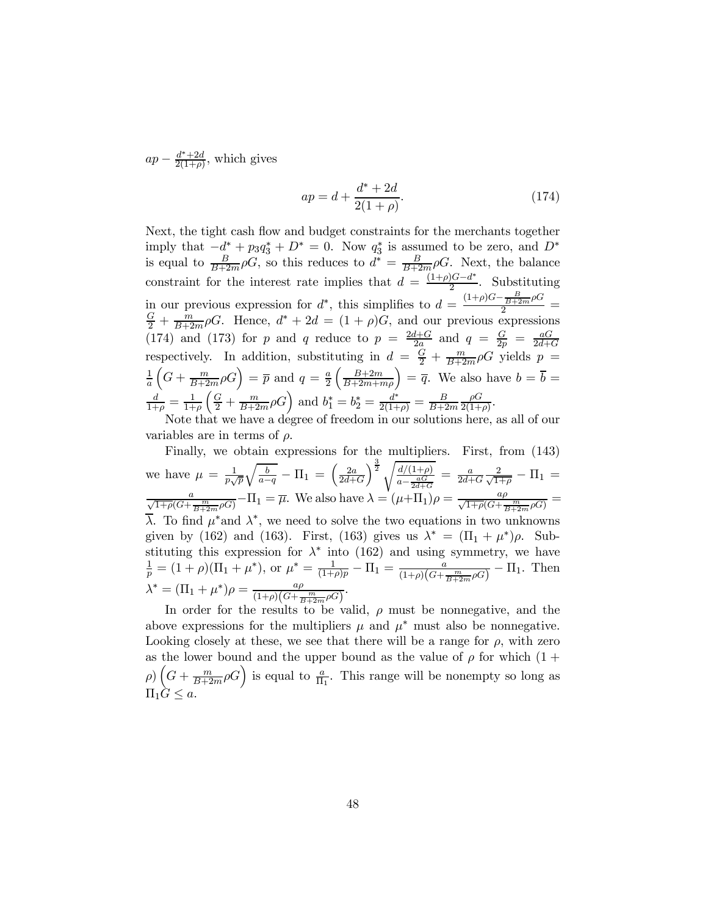$ap - \frac{d^*+2d}{2(1+\rho)}$, which gives

$$ap = d + \frac{d^* + 2d}{2(1+\rho)}. \tag{174}$$

Next, the tight cash flow and budget constraints for the merchants together imply that $-d^* + p_3 q_3^* + D^* = 0$. Now $q_3^*$ is assumed to be zero, and $D^*$ is equal to $\frac{B}{B+2m}\rho G$, so this reduces to $d^* = \frac{B}{B+2m}\rho G$. Next, the balance constraint for the interest rate implies that $d = \frac{(1+\rho)G - d^*}{2}$. Substituting in our previous expression for $d^*$, this simplifies to $d = \frac{(1+\rho)G - \frac{B}{B+2m}\rho G}{2} = \frac{G}{2} + \frac{m}{B+2m}\rho G$. Hence, $d^* + 2d = (1+\rho)G$, and our previous expressions (174) and (173) for $p$ and $q$ reduce to $p = \frac{2d+G}{2a}$ and $q = \frac{G}{2p} = \frac{aG}{2d+G}$ respectively. In addition, substituting in $d = \frac{G}{2} + \frac{m}{B+2m}\rho G$ yields $p = \frac{1}{a}\left(G + \frac{m}{B+2m}\rho G\right) = \overline{p}$ and $q = \frac{a}{2}\left(\frac{B+2m}{B+2m+m\rho}\right) = \overline{q}$. We also have $b = \overline{b} = \frac{d}{1+\rho} = \frac{1}{1+\rho}\left(\frac{G}{2} + \frac{m}{B+2m}\rho G\right)$ and $b_1^* = b_2^* = \frac{d^*}{2(1+\rho)} = \frac{B}{B+2m}\frac{\rho G}{2(1+\rho)}$.

Note that we have a degree of freedom in our solutions here, as all of our variables are in terms of $\rho$.

Finally, we obtain expressions for the multipliers. First, from (143) we have $\mu = \frac{1}{p\sqrt{p}}\sqrt{\frac{b}{a-q}} - \Pi_1 = \left(\frac{2a}{2d+G}\right)^{\frac{3}{2}}\sqrt{\frac{d/(1+\rho)}{a - \frac{aG}{2d+G}}} = \frac{a}{2d+G}\frac{2}{\sqrt{1+\rho}} - \Pi_1 = \frac{a}{\sqrt{1+\rho}\left(G + \frac{m}{B+2m}\rho G\right)} - \Pi_1 = \overline{\mu}$. We also have $\lambda = (\mu + \Pi_1)\rho = \frac{a\rho}{\sqrt{1+\rho}\left(G + \frac{m}{B+2m}\rho G\right)} = \overline{\lambda}$. To find $\mu^*$and $\lambda^*$, we need to solve the two equations in two unknowns given by (162) and (163). First, (163) gives us $\lambda^* = (\Pi_1 + \mu^*)\rho$. Substituting this expression for $\lambda^*$ into (162) and using symmetry, we have $\frac{1}{p} = (1+\rho)(\Pi_1 + \mu^*)$, or $\mu^* = \frac{1}{(1+\rho)p} - \Pi_1 = \frac{a}{(1+\rho)\left(G + \frac{m}{B+2m}\rho G\right)} - \Pi_1$. Then $\lambda^* = (\Pi_1 + \mu^*)\rho = \frac{a\rho}{(1+\rho)\left(G + \frac{m}{B+2m}\rho G\right)}$.

In order for the results to be valid, $\rho$ must be nonnegative, and the above expressions for the multipliers $\mu$ and $\mu^*$ must also be nonnegative. Looking closely at these, we see that there will be a range for $\rho$, with zero as the lower bound and the upper bound as the value of $\rho$ for which $(1+\rho)\left(G + \frac{m}{B+2m}\rho G\right)$ is equal to $\frac{a}{\Pi_1}$. This range will be nonempty so long as $\Pi_1 G \leq a$.